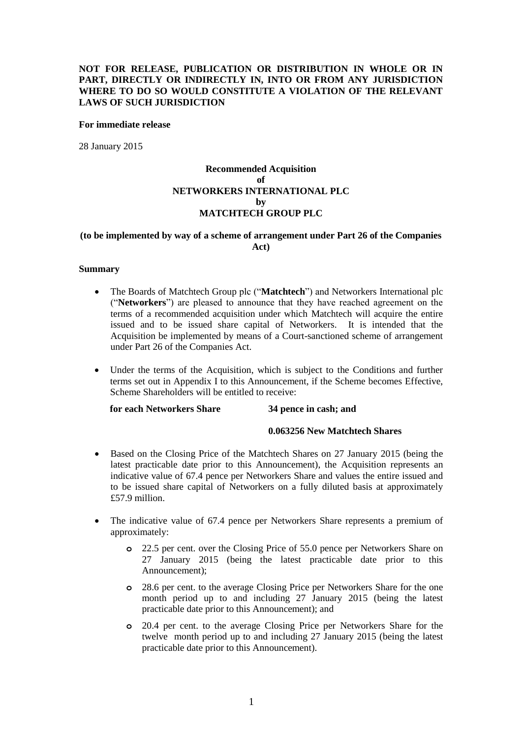**NOT FOR RELEASE, PUBLICATION OR DISTRIBUTION IN WHOLE OR IN PART, DIRECTLY OR INDIRECTLY IN, INTO OR FROM ANY JURISDICTION WHERE TO DO SO WOULD CONSTITUTE A VIOLATION OF THE RELEVANT LAWS OF SUCH JURISDICTION**

**For immediate release**

28 January 2015

**Recommended Acquisition**
**of**
**NETWORKERS INTERNATIONAL PLC**
**by**
**MATCHTECH GROUP PLC**

**(to be implemented by way of a scheme of arrangement under Part 26 of the Companies Act)**

**Summary**

- The Boards of Matchtech Group plc ("**Matchtech**") and Networkers International plc ("**Networkers**") are pleased to announce that they have reached agreement on the terms of a recommended acquisition under which Matchtech will acquire the entire issued and to be issued share capital of Networkers. It is intended that the Acquisition be implemented by means of a Court-sanctioned scheme of arrangement under Part 26 of the Companies Act.

- Under the terms of the Acquisition, which is subject to the Conditions and further terms set out in Appendix I to this Announcement, if the Scheme becomes Effective, Scheme Shareholders will be entitled to receive:

  **for each Networkers Share** **34 pence in cash; and**

  **0.063256 New Matchtech Shares**

- Based on the Closing Price of the Matchtech Shares on 27 January 2015 (being the latest practicable date prior to this Announcement), the Acquisition represents an indicative value of 67.4 pence per Networkers Share and values the entire issued and to be issued share capital of Networkers on a fully diluted basis at approximately £57.9 million.

- The indicative value of 67.4 pence per Networkers Share represents a premium of approximately:

  - 22.5 per cent. over the Closing Price of 55.0 pence per Networkers Share on 27 January 2015 (being the latest practicable date prior to this Announcement);

  - 28.6 per cent. to the average Closing Price per Networkers Share for the one month period up to and including 27 January 2015 (being the latest practicable date prior to this Announcement); and

  - 20.4 per cent. to the average Closing Price per Networkers Share for the twelve month period up to and including 27 January 2015 (being the latest practicable date prior to this Announcement).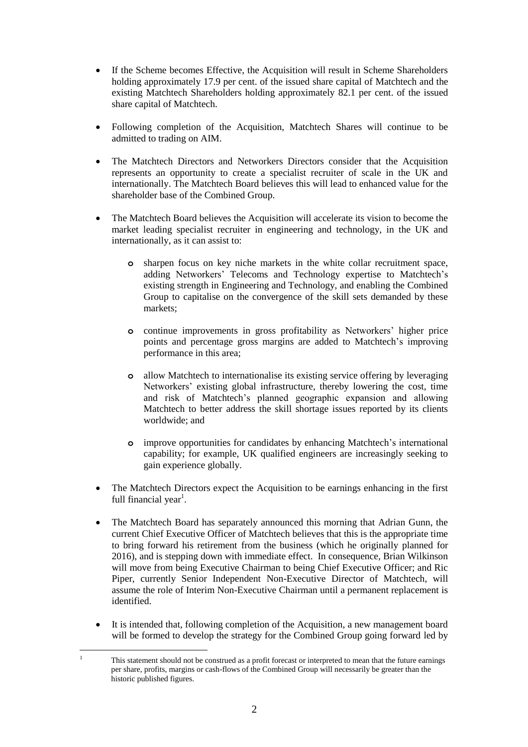- If the Scheme becomes Effective, the Acquisition will result in Scheme Shareholders holding approximately 17.9 per cent. of the issued share capital of Matchtech and the existing Matchtech Shareholders holding approximately 82.1 per cent. of the issued share capital of Matchtech.

- Following completion of the Acquisition, Matchtech Shares will continue to be admitted to trading on AIM.

- The Matchtech Directors and Networkers Directors consider that the Acquisition represents an opportunity to create a specialist recruiter of scale in the UK and internationally. The Matchtech Board believes this will lead to enhanced value for the shareholder base of the Combined Group.

- The Matchtech Board believes the Acquisition will accelerate its vision to become the market leading specialist recruiter in engineering and technology, in the UK and internationally, as it can assist to:

  - sharpen focus on key niche markets in the white collar recruitment space, adding Networkers' Telecoms and Technology expertise to Matchtech's existing strength in Engineering and Technology, and enabling the Combined Group to capitalise on the convergence of the skill sets demanded by these markets;

  - continue improvements in gross profitability as Networkers' higher price points and percentage gross margins are added to Matchtech's improving performance in this area;

  - allow Matchtech to internationalise its existing service offering by leveraging Networkers' existing global infrastructure, thereby lowering the cost, time and risk of Matchtech's planned geographic expansion and allowing Matchtech to better address the skill shortage issues reported by its clients worldwide; and

  - improve opportunities for candidates by enhancing Matchtech's international capability; for example, UK qualified engineers are increasingly seeking to gain experience globally.

- The Matchtech Directors expect the Acquisition to be earnings enhancing in the first full financial year[1].

- The Matchtech Board has separately announced this morning that Adrian Gunn, the current Chief Executive Officer of Matchtech believes that this is the appropriate time to bring forward his retirement from the business (which he originally planned for 2016), and is stepping down with immediate effect. In consequence, Brian Wilkinson will move from being Executive Chairman to being Chief Executive Officer; and Ric Piper, currently Senior Independent Non-Executive Director of Matchtech, will assume the role of Interim Non-Executive Chairman until a permanent replacement is identified.

- It is intended that, following completion of the Acquisition, a new management board will be formed to develop the strategy for the Combined Group going forward led by

[1] This statement should not be construed as a profit forecast or interpreted to mean that the future earnings per share, profits, margins or cash-flows of the Combined Group will necessarily be greater than the historic published figures.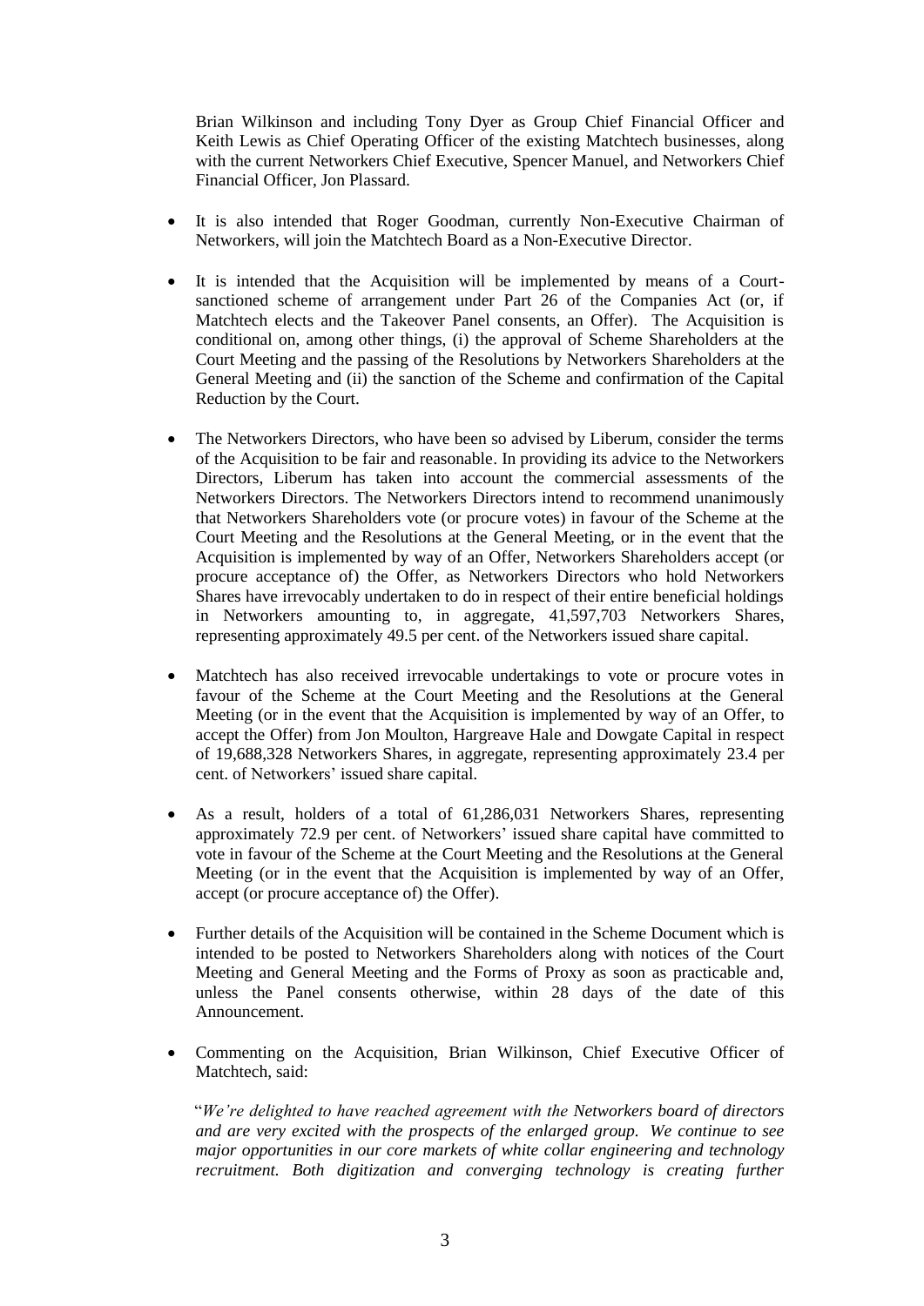Brian Wilkinson and including Tony Dyer as Group Chief Financial Officer and Keith Lewis as Chief Operating Officer of the existing Matchtech businesses, along with the current Networkers Chief Executive, Spencer Manuel, and Networkers Chief Financial Officer, Jon Plassard.

- It is also intended that Roger Goodman, currently Non-Executive Chairman of Networkers, will join the Matchtech Board as a Non-Executive Director.
- It is intended that the Acquisition will be implemented by means of a Court-sanctioned scheme of arrangement under Part 26 of the Companies Act (or, if Matchtech elects and the Takeover Panel consents, an Offer). The Acquisition is conditional on, among other things, (i) the approval of Scheme Shareholders at the Court Meeting and the passing of the Resolutions by Networkers Shareholders at the General Meeting and (ii) the sanction of the Scheme and confirmation of the Capital Reduction by the Court.
- The Networkers Directors, who have been so advised by Liberum, consider the terms of the Acquisition to be fair and reasonable. In providing its advice to the Networkers Directors, Liberum has taken into account the commercial assessments of the Networkers Directors. The Networkers Directors intend to recommend unanimously that Networkers Shareholders vote (or procure votes) in favour of the Scheme at the Court Meeting and the Resolutions at the General Meeting, or in the event that the Acquisition is implemented by way of an Offer, Networkers Shareholders accept (or procure acceptance of) the Offer, as Networkers Directors who hold Networkers Shares have irrevocably undertaken to do in respect of their entire beneficial holdings in Networkers amounting to, in aggregate, 41,597,703 Networkers Shares, representing approximately 49.5 per cent. of the Networkers issued share capital.
- Matchtech has also received irrevocable undertakings to vote or procure votes in favour of the Scheme at the Court Meeting and the Resolutions at the General Meeting (or in the event that the Acquisition is implemented by way of an Offer, to accept the Offer) from Jon Moulton, Hargreave Hale and Dowgate Capital in respect of 19,688,328 Networkers Shares, in aggregate, representing approximately 23.4 per cent. of Networkers' issued share capital.
- As a result, holders of a total of 61,286,031 Networkers Shares, representing approximately 72.9 per cent. of Networkers' issued share capital have committed to vote in favour of the Scheme at the Court Meeting and the Resolutions at the General Meeting (or in the event that the Acquisition is implemented by way of an Offer, accept (or procure acceptance of) the Offer).
- Further details of the Acquisition will be contained in the Scheme Document which is intended to be posted to Networkers Shareholders along with notices of the Court Meeting and General Meeting and the Forms of Proxy as soon as practicable and, unless the Panel consents otherwise, within 28 days of the date of this Announcement.
- Commenting on the Acquisition, Brian Wilkinson, Chief Executive Officer of Matchtech, said:

  "*We're delighted to have reached agreement with the Networkers board of directors and are very excited with the prospects of the enlarged group. We continue to see major opportunities in our core markets of white collar engineering and technology recruitment. Both digitization and converging technology is creating further*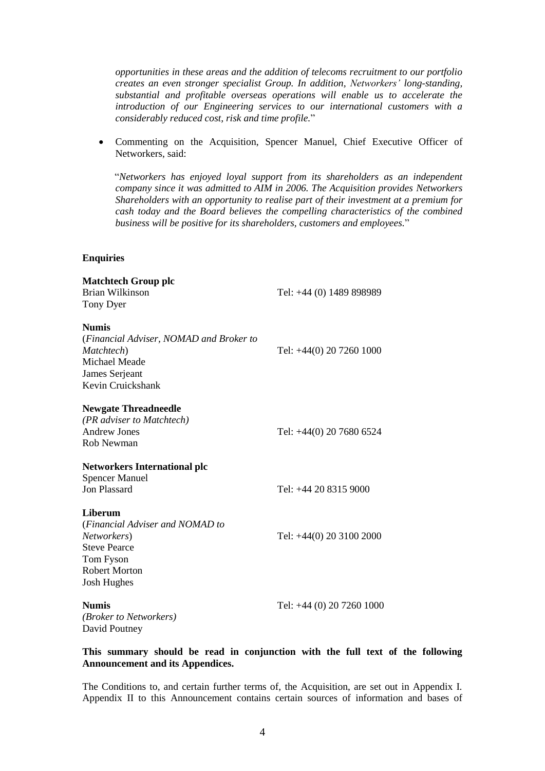*opportunities in these areas and the addition of telecoms recruitment to our portfolio creates an even stronger specialist Group. In addition, Networkers' long-standing, substantial and profitable overseas operations will enable us to accelerate the introduction of our Engineering services to our international customers with a considerably reduced cost, risk and time profile.*"

- Commenting on the Acquisition, Spencer Manuel, Chief Executive Officer of Networkers, said:

"*Networkers has enjoyed loyal support from its shareholders as an independent company since it was admitted to AIM in 2006. The Acquisition provides Networkers Shareholders with an opportunity to realise part of their investment at a premium for cash today and the Board believes the compelling characteristics of the combined business will be positive for its shareholders, customers and employees.*"

**Enquiries**

| | |
|---|---|
| **Matchtech Group plc** | |
| Brian Wilkinson | Tel: +44 (0) 1489 898989 |
| Tony Dyer | |
| | |
| **Numis** | |
| (*Financial Adviser, NOMAD and Broker to Matchtech*) | Tel: +44(0) 20 7260 1000 |
| Michael Meade | |
| James Serjeant | |
| Kevin Cruickshank | |
| | |
| **Newgate Threadneedle** | |
| *(PR adviser to Matchtech)* | |
| Andrew Jones | Tel: +44(0) 20 7680 6524 |
| Rob Newman | |
| | |
| **Networkers International plc** | |
| Spencer Manuel | |
| Jon Plassard | Tel: +44 20 8315 9000 |
| | |
| **Liberum** | |
| (*Financial Adviser and NOMAD to Networkers*) | Tel: +44(0) 20 3100 2000 |
| Steve Pearce | |
| Tom Fyson | |
| Robert Morton | |
| Josh Hughes | |
| | |
| **Numis** | Tel: +44 (0) 20 7260 1000 |
| *(Broker to Networkers)* | |
| David Poutney | |

**This summary should be read in conjunction with the full text of the following Announcement and its Appendices.**

The Conditions to, and certain further terms of, the Acquisition, are set out in Appendix I. Appendix II to this Announcement contains certain sources of information and bases of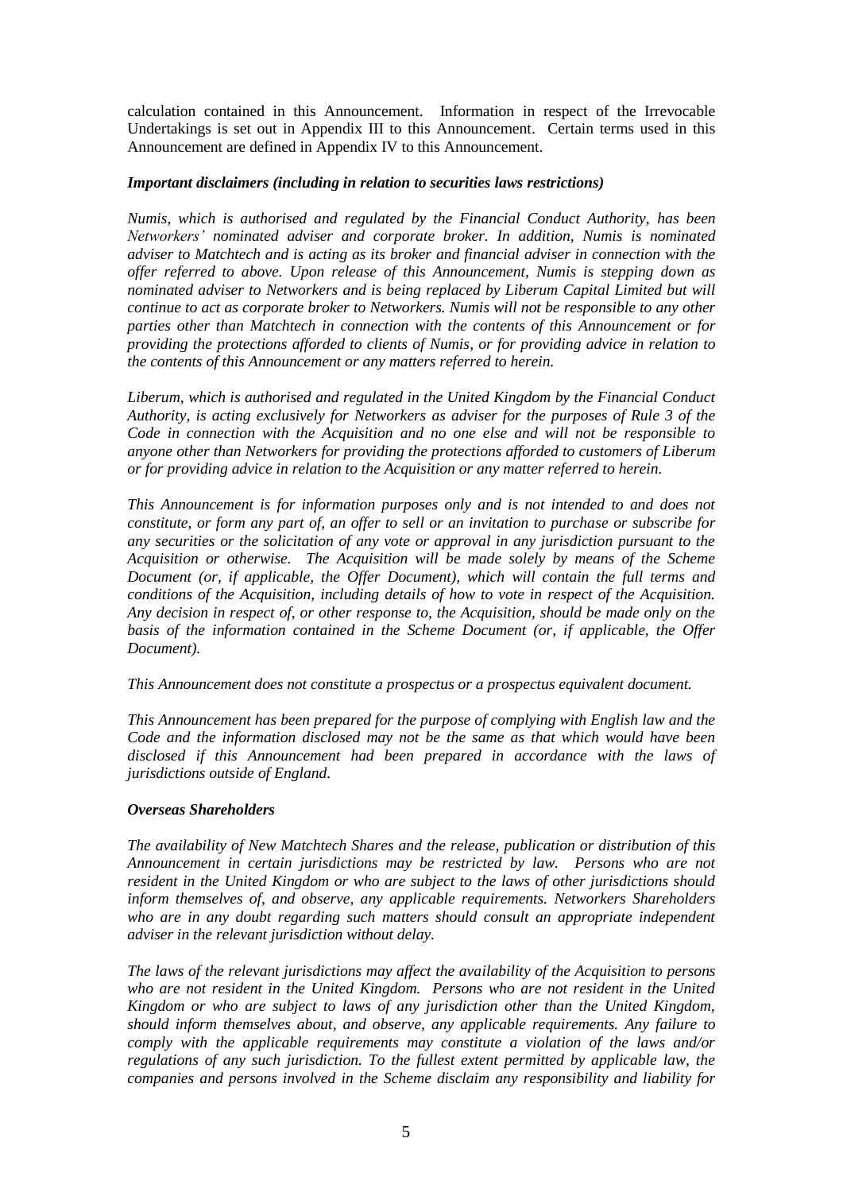calculation contained in this Announcement. Information in respect of the Irrevocable Undertakings is set out in Appendix III to this Announcement. Certain terms used in this Announcement are defined in Appendix IV to this Announcement.

***Important disclaimers (including in relation to securities laws restrictions)***

*Numis, which is authorised and regulated by the Financial Conduct Authority, has been Networkers' nominated adviser and corporate broker. In addition, Numis is nominated adviser to Matchtech and is acting as its broker and financial adviser in connection with the offer referred to above. Upon release of this Announcement, Numis is stepping down as nominated adviser to Networkers and is being replaced by Liberum Capital Limited but will continue to act as corporate broker to Networkers. Numis will not be responsible to any other parties other than Matchtech in connection with the contents of this Announcement or for providing the protections afforded to clients of Numis, or for providing advice in relation to the contents of this Announcement or any matters referred to herein.*

*Liberum, which is authorised and regulated in the United Kingdom by the Financial Conduct Authority, is acting exclusively for Networkers as adviser for the purposes of Rule 3 of the Code in connection with the Acquisition and no one else and will not be responsible to anyone other than Networkers for providing the protections afforded to customers of Liberum or for providing advice in relation to the Acquisition or any matter referred to herein.*

*This Announcement is for information purposes only and is not intended to and does not constitute, or form any part of, an offer to sell or an invitation to purchase or subscribe for any securities or the solicitation of any vote or approval in any jurisdiction pursuant to the Acquisition or otherwise. The Acquisition will be made solely by means of the Scheme Document (or, if applicable, the Offer Document), which will contain the full terms and conditions of the Acquisition, including details of how to vote in respect of the Acquisition. Any decision in respect of, or other response to, the Acquisition, should be made only on the basis of the information contained in the Scheme Document (or, if applicable, the Offer Document).*

*This Announcement does not constitute a prospectus or a prospectus equivalent document.*

*This Announcement has been prepared for the purpose of complying with English law and the Code and the information disclosed may not be the same as that which would have been disclosed if this Announcement had been prepared in accordance with the laws of jurisdictions outside of England.*

***Overseas Shareholders***

*The availability of New Matchtech Shares and the release, publication or distribution of this Announcement in certain jurisdictions may be restricted by law. Persons who are not resident in the United Kingdom or who are subject to the laws of other jurisdictions should inform themselves of, and observe, any applicable requirements. Networkers Shareholders who are in any doubt regarding such matters should consult an appropriate independent adviser in the relevant jurisdiction without delay.*

*The laws of the relevant jurisdictions may affect the availability of the Acquisition to persons who are not resident in the United Kingdom. Persons who are not resident in the United Kingdom or who are subject to laws of any jurisdiction other than the United Kingdom, should inform themselves about, and observe, any applicable requirements. Any failure to comply with the applicable requirements may constitute a violation of the laws and/or regulations of any such jurisdiction. To the fullest extent permitted by applicable law, the companies and persons involved in the Scheme disclaim any responsibility and liability for*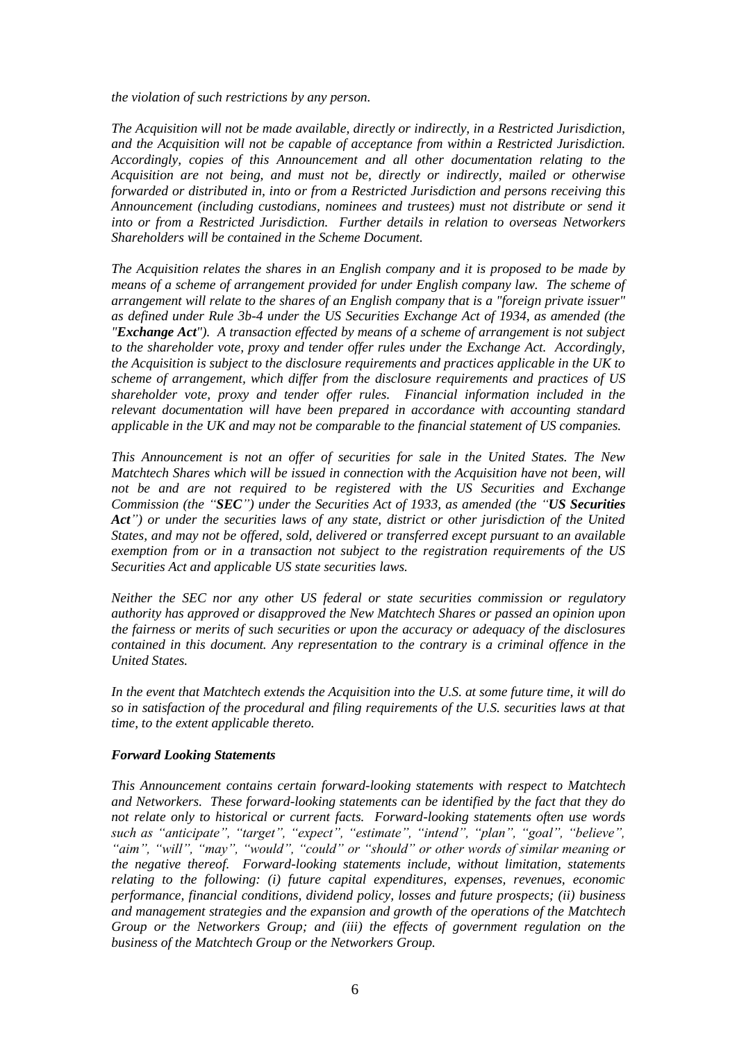*the violation of such restrictions by any person.*

*The Acquisition will not be made available, directly or indirectly, in a Restricted Jurisdiction, and the Acquisition will not be capable of acceptance from within a Restricted Jurisdiction. Accordingly, copies of this Announcement and all other documentation relating to the Acquisition are not being, and must not be, directly or indirectly, mailed or otherwise forwarded or distributed in, into or from a Restricted Jurisdiction and persons receiving this Announcement (including custodians, nominees and trustees) must not distribute or send it into or from a Restricted Jurisdiction. Further details in relation to overseas Networkers Shareholders will be contained in the Scheme Document.*

*The Acquisition relates the shares in an English company and it is proposed to be made by means of a scheme of arrangement provided for under English company law. The scheme of arrangement will relate to the shares of an English company that is a "foreign private issuer" as defined under Rule 3b-4 under the US Securities Exchange Act of 1934, as amended (the "**Exchange Act**"). A transaction effected by means of a scheme of arrangement is not subject to the shareholder vote, proxy and tender offer rules under the Exchange Act. Accordingly, the Acquisition is subject to the disclosure requirements and practices applicable in the UK to scheme of arrangement, which differ from the disclosure requirements and practices of US shareholder vote, proxy and tender offer rules. Financial information included in the relevant documentation will have been prepared in accordance with accounting standard applicable in the UK and may not be comparable to the financial statement of US companies.*

*This Announcement is not an offer of securities for sale in the United States. The New Matchtech Shares which will be issued in connection with the Acquisition have not been, will not be and are not required to be registered with the US Securities and Exchange Commission (the "**SEC**") under the Securities Act of 1933, as amended (the "**US Securities Act**") or under the securities laws of any state, district or other jurisdiction of the United States, and may not be offered, sold, delivered or transferred except pursuant to an available exemption from or in a transaction not subject to the registration requirements of the US Securities Act and applicable US state securities laws.*

*Neither the SEC nor any other US federal or state securities commission or regulatory authority has approved or disapproved the New Matchtech Shares or passed an opinion upon the fairness or merits of such securities or upon the accuracy or adequacy of the disclosures contained in this document. Any representation to the contrary is a criminal offence in the United States.*

*In the event that Matchtech extends the Acquisition into the U.S. at some future time, it will do so in satisfaction of the procedural and filing requirements of the U.S. securities laws at that time, to the extent applicable thereto.*

***Forward Looking Statements***

*This Announcement contains certain forward-looking statements with respect to Matchtech and Networkers. These forward-looking statements can be identified by the fact that they do not relate only to historical or current facts. Forward-looking statements often use words such as "anticipate", "target", "expect", "estimate", "intend", "plan", "goal", "believe", "aim", "will", "may", "would", "could" or "should" or other words of similar meaning or the negative thereof. Forward-looking statements include, without limitation, statements relating to the following: (i) future capital expenditures, expenses, revenues, economic performance, financial conditions, dividend policy, losses and future prospects; (ii) business and management strategies and the expansion and growth of the operations of the Matchtech Group or the Networkers Group; and (iii) the effects of government regulation on the business of the Matchtech Group or the Networkers Group.*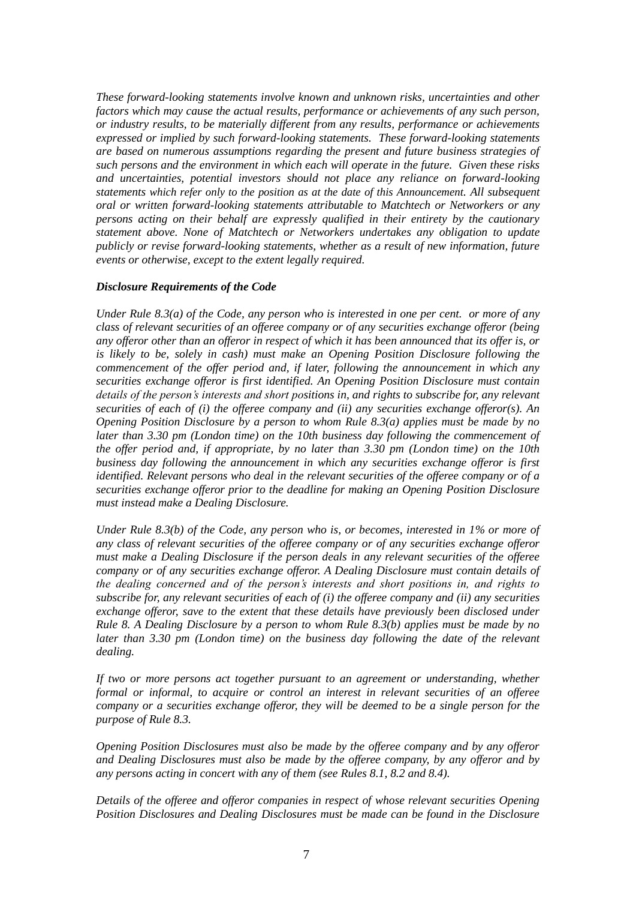*These forward-looking statements involve known and unknown risks, uncertainties and other factors which may cause the actual results, performance or achievements of any such person, or industry results, to be materially different from any results, performance or achievements expressed or implied by such forward-looking statements. These forward-looking statements are based on numerous assumptions regarding the present and future business strategies of such persons and the environment in which each will operate in the future. Given these risks and uncertainties, potential investors should not place any reliance on forward-looking statements which refer only to the position as at the date of this Announcement. All subsequent oral or written forward-looking statements attributable to Matchtech or Networkers or any persons acting on their behalf are expressly qualified in their entirety by the cautionary statement above. None of Matchtech or Networkers undertakes any obligation to update publicly or revise forward-looking statements, whether as a result of new information, future events or otherwise, except to the extent legally required.*

***Disclosure Requirements of the Code***

*Under Rule 8.3(a) of the Code, any person who is interested in one per cent. or more of any class of relevant securities of an offeree company or of any securities exchange offeror (being any offeror other than an offeror in respect of which it has been announced that its offer is, or is likely to be, solely in cash) must make an Opening Position Disclosure following the commencement of the offer period and, if later, following the announcement in which any securities exchange offeror is first identified. An Opening Position Disclosure must contain details of the person's interests and short positions in, and rights to subscribe for, any relevant securities of each of (i) the offeree company and (ii) any securities exchange offeror(s). An Opening Position Disclosure by a person to whom Rule 8.3(a) applies must be made by no later than 3.30 pm (London time) on the 10th business day following the commencement of the offer period and, if appropriate, by no later than 3.30 pm (London time) on the 10th business day following the announcement in which any securities exchange offeror is first identified. Relevant persons who deal in the relevant securities of the offeree company or of a securities exchange offeror prior to the deadline for making an Opening Position Disclosure must instead make a Dealing Disclosure.*

*Under Rule 8.3(b) of the Code, any person who is, or becomes, interested in 1% or more of any class of relevant securities of the offeree company or of any securities exchange offeror must make a Dealing Disclosure if the person deals in any relevant securities of the offeree company or of any securities exchange offeror. A Dealing Disclosure must contain details of the dealing concerned and of the person's interests and short positions in, and rights to subscribe for, any relevant securities of each of (i) the offeree company and (ii) any securities exchange offeror, save to the extent that these details have previously been disclosed under Rule 8. A Dealing Disclosure by a person to whom Rule 8.3(b) applies must be made by no later than 3.30 pm (London time) on the business day following the date of the relevant dealing.*

*If two or more persons act together pursuant to an agreement or understanding, whether formal or informal, to acquire or control an interest in relevant securities of an offeree company or a securities exchange offeror, they will be deemed to be a single person for the purpose of Rule 8.3.*

*Opening Position Disclosures must also be made by the offeree company and by any offeror and Dealing Disclosures must also be made by the offeree company, by any offeror and by any persons acting in concert with any of them (see Rules 8.1, 8.2 and 8.4).*

*Details of the offeree and offeror companies in respect of whose relevant securities Opening Position Disclosures and Dealing Disclosures must be made can be found in the Disclosure*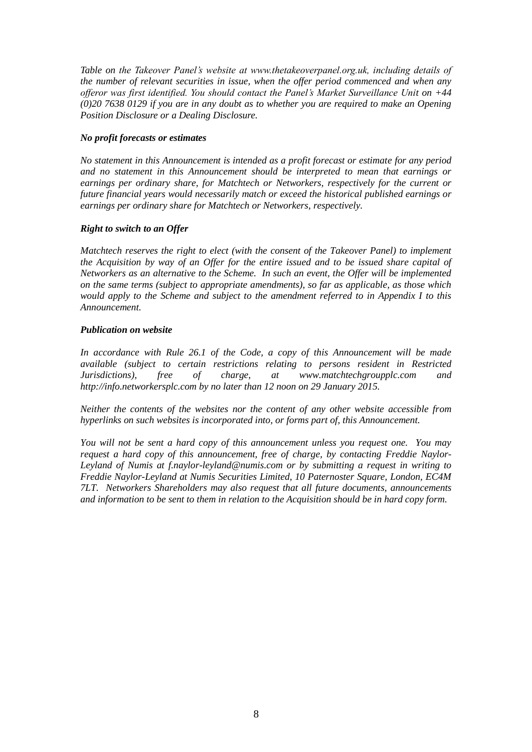*Table on the Takeover Panel's website at www.thetakeoverpanel.org.uk, including details of the number of relevant securities in issue, when the offer period commenced and when any offeror was first identified. You should contact the Panel's Market Surveillance Unit on +44 (0)20 7638 0129 if you are in any doubt as to whether you are required to make an Opening Position Disclosure or a Dealing Disclosure.*

***No profit forecasts or estimates***

*No statement in this Announcement is intended as a profit forecast or estimate for any period and no statement in this Announcement should be interpreted to mean that earnings or earnings per ordinary share, for Matchtech or Networkers, respectively for the current or future financial years would necessarily match or exceed the historical published earnings or earnings per ordinary share for Matchtech or Networkers, respectively.*

***Right to switch to an Offer***

*Matchtech reserves the right to elect (with the consent of the Takeover Panel) to implement the Acquisition by way of an Offer for the entire issued and to be issued share capital of Networkers as an alternative to the Scheme. In such an event, the Offer will be implemented on the same terms (subject to appropriate amendments), so far as applicable, as those which would apply to the Scheme and subject to the amendment referred to in Appendix I to this Announcement.*

***Publication on website***

*In accordance with Rule 26.1 of the Code, a copy of this Announcement will be made available (subject to certain restrictions relating to persons resident in Restricted Jurisdictions), free of charge, at www.matchtechgroupplc.com and http://info.networkersplc.com by no later than 12 noon on 29 January 2015.*

*Neither the contents of the websites nor the content of any other website accessible from hyperlinks on such websites is incorporated into, or forms part of, this Announcement.*

*You will not be sent a hard copy of this announcement unless you request one. You may request a hard copy of this announcement, free of charge, by contacting Freddie Naylor-Leyland of Numis at f.naylor-leyland@numis.com or by submitting a request in writing to Freddie Naylor-Leyland at Numis Securities Limited, 10 Paternoster Square, London, EC4M 7LT. Networkers Shareholders may also request that all future documents, announcements and information to be sent to them in relation to the Acquisition should be in hard copy form.*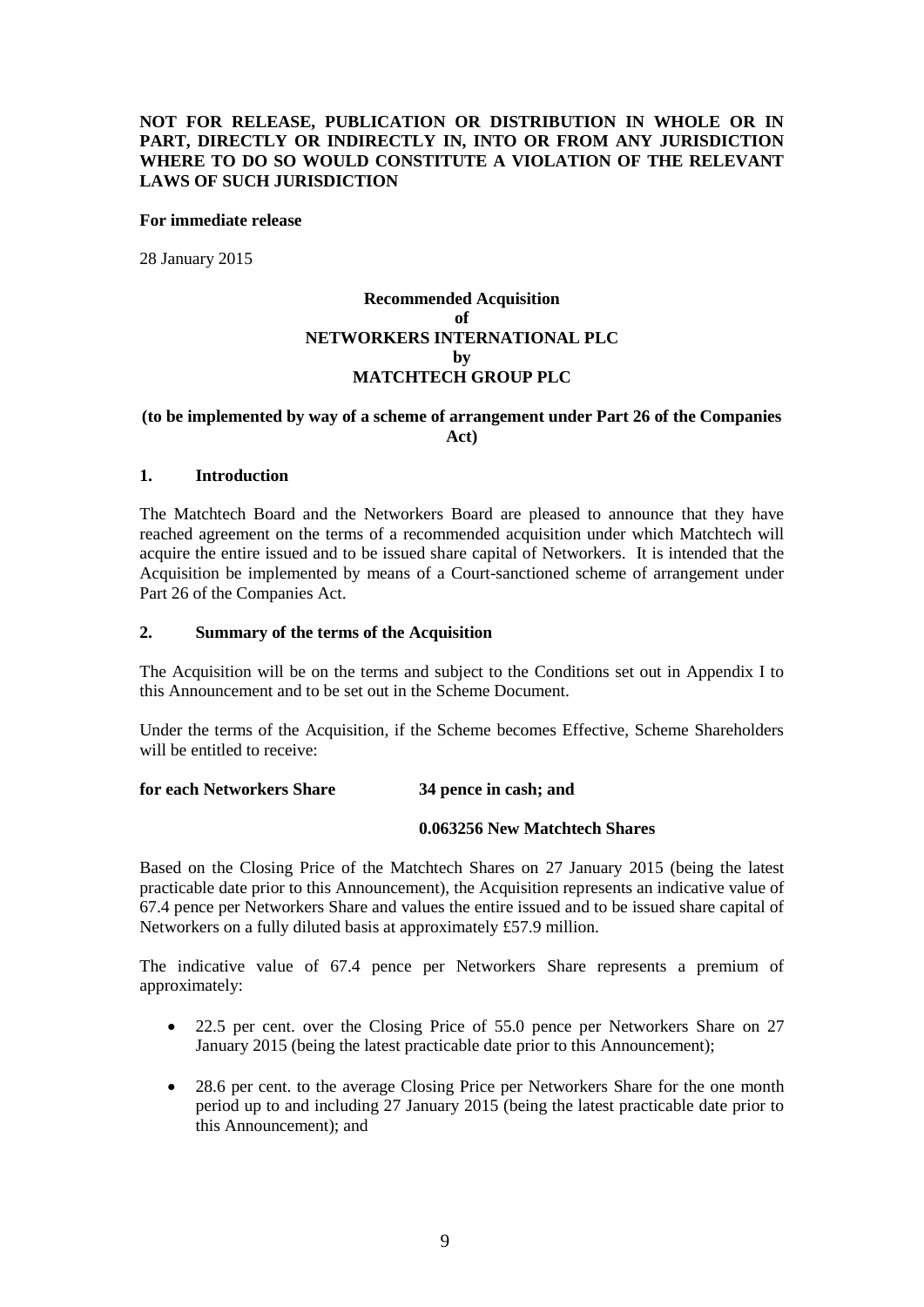**NOT FOR RELEASE, PUBLICATION OR DISTRIBUTION IN WHOLE OR IN PART, DIRECTLY OR INDIRECTLY IN, INTO OR FROM ANY JURISDICTION WHERE TO DO SO WOULD CONSTITUTE A VIOLATION OF THE RELEVANT LAWS OF SUCH JURISDICTION**

**For immediate release**

28 January 2015

**Recommended Acquisition**
**of**
**NETWORKERS INTERNATIONAL PLC**
**by**
**MATCHTECH GROUP PLC**

**(to be implemented by way of a scheme of arrangement under Part 26 of the Companies Act)**

## 1. Introduction

The Matchtech Board and the Networkers Board are pleased to announce that they have reached agreement on the terms of a recommended acquisition under which Matchtech will acquire the entire issued and to be issued share capital of Networkers. It is intended that the Acquisition be implemented by means of a Court-sanctioned scheme of arrangement under Part 26 of the Companies Act.

## 2. Summary of the terms of the Acquisition

The Acquisition will be on the terms and subject to the Conditions set out in Appendix I to this Announcement and to be set out in the Scheme Document.

Under the terms of the Acquisition, if the Scheme becomes Effective, Scheme Shareholders will be entitled to receive:

**for each Networkers Share** **34 pence in cash; and**

**0.063256 New Matchtech Shares**

Based on the Closing Price of the Matchtech Shares on 27 January 2015 (being the latest practicable date prior to this Announcement), the Acquisition represents an indicative value of 67.4 pence per Networkers Share and values the entire issued and to be issued share capital of Networkers on a fully diluted basis at approximately £57.9 million.

The indicative value of 67.4 pence per Networkers Share represents a premium of approximately:

- 22.5 per cent. over the Closing Price of 55.0 pence per Networkers Share on 27 January 2015 (being the latest practicable date prior to this Announcement);
- 28.6 per cent. to the average Closing Price per Networkers Share for the one month period up to and including 27 January 2015 (being the latest practicable date prior to this Announcement); and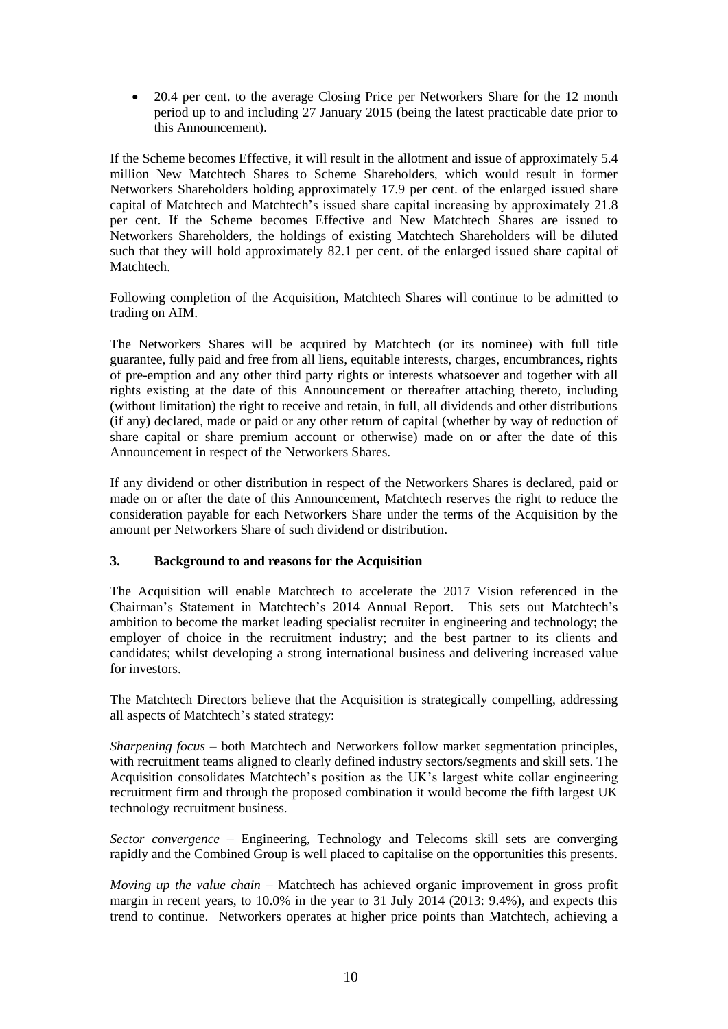- 20.4 per cent. to the average Closing Price per Networkers Share for the 12 month period up to and including 27 January 2015 (being the latest practicable date prior to this Announcement).

If the Scheme becomes Effective, it will result in the allotment and issue of approximately 5.4 million New Matchtech Shares to Scheme Shareholders, which would result in former Networkers Shareholders holding approximately 17.9 per cent. of the enlarged issued share capital of Matchtech and Matchtech's issued share capital increasing by approximately 21.8 per cent. If the Scheme becomes Effective and New Matchtech Shares are issued to Networkers Shareholders, the holdings of existing Matchtech Shareholders will be diluted such that they will hold approximately 82.1 per cent. of the enlarged issued share capital of Matchtech.

Following completion of the Acquisition, Matchtech Shares will continue to be admitted to trading on AIM.

The Networkers Shares will be acquired by Matchtech (or its nominee) with full title guarantee, fully paid and free from all liens, equitable interests, charges, encumbrances, rights of pre-emption and any other third party rights or interests whatsoever and together with all rights existing at the date of this Announcement or thereafter attaching thereto, including (without limitation) the right to receive and retain, in full, all dividends and other distributions (if any) declared, made or paid or any other return of capital (whether by way of reduction of share capital or share premium account or otherwise) made on or after the date of this Announcement in respect of the Networkers Shares.

If any dividend or other distribution in respect of the Networkers Shares is declared, paid or made on or after the date of this Announcement, Matchtech reserves the right to reduce the consideration payable for each Networkers Share under the terms of the Acquisition by the amount per Networkers Share of such dividend or distribution.

## 3. Background to and reasons for the Acquisition

The Acquisition will enable Matchtech to accelerate the 2017 Vision referenced in the Chairman's Statement in Matchtech's 2014 Annual Report. This sets out Matchtech's ambition to become the market leading specialist recruiter in engineering and technology; the employer of choice in the recruitment industry; and the best partner to its clients and candidates; whilst developing a strong international business and delivering increased value for investors.

The Matchtech Directors believe that the Acquisition is strategically compelling, addressing all aspects of Matchtech's stated strategy:

*Sharpening focus* – both Matchtech and Networkers follow market segmentation principles, with recruitment teams aligned to clearly defined industry sectors/segments and skill sets. The Acquisition consolidates Matchtech's position as the UK's largest white collar engineering recruitment firm and through the proposed combination it would become the fifth largest UK technology recruitment business.

*Sector convergence* – Engineering, Technology and Telecoms skill sets are converging rapidly and the Combined Group is well placed to capitalise on the opportunities this presents.

*Moving up the value chain* – Matchtech has achieved organic improvement in gross profit margin in recent years, to 10.0% in the year to 31 July 2014 (2013: 9.4%), and expects this trend to continue. Networkers operates at higher price points than Matchtech, achieving a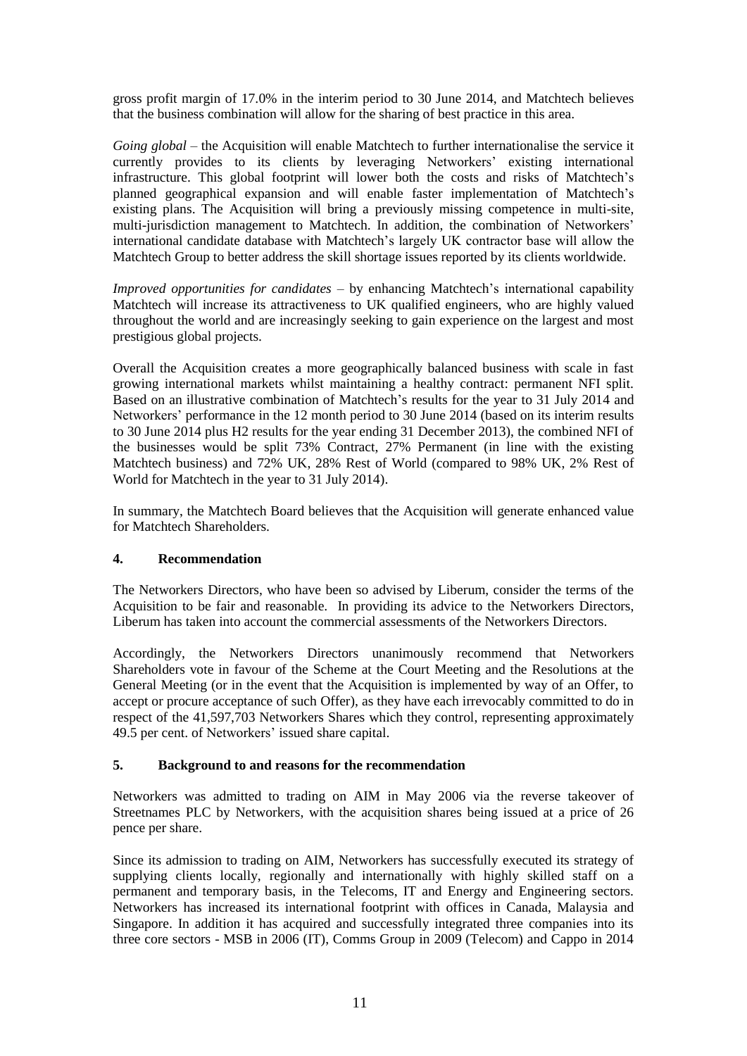gross profit margin of 17.0% in the interim period to 30 June 2014, and Matchtech believes that the business combination will allow for the sharing of best practice in this area.

*Going global* – the Acquisition will enable Matchtech to further internationalise the service it currently provides to its clients by leveraging Networkers' existing international infrastructure. This global footprint will lower both the costs and risks of Matchtech's planned geographical expansion and will enable faster implementation of Matchtech's existing plans. The Acquisition will bring a previously missing competence in multi-site, multi-jurisdiction management to Matchtech. In addition, the combination of Networkers' international candidate database with Matchtech's largely UK contractor base will allow the Matchtech Group to better address the skill shortage issues reported by its clients worldwide.

*Improved opportunities for candidates* – by enhancing Matchtech's international capability Matchtech will increase its attractiveness to UK qualified engineers, who are highly valued throughout the world and are increasingly seeking to gain experience on the largest and most prestigious global projects.

Overall the Acquisition creates a more geographically balanced business with scale in fast growing international markets whilst maintaining a healthy contract: permanent NFI split. Based on an illustrative combination of Matchtech's results for the year to 31 July 2014 and Networkers' performance in the 12 month period to 30 June 2014 (based on its interim results to 30 June 2014 plus H2 results for the year ending 31 December 2013), the combined NFI of the businesses would be split 73% Contract, 27% Permanent (in line with the existing Matchtech business) and 72% UK, 28% Rest of World (compared to 98% UK, 2% Rest of World for Matchtech in the year to 31 July 2014).

In summary, the Matchtech Board believes that the Acquisition will generate enhanced value for Matchtech Shareholders.

## 4. Recommendation

The Networkers Directors, who have been so advised by Liberum, consider the terms of the Acquisition to be fair and reasonable. In providing its advice to the Networkers Directors, Liberum has taken into account the commercial assessments of the Networkers Directors.

Accordingly, the Networkers Directors unanimously recommend that Networkers Shareholders vote in favour of the Scheme at the Court Meeting and the Resolutions at the General Meeting (or in the event that the Acquisition is implemented by way of an Offer, to accept or procure acceptance of such Offer), as they have each irrevocably committed to do in respect of the 41,597,703 Networkers Shares which they control, representing approximately 49.5 per cent. of Networkers' issued share capital.

## 5. Background to and reasons for the recommendation

Networkers was admitted to trading on AIM in May 2006 via the reverse takeover of Streetnames PLC by Networkers, with the acquisition shares being issued at a price of 26 pence per share.

Since its admission to trading on AIM, Networkers has successfully executed its strategy of supplying clients locally, regionally and internationally with highly skilled staff on a permanent and temporary basis, in the Telecoms, IT and Energy and Engineering sectors. Networkers has increased its international footprint with offices in Canada, Malaysia and Singapore. In addition it has acquired and successfully integrated three companies into its three core sectors - MSB in 2006 (IT), Comms Group in 2009 (Telecom) and Cappo in 2014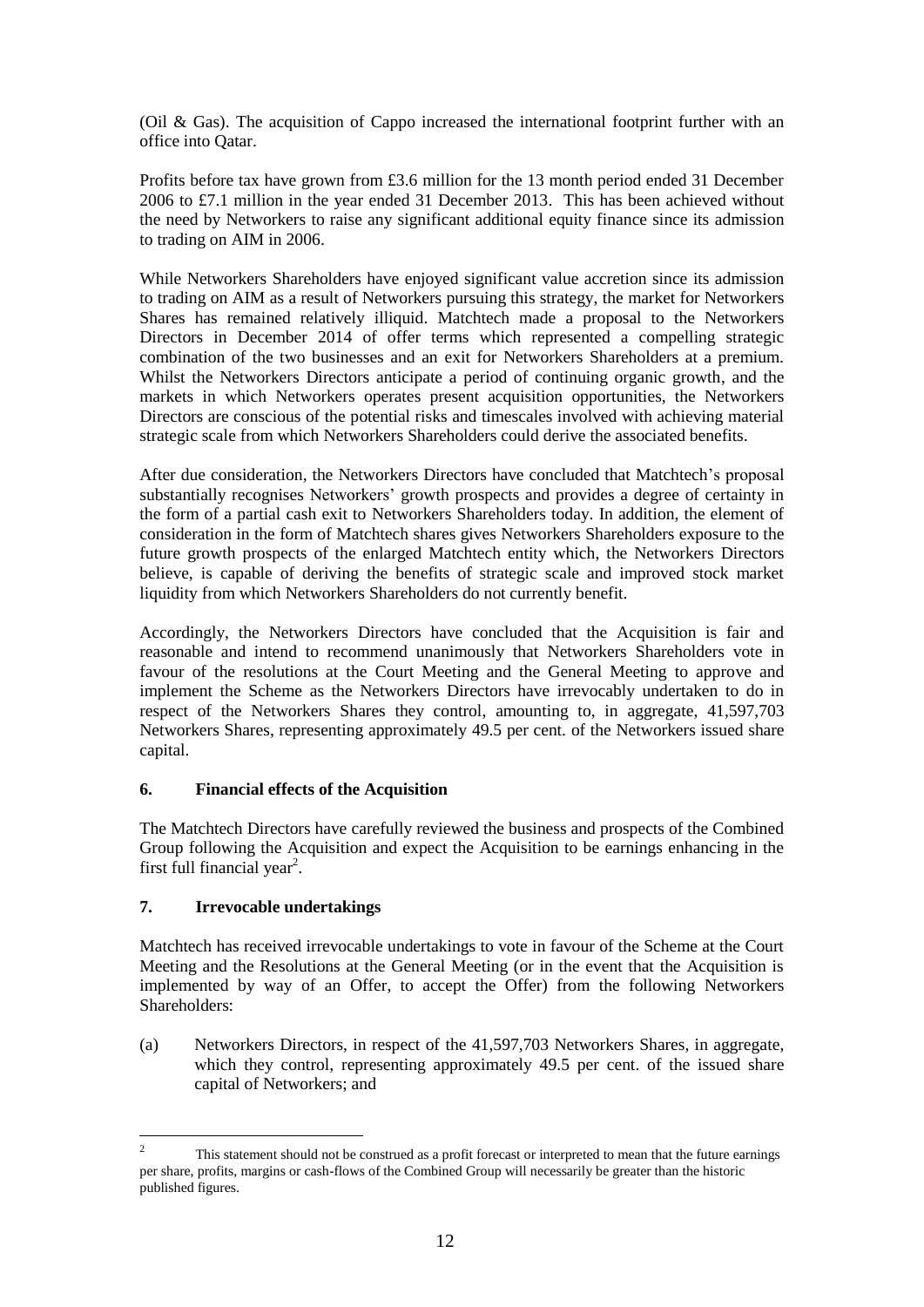(Oil & Gas). The acquisition of Cappo increased the international footprint further with an office into Qatar.

Profits before tax have grown from £3.6 million for the 13 month period ended 31 December 2006 to £7.1 million in the year ended 31 December 2013. This has been achieved without the need by Networkers to raise any significant additional equity finance since its admission to trading on AIM in 2006.

While Networkers Shareholders have enjoyed significant value accretion since its admission to trading on AIM as a result of Networkers pursuing this strategy, the market for Networkers Shares has remained relatively illiquid. Matchtech made a proposal to the Networkers Directors in December 2014 of offer terms which represented a compelling strategic combination of the two businesses and an exit for Networkers Shareholders at a premium. Whilst the Networkers Directors anticipate a period of continuing organic growth, and the markets in which Networkers operates present acquisition opportunities, the Networkers Directors are conscious of the potential risks and timescales involved with achieving material strategic scale from which Networkers Shareholders could derive the associated benefits.

After due consideration, the Networkers Directors have concluded that Matchtech's proposal substantially recognises Networkers' growth prospects and provides a degree of certainty in the form of a partial cash exit to Networkers Shareholders today. In addition, the element of consideration in the form of Matchtech shares gives Networkers Shareholders exposure to the future growth prospects of the enlarged Matchtech entity which, the Networkers Directors believe, is capable of deriving the benefits of strategic scale and improved stock market liquidity from which Networkers Shareholders do not currently benefit.

Accordingly, the Networkers Directors have concluded that the Acquisition is fair and reasonable and intend to recommend unanimously that Networkers Shareholders vote in favour of the resolutions at the Court Meeting and the General Meeting to approve and implement the Scheme as the Networkers Directors have irrevocably undertaken to do in respect of the Networkers Shares they control, amounting to, in aggregate, 41,597,703 Networkers Shares, representing approximately 49.5 per cent. of the Networkers issued share capital.

## 6. Financial effects of the Acquisition

The Matchtech Directors have carefully reviewed the business and prospects of the Combined Group following the Acquisition and expect the Acquisition to be earnings enhancing in the first full financial year[2].

## 7. Irrevocable undertakings

Matchtech has received irrevocable undertakings to vote in favour of the Scheme at the Court Meeting and the Resolutions at the General Meeting (or in the event that the Acquisition is implemented by way of an Offer, to accept the Offer) from the following Networkers Shareholders:

(a) Networkers Directors, in respect of the 41,597,703 Networkers Shares, in aggregate, which they control, representing approximately 49.5 per cent. of the issued share capital of Networkers; and

---

[2] This statement should not be construed as a profit forecast or interpreted to mean that the future earnings per share, profits, margins or cash-flows of the Combined Group will necessarily be greater than the historic published figures.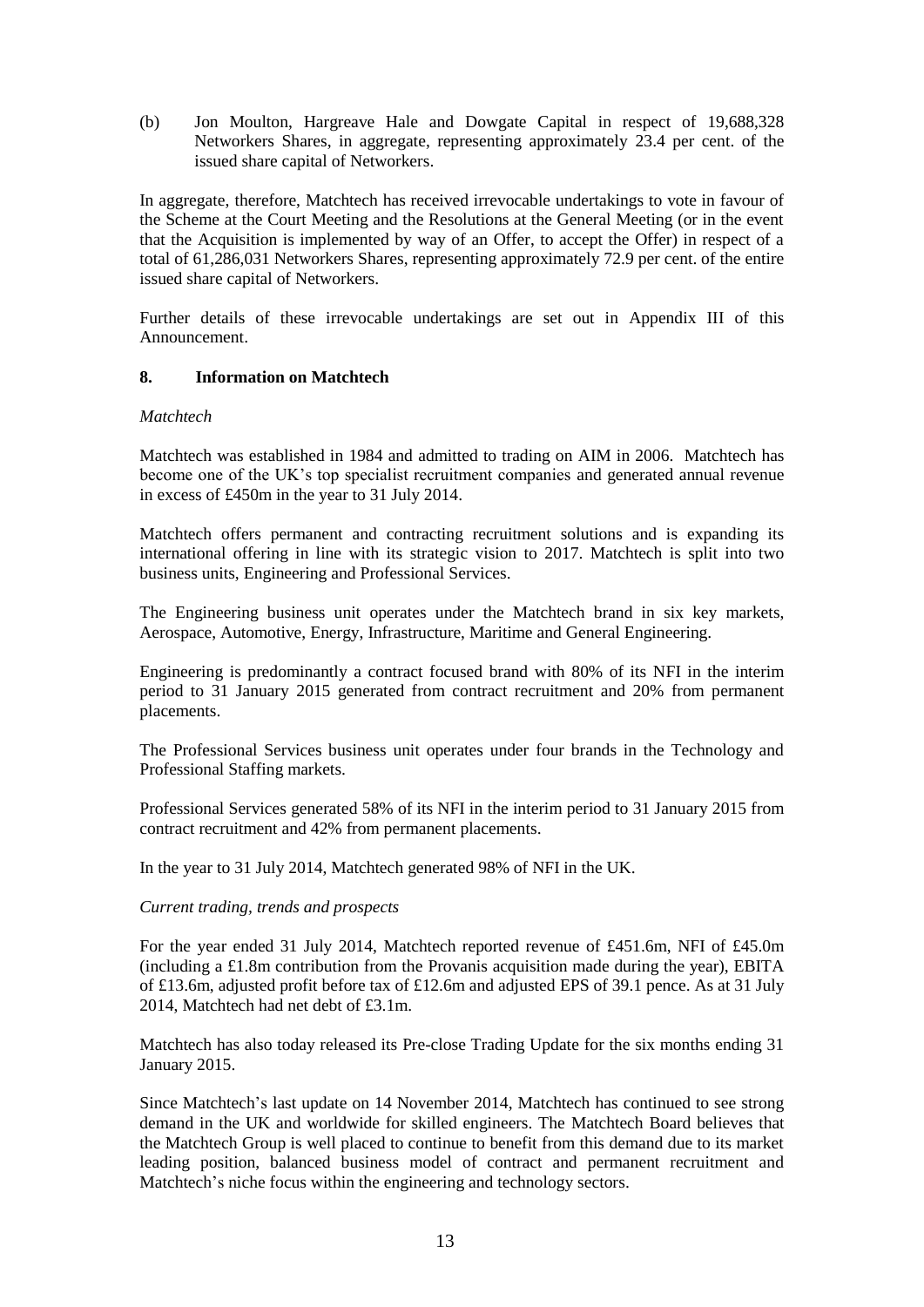(b) Jon Moulton, Hargreave Hale and Dowgate Capital in respect of 19,688,328 Networkers Shares, in aggregate, representing approximately 23.4 per cent. of the issued share capital of Networkers.

In aggregate, therefore, Matchtech has received irrevocable undertakings to vote in favour of the Scheme at the Court Meeting and the Resolutions at the General Meeting (or in the event that the Acquisition is implemented by way of an Offer, to accept the Offer) in respect of a total of 61,286,031 Networkers Shares, representing approximately 72.9 per cent. of the entire issued share capital of Networkers.

Further details of these irrevocable undertakings are set out in Appendix III of this Announcement.

## 8. Information on Matchtech

*Matchtech*

Matchtech was established in 1984 and admitted to trading on AIM in 2006. Matchtech has become one of the UK's top specialist recruitment companies and generated annual revenue in excess of £450m in the year to 31 July 2014.

Matchtech offers permanent and contracting recruitment solutions and is expanding its international offering in line with its strategic vision to 2017. Matchtech is split into two business units, Engineering and Professional Services.

The Engineering business unit operates under the Matchtech brand in six key markets, Aerospace, Automotive, Energy, Infrastructure, Maritime and General Engineering.

Engineering is predominantly a contract focused brand with 80% of its NFI in the interim period to 31 January 2015 generated from contract recruitment and 20% from permanent placements.

The Professional Services business unit operates under four brands in the Technology and Professional Staffing markets.

Professional Services generated 58% of its NFI in the interim period to 31 January 2015 from contract recruitment and 42% from permanent placements.

In the year to 31 July 2014, Matchtech generated 98% of NFI in the UK.

*Current trading, trends and prospects*

For the year ended 31 July 2014, Matchtech reported revenue of £451.6m, NFI of £45.0m (including a £1.8m contribution from the Provanis acquisition made during the year), EBITA of £13.6m, adjusted profit before tax of £12.6m and adjusted EPS of 39.1 pence. As at 31 July 2014, Matchtech had net debt of £3.1m.

Matchtech has also today released its Pre-close Trading Update for the six months ending 31 January 2015.

Since Matchtech's last update on 14 November 2014, Matchtech has continued to see strong demand in the UK and worldwide for skilled engineers. The Matchtech Board believes that the Matchtech Group is well placed to continue to benefit from this demand due to its market leading position, balanced business model of contract and permanent recruitment and Matchtech's niche focus within the engineering and technology sectors.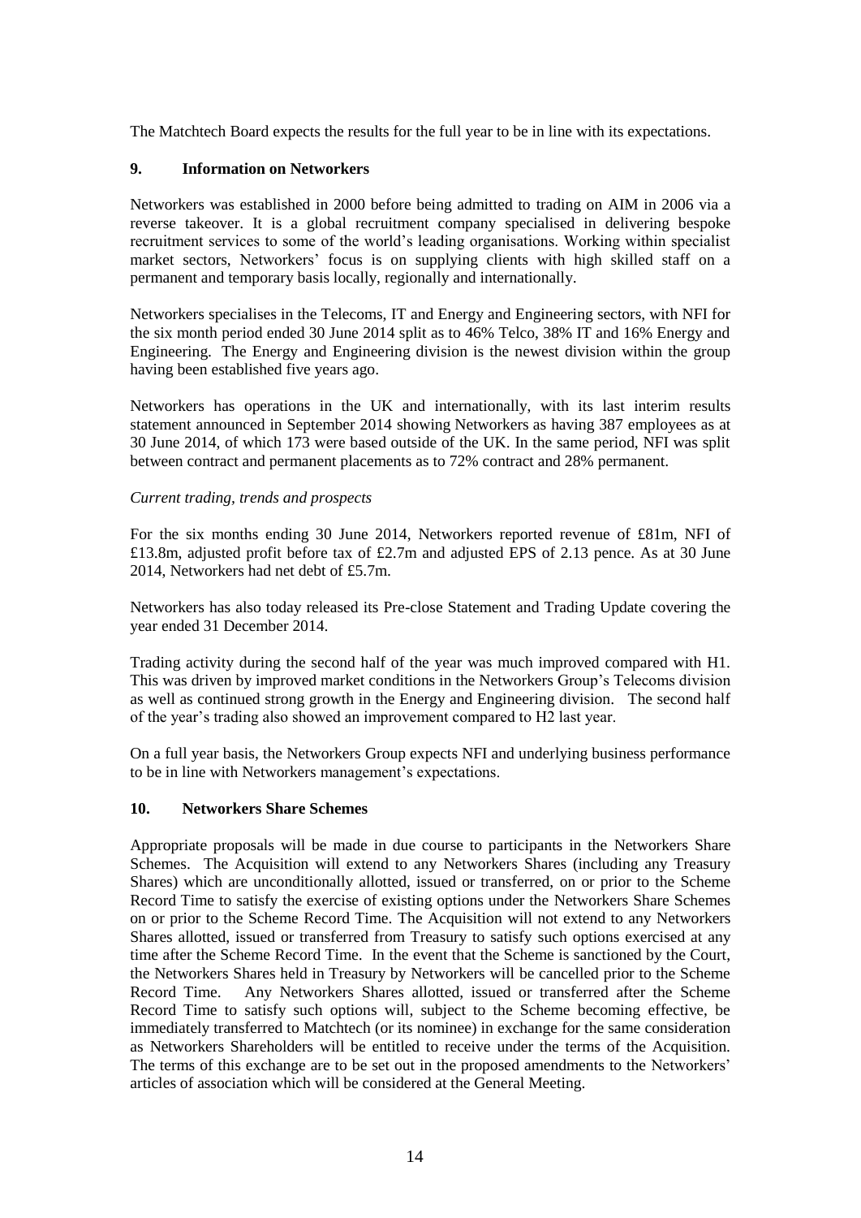The Matchtech Board expects the results for the full year to be in line with its expectations.

## 9. Information on Networkers

Networkers was established in 2000 before being admitted to trading on AIM in 2006 via a reverse takeover. It is a global recruitment company specialised in delivering bespoke recruitment services to some of the world's leading organisations. Working within specialist market sectors, Networkers' focus is on supplying clients with high skilled staff on a permanent and temporary basis locally, regionally and internationally.

Networkers specialises in the Telecoms, IT and Energy and Engineering sectors, with NFI for the six month period ended 30 June 2014 split as to 46% Telco, 38% IT and 16% Energy and Engineering. The Energy and Engineering division is the newest division within the group having been established five years ago.

Networkers has operations in the UK and internationally, with its last interim results statement announced in September 2014 showing Networkers as having 387 employees as at 30 June 2014, of which 173 were based outside of the UK. In the same period, NFI was split between contract and permanent placements as to 72% contract and 28% permanent.

*Current trading, trends and prospects*

For the six months ending 30 June 2014, Networkers reported revenue of £81m, NFI of £13.8m, adjusted profit before tax of £2.7m and adjusted EPS of 2.13 pence. As at 30 June 2014, Networkers had net debt of £5.7m.

Networkers has also today released its Pre-close Statement and Trading Update covering the year ended 31 December 2014.

Trading activity during the second half of the year was much improved compared with H1. This was driven by improved market conditions in the Networkers Group's Telecoms division as well as continued strong growth in the Energy and Engineering division. The second half of the year's trading also showed an improvement compared to H2 last year.

On a full year basis, the Networkers Group expects NFI and underlying business performance to be in line with Networkers management's expectations.

## 10. Networkers Share Schemes

Appropriate proposals will be made in due course to participants in the Networkers Share Schemes. The Acquisition will extend to any Networkers Shares (including any Treasury Shares) which are unconditionally allotted, issued or transferred, on or prior to the Scheme Record Time to satisfy the exercise of existing options under the Networkers Share Schemes on or prior to the Scheme Record Time. The Acquisition will not extend to any Networkers Shares allotted, issued or transferred from Treasury to satisfy such options exercised at any time after the Scheme Record Time. In the event that the Scheme is sanctioned by the Court, the Networkers Shares held in Treasury by Networkers will be cancelled prior to the Scheme Record Time. Any Networkers Shares allotted, issued or transferred after the Scheme Record Time to satisfy such options will, subject to the Scheme becoming effective, be immediately transferred to Matchtech (or its nominee) in exchange for the same consideration as Networkers Shareholders will be entitled to receive under the terms of the Acquisition. The terms of this exchange are to be set out in the proposed amendments to the Networkers' articles of association which will be considered at the General Meeting.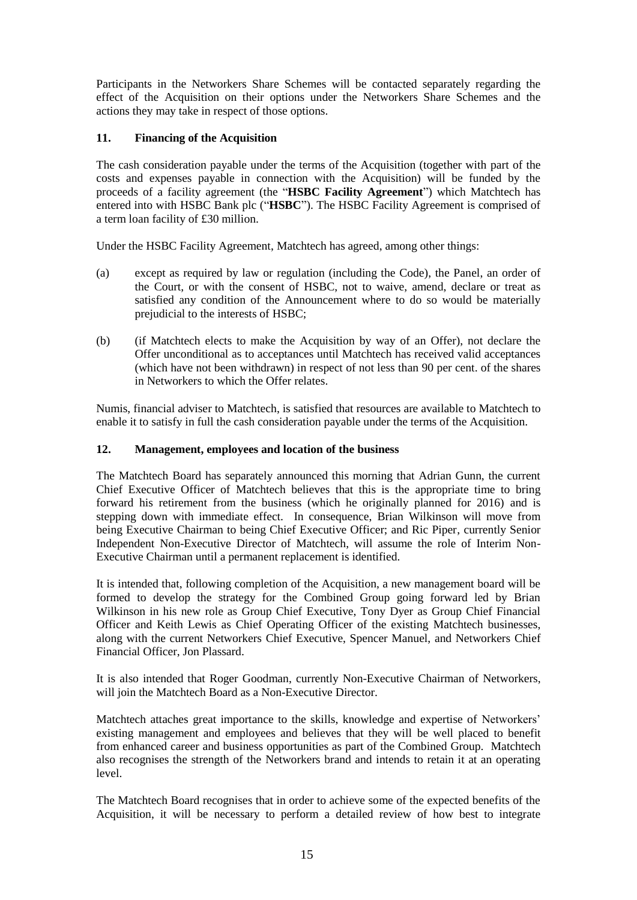Participants in the Networkers Share Schemes will be contacted separately regarding the effect of the Acquisition on their options under the Networkers Share Schemes and the actions they may take in respect of those options.

## 11. Financing of the Acquisition

The cash consideration payable under the terms of the Acquisition (together with part of the costs and expenses payable in connection with the Acquisition) will be funded by the proceeds of a facility agreement (the "**HSBC Facility Agreement**") which Matchtech has entered into with HSBC Bank plc ("**HSBC**"). The HSBC Facility Agreement is comprised of a term loan facility of £30 million.

Under the HSBC Facility Agreement, Matchtech has agreed, among other things:

(a) except as required by law or regulation (including the Code), the Panel, an order of the Court, or with the consent of HSBC, not to waive, amend, declare or treat as satisfied any condition of the Announcement where to do so would be materially prejudicial to the interests of HSBC;

(b) (if Matchtech elects to make the Acquisition by way of an Offer), not declare the Offer unconditional as to acceptances until Matchtech has received valid acceptances (which have not been withdrawn) in respect of not less than 90 per cent. of the shares in Networkers to which the Offer relates.

Numis, financial adviser to Matchtech, is satisfied that resources are available to Matchtech to enable it to satisfy in full the cash consideration payable under the terms of the Acquisition.

## 12. Management, employees and location of the business

The Matchtech Board has separately announced this morning that Adrian Gunn, the current Chief Executive Officer of Matchtech believes that this is the appropriate time to bring forward his retirement from the business (which he originally planned for 2016) and is stepping down with immediate effect. In consequence, Brian Wilkinson will move from being Executive Chairman to being Chief Executive Officer; and Ric Piper, currently Senior Independent Non-Executive Director of Matchtech, will assume the role of Interim Non-Executive Chairman until a permanent replacement is identified.

It is intended that, following completion of the Acquisition, a new management board will be formed to develop the strategy for the Combined Group going forward led by Brian Wilkinson in his new role as Group Chief Executive, Tony Dyer as Group Chief Financial Officer and Keith Lewis as Chief Operating Officer of the existing Matchtech businesses, along with the current Networkers Chief Executive, Spencer Manuel, and Networkers Chief Financial Officer, Jon Plassard.

It is also intended that Roger Goodman, currently Non-Executive Chairman of Networkers, will join the Matchtech Board as a Non-Executive Director.

Matchtech attaches great importance to the skills, knowledge and expertise of Networkers' existing management and employees and believes that they will be well placed to benefit from enhanced career and business opportunities as part of the Combined Group. Matchtech also recognises the strength of the Networkers brand and intends to retain it at an operating level.

The Matchtech Board recognises that in order to achieve some of the expected benefits of the Acquisition, it will be necessary to perform a detailed review of how best to integrate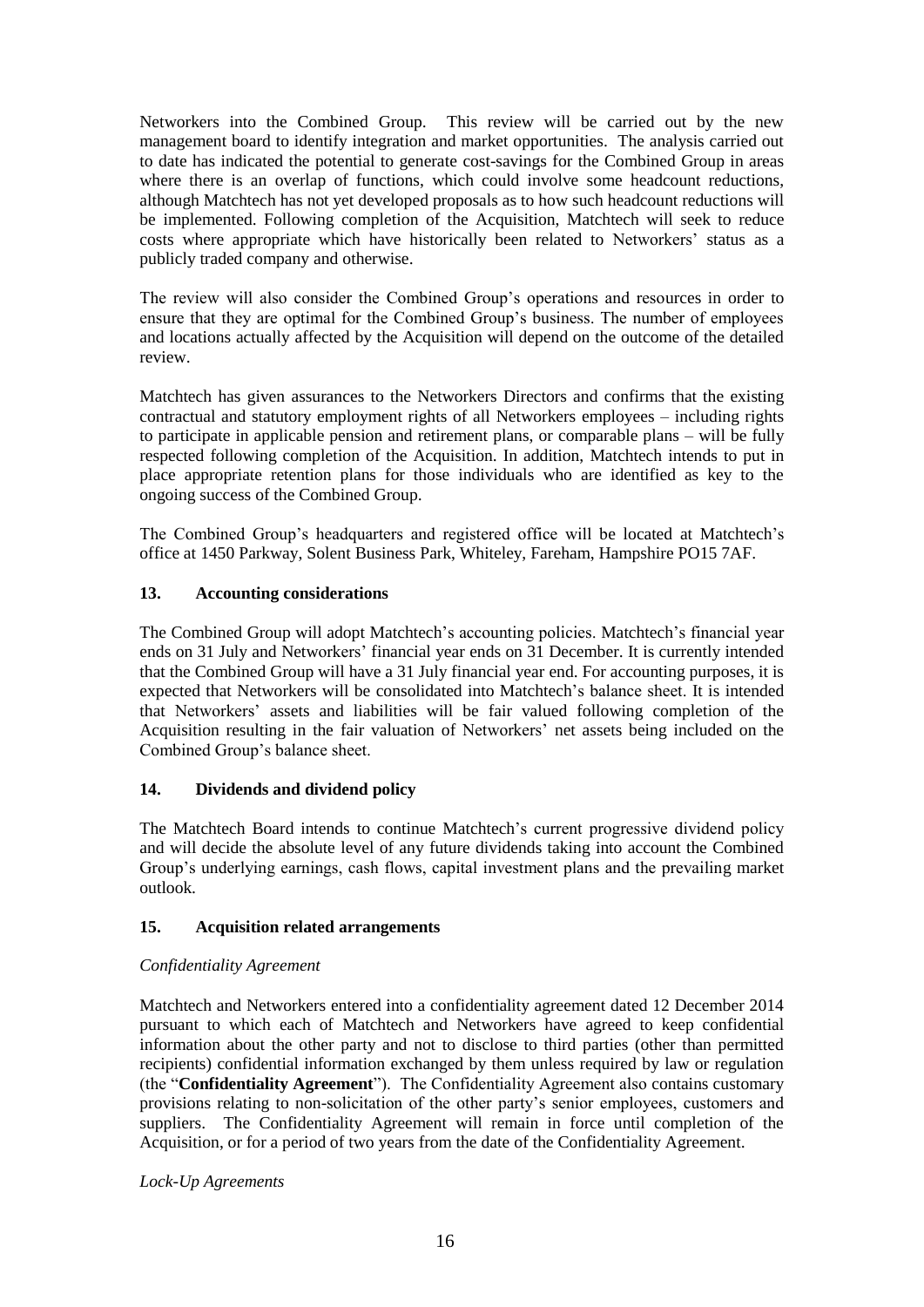Networkers into the Combined Group. This review will be carried out by the new management board to identify integration and market opportunities. The analysis carried out to date has indicated the potential to generate cost-savings for the Combined Group in areas where there is an overlap of functions, which could involve some headcount reductions, although Matchtech has not yet developed proposals as to how such headcount reductions will be implemented. Following completion of the Acquisition, Matchtech will seek to reduce costs where appropriate which have historically been related to Networkers' status as a publicly traded company and otherwise.

The review will also consider the Combined Group's operations and resources in order to ensure that they are optimal for the Combined Group's business. The number of employees and locations actually affected by the Acquisition will depend on the outcome of the detailed review.

Matchtech has given assurances to the Networkers Directors and confirms that the existing contractual and statutory employment rights of all Networkers employees – including rights to participate in applicable pension and retirement plans, or comparable plans – will be fully respected following completion of the Acquisition. In addition, Matchtech intends to put in place appropriate retention plans for those individuals who are identified as key to the ongoing success of the Combined Group.

The Combined Group's headquarters and registered office will be located at Matchtech's office at 1450 Parkway, Solent Business Park, Whiteley, Fareham, Hampshire PO15 7AF.

## 13. Accounting considerations

The Combined Group will adopt Matchtech's accounting policies. Matchtech's financial year ends on 31 July and Networkers' financial year ends on 31 December. It is currently intended that the Combined Group will have a 31 July financial year end. For accounting purposes, it is expected that Networkers will be consolidated into Matchtech's balance sheet. It is intended that Networkers' assets and liabilities will be fair valued following completion of the Acquisition resulting in the fair valuation of Networkers' net assets being included on the Combined Group's balance sheet.

## 14. Dividends and dividend policy

The Matchtech Board intends to continue Matchtech's current progressive dividend policy and will decide the absolute level of any future dividends taking into account the Combined Group's underlying earnings, cash flows, capital investment plans and the prevailing market outlook.

## 15. Acquisition related arrangements

*Confidentiality Agreement*

Matchtech and Networkers entered into a confidentiality agreement dated 12 December 2014 pursuant to which each of Matchtech and Networkers have agreed to keep confidential information about the other party and not to disclose to third parties (other than permitted recipients) confidential information exchanged by them unless required by law or regulation (the "**Confidentiality Agreement**"). The Confidentiality Agreement also contains customary provisions relating to non-solicitation of the other party's senior employees, customers and suppliers. The Confidentiality Agreement will remain in force until completion of the Acquisition, or for a period of two years from the date of the Confidentiality Agreement.

*Lock-Up Agreements*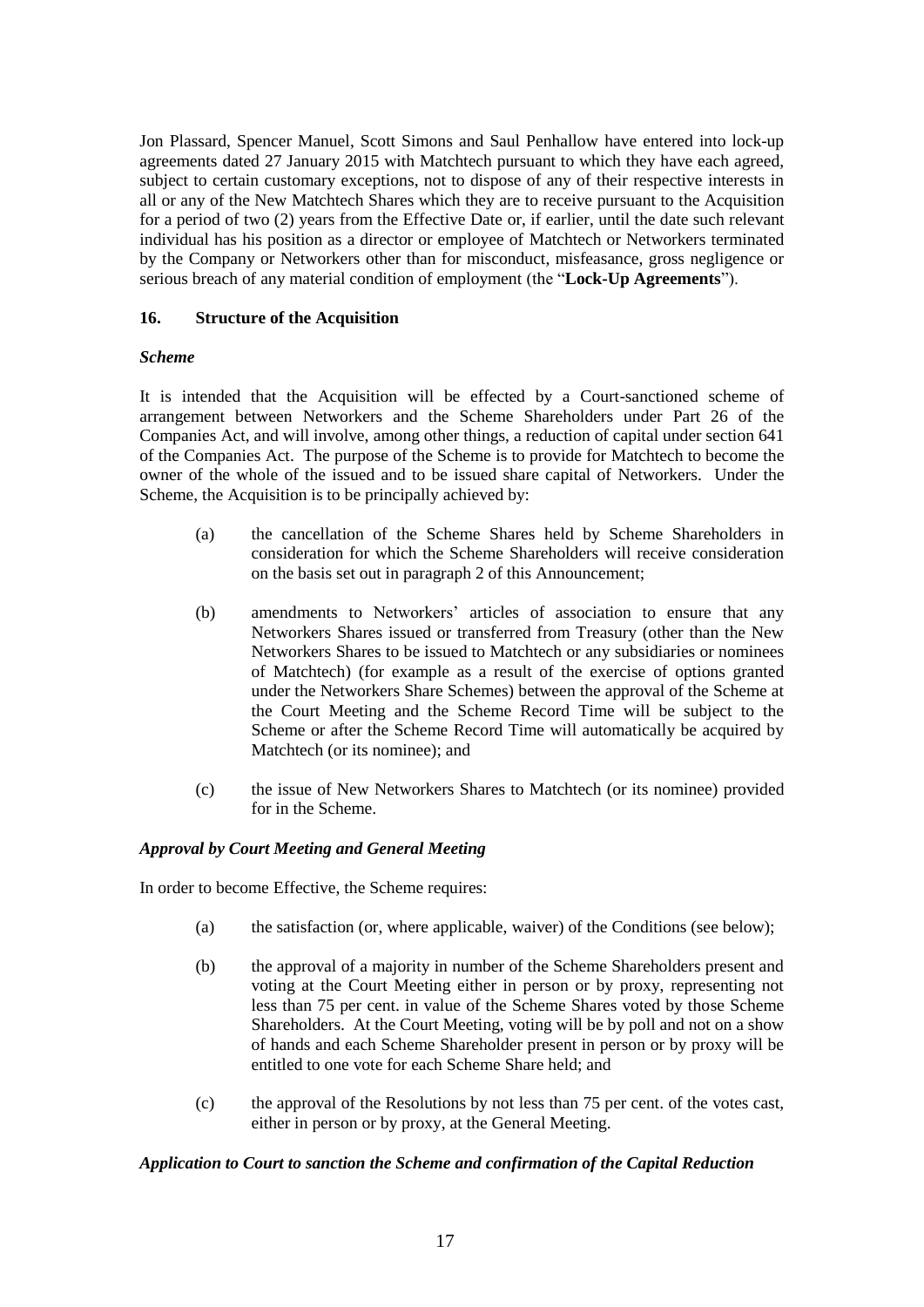Jon Plassard, Spencer Manuel, Scott Simons and Saul Penhallow have entered into lock-up agreements dated 27 January 2015 with Matchtech pursuant to which they have each agreed, subject to certain customary exceptions, not to dispose of any of their respective interests in all or any of the New Matchtech Shares which they are to receive pursuant to the Acquisition for a period of two (2) years from the Effective Date or, if earlier, until the date such relevant individual has his position as a director or employee of Matchtech or Networkers terminated by the Company or Networkers other than for misconduct, misfeasance, gross negligence or serious breach of any material condition of employment (the "**Lock-Up Agreements**").

## 16. Structure of the Acquisition

***Scheme***

It is intended that the Acquisition will be effected by a Court-sanctioned scheme of arrangement between Networkers and the Scheme Shareholders under Part 26 of the Companies Act, and will involve, among other things, a reduction of capital under section 641 of the Companies Act. The purpose of the Scheme is to provide for Matchtech to become the owner of the whole of the issued and to be issued share capital of Networkers. Under the Scheme, the Acquisition is to be principally achieved by:

(a) the cancellation of the Scheme Shares held by Scheme Shareholders in consideration for which the Scheme Shareholders will receive consideration on the basis set out in paragraph 2 of this Announcement;

(b) amendments to Networkers' articles of association to ensure that any Networkers Shares issued or transferred from Treasury (other than the New Networkers Shares to be issued to Matchtech or any subsidiaries or nominees of Matchtech) (for example as a result of the exercise of options granted under the Networkers Share Schemes) between the approval of the Scheme at the Court Meeting and the Scheme Record Time will be subject to the Scheme or after the Scheme Record Time will automatically be acquired by Matchtech (or its nominee); and

(c) the issue of New Networkers Shares to Matchtech (or its nominee) provided for in the Scheme.

***Approval by Court Meeting and General Meeting***

In order to become Effective, the Scheme requires:

(a) the satisfaction (or, where applicable, waiver) of the Conditions (see below);

(b) the approval of a majority in number of the Scheme Shareholders present and voting at the Court Meeting either in person or by proxy, representing not less than 75 per cent. in value of the Scheme Shares voted by those Scheme Shareholders. At the Court Meeting, voting will be by poll and not on a show of hands and each Scheme Shareholder present in person or by proxy will be entitled to one vote for each Scheme Share held; and

(c) the approval of the Resolutions by not less than 75 per cent. of the votes cast, either in person or by proxy, at the General Meeting.

***Application to Court to sanction the Scheme and confirmation of the Capital Reduction***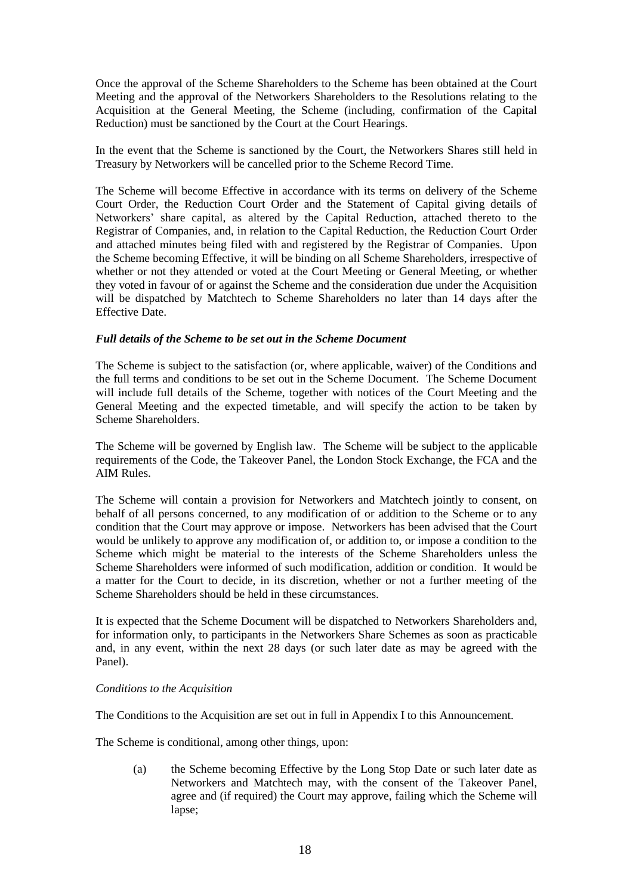Once the approval of the Scheme Shareholders to the Scheme has been obtained at the Court Meeting and the approval of the Networkers Shareholders to the Resolutions relating to the Acquisition at the General Meeting, the Scheme (including, confirmation of the Capital Reduction) must be sanctioned by the Court at the Court Hearings.

In the event that the Scheme is sanctioned by the Court, the Networkers Shares still held in Treasury by Networkers will be cancelled prior to the Scheme Record Time.

The Scheme will become Effective in accordance with its terms on delivery of the Scheme Court Order, the Reduction Court Order and the Statement of Capital giving details of Networkers' share capital, as altered by the Capital Reduction, attached thereto to the Registrar of Companies, and, in relation to the Capital Reduction, the Reduction Court Order and attached minutes being filed with and registered by the Registrar of Companies. Upon the Scheme becoming Effective, it will be binding on all Scheme Shareholders, irrespective of whether or not they attended or voted at the Court Meeting or General Meeting, or whether they voted in favour of or against the Scheme and the consideration due under the Acquisition will be dispatched by Matchtech to Scheme Shareholders no later than 14 days after the Effective Date.

***Full details of the Scheme to be set out in the Scheme Document***

The Scheme is subject to the satisfaction (or, where applicable, waiver) of the Conditions and the full terms and conditions to be set out in the Scheme Document. The Scheme Document will include full details of the Scheme, together with notices of the Court Meeting and the General Meeting and the expected timetable, and will specify the action to be taken by Scheme Shareholders.

The Scheme will be governed by English law. The Scheme will be subject to the applicable requirements of the Code, the Takeover Panel, the London Stock Exchange, the FCA and the AIM Rules.

The Scheme will contain a provision for Networkers and Matchtech jointly to consent, on behalf of all persons concerned, to any modification of or addition to the Scheme or to any condition that the Court may approve or impose. Networkers has been advised that the Court would be unlikely to approve any modification of, or addition to, or impose a condition to the Scheme which might be material to the interests of the Scheme Shareholders unless the Scheme Shareholders were informed of such modification, addition or condition. It would be a matter for the Court to decide, in its discretion, whether or not a further meeting of the Scheme Shareholders should be held in these circumstances.

It is expected that the Scheme Document will be dispatched to Networkers Shareholders and, for information only, to participants in the Networkers Share Schemes as soon as practicable and, in any event, within the next 28 days (or such later date as may be agreed with the Panel).

*Conditions to the Acquisition*

The Conditions to the Acquisition are set out in full in Appendix I to this Announcement.

The Scheme is conditional, among other things, upon:

(a) the Scheme becoming Effective by the Long Stop Date or such later date as Networkers and Matchtech may, with the consent of the Takeover Panel, agree and (if required) the Court may approve, failing which the Scheme will lapse;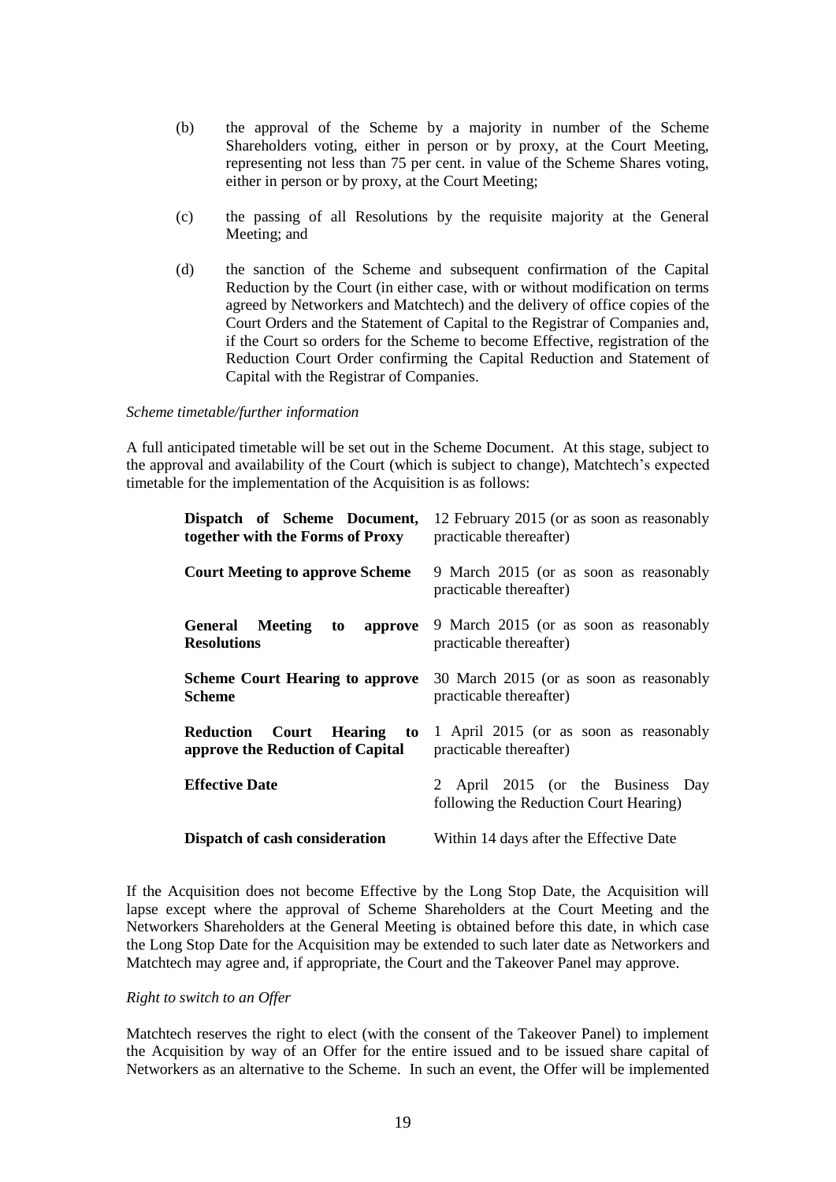(b) the approval of the Scheme by a majority in number of the Scheme Shareholders voting, either in person or by proxy, at the Court Meeting, representing not less than 75 per cent. in value of the Scheme Shares voting, either in person or by proxy, at the Court Meeting;

(c) the passing of all Resolutions by the requisite majority at the General Meeting; and

(d) the sanction of the Scheme and subsequent confirmation of the Capital Reduction by the Court (in either case, with or without modification on terms agreed by Networkers and Matchtech) and the delivery of office copies of the Court Orders and the Statement of Capital to the Registrar of Companies and, if the Court so orders for the Scheme to become Effective, registration of the Reduction Court Order confirming the Capital Reduction and Statement of Capital with the Registrar of Companies.

*Scheme timetable/further information*

A full anticipated timetable will be set out in the Scheme Document. At this stage, subject to the approval and availability of the Court (which is subject to change), Matchtech's expected timetable for the implementation of the Acquisition is as follows:

| | |
|---|---|
| **Dispatch of Scheme Document, together with the Forms of Proxy** | 12 February 2015 (or as soon as reasonably practicable thereafter) |
| **Court Meeting to approve Scheme** | 9 March 2015 (or as soon as reasonably practicable thereafter) |
| **General Meeting to approve Resolutions** | 9 March 2015 (or as soon as reasonably practicable thereafter) |
| **Scheme Court Hearing to approve Scheme** | 30 March 2015 (or as soon as reasonably practicable thereafter) |
| **Reduction Court Hearing to approve the Reduction of Capital** | 1 April 2015 (or as soon as reasonably practicable thereafter) |
| **Effective Date** | 2 April 2015 (or the Business Day following the Reduction Court Hearing) |
| **Dispatch of cash consideration** | Within 14 days after the Effective Date |

If the Acquisition does not become Effective by the Long Stop Date, the Acquisition will lapse except where the approval of Scheme Shareholders at the Court Meeting and the Networkers Shareholders at the General Meeting is obtained before this date, in which case the Long Stop Date for the Acquisition may be extended to such later date as Networkers and Matchtech may agree and, if appropriate, the Court and the Takeover Panel may approve.

*Right to switch to an Offer*

Matchtech reserves the right to elect (with the consent of the Takeover Panel) to implement the Acquisition by way of an Offer for the entire issued and to be issued share capital of Networkers as an alternative to the Scheme. In such an event, the Offer will be implemented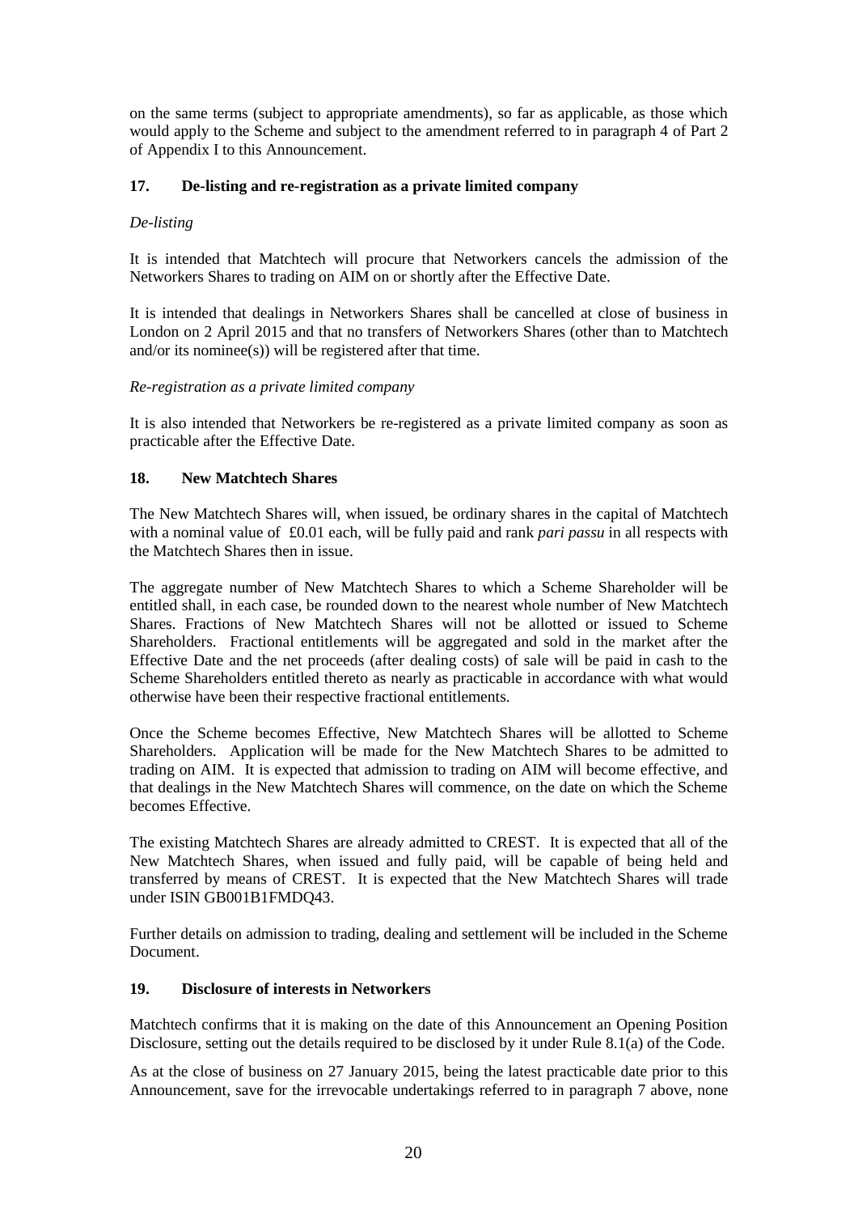on the same terms (subject to appropriate amendments), so far as applicable, as those which would apply to the Scheme and subject to the amendment referred to in paragraph 4 of Part 2 of Appendix I to this Announcement.

## 17. De-listing and re-registration as a private limited company

*De-listing*

It is intended that Matchtech will procure that Networkers cancels the admission of the Networkers Shares to trading on AIM on or shortly after the Effective Date.

It is intended that dealings in Networkers Shares shall be cancelled at close of business in London on 2 April 2015 and that no transfers of Networkers Shares (other than to Matchtech and/or its nominee(s)) will be registered after that time.

*Re-registration as a private limited company*

It is also intended that Networkers be re-registered as a private limited company as soon as practicable after the Effective Date.

## 18. New Matchtech Shares

The New Matchtech Shares will, when issued, be ordinary shares in the capital of Matchtech with a nominal value of £0.01 each, will be fully paid and rank *pari passu* in all respects with the Matchtech Shares then in issue.

The aggregate number of New Matchtech Shares to which a Scheme Shareholder will be entitled shall, in each case, be rounded down to the nearest whole number of New Matchtech Shares. Fractions of New Matchtech Shares will not be allotted or issued to Scheme Shareholders. Fractional entitlements will be aggregated and sold in the market after the Effective Date and the net proceeds (after dealing costs) of sale will be paid in cash to the Scheme Shareholders entitled thereto as nearly as practicable in accordance with what would otherwise have been their respective fractional entitlements.

Once the Scheme becomes Effective, New Matchtech Shares will be allotted to Scheme Shareholders. Application will be made for the New Matchtech Shares to be admitted to trading on AIM. It is expected that admission to trading on AIM will become effective, and that dealings in the New Matchtech Shares will commence, on the date on which the Scheme becomes Effective.

The existing Matchtech Shares are already admitted to CREST. It is expected that all of the New Matchtech Shares, when issued and fully paid, will be capable of being held and transferred by means of CREST. It is expected that the New Matchtech Shares will trade under ISIN GB001B1FMDQ43.

Further details on admission to trading, dealing and settlement will be included in the Scheme Document.

## 19. Disclosure of interests in Networkers

Matchtech confirms that it is making on the date of this Announcement an Opening Position Disclosure, setting out the details required to be disclosed by it under Rule 8.1(a) of the Code.

As at the close of business on 27 January 2015, being the latest practicable date prior to this Announcement, save for the irrevocable undertakings referred to in paragraph 7 above, none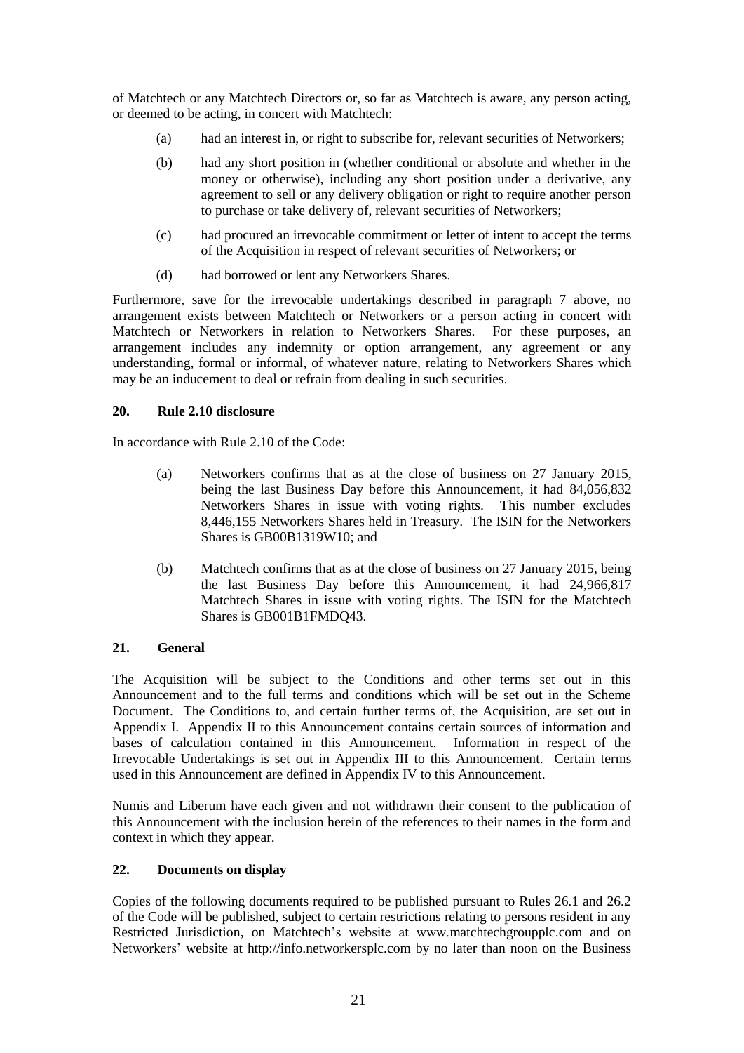of Matchtech or any Matchtech Directors or, so far as Matchtech is aware, any person acting, or deemed to be acting, in concert with Matchtech:

(a) had an interest in, or right to subscribe for, relevant securities of Networkers;

(b) had any short position in (whether conditional or absolute and whether in the money or otherwise), including any short position under a derivative, any agreement to sell or any delivery obligation or right to require another person to purchase or take delivery of, relevant securities of Networkers;

(c) had procured an irrevocable commitment or letter of intent to accept the terms of the Acquisition in respect of relevant securities of Networkers; or

(d) had borrowed or lent any Networkers Shares.

Furthermore, save for the irrevocable undertakings described in paragraph 7 above, no arrangement exists between Matchtech or Networkers or a person acting in concert with Matchtech or Networkers in relation to Networkers Shares. For these purposes, an arrangement includes any indemnity or option arrangement, any agreement or any understanding, formal or informal, of whatever nature, relating to Networkers Shares which may be an inducement to deal or refrain from dealing in such securities.

## 20. Rule 2.10 disclosure

In accordance with Rule 2.10 of the Code:

(a) Networkers confirms that as at the close of business on 27 January 2015, being the last Business Day before this Announcement, it had 84,056,832 Networkers Shares in issue with voting rights. This number excludes 8,446,155 Networkers Shares held in Treasury. The ISIN for the Networkers Shares is GB00B1319W10; and

(b) Matchtech confirms that as at the close of business on 27 January 2015, being the last Business Day before this Announcement, it had 24,966,817 Matchtech Shares in issue with voting rights. The ISIN for the Matchtech Shares is GB001B1FMDQ43.

## 21. General

The Acquisition will be subject to the Conditions and other terms set out in this Announcement and to the full terms and conditions which will be set out in the Scheme Document. The Conditions to, and certain further terms of, the Acquisition, are set out in Appendix I. Appendix II to this Announcement contains certain sources of information and bases of calculation contained in this Announcement. Information in respect of the Irrevocable Undertakings is set out in Appendix III to this Announcement. Certain terms used in this Announcement are defined in Appendix IV to this Announcement.

Numis and Liberum have each given and not withdrawn their consent to the publication of this Announcement with the inclusion herein of the references to their names in the form and context in which they appear.

## 22. Documents on display

Copies of the following documents required to be published pursuant to Rules 26.1 and 26.2 of the Code will be published, subject to certain restrictions relating to persons resident in any Restricted Jurisdiction, on Matchtech's website at www.matchtechgroupplc.com and on Networkers' website at http://info.networkersplc.com by no later than noon on the Business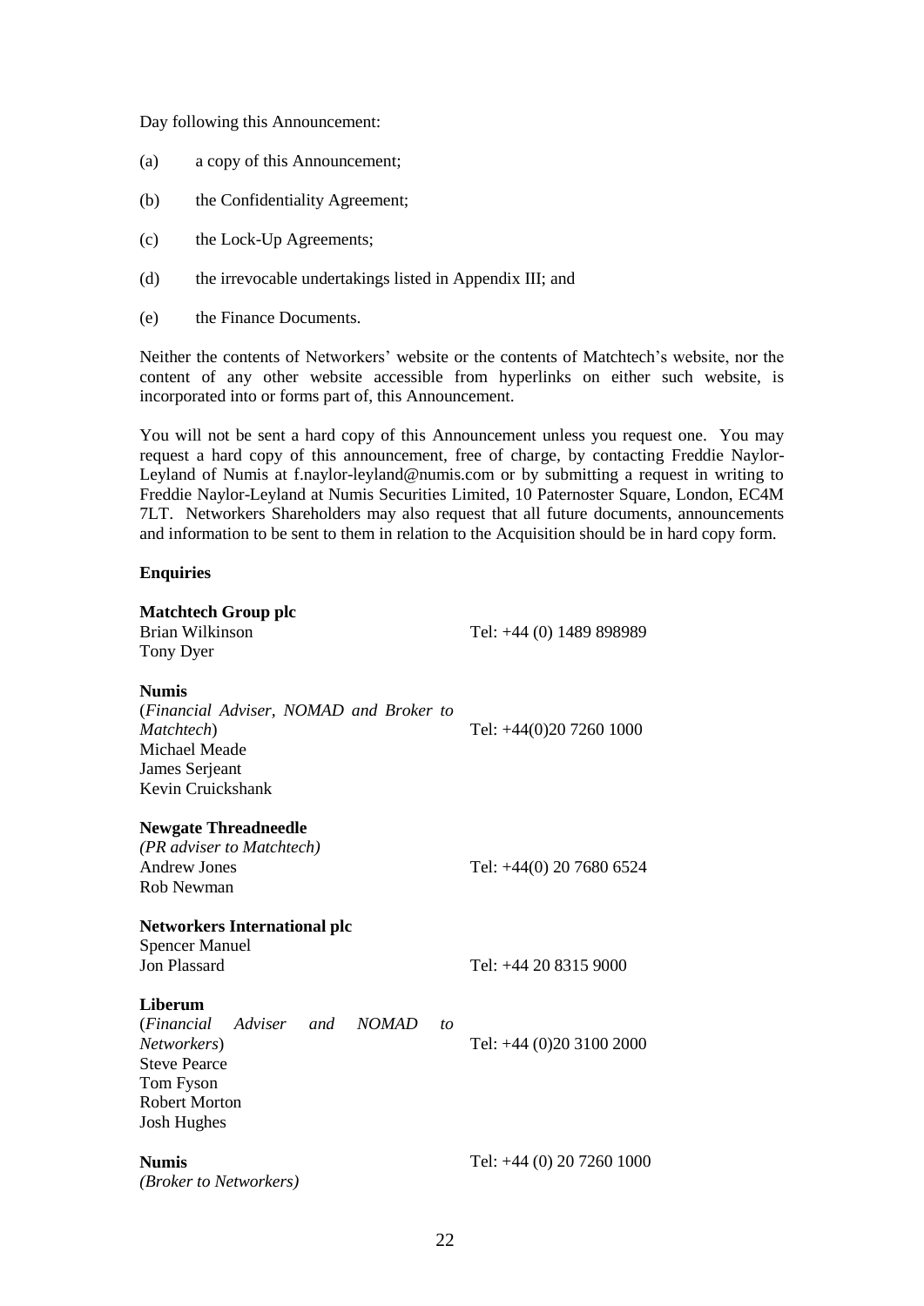Day following this Announcement:

(a) a copy of this Announcement;

(b) the Confidentiality Agreement;

(c) the Lock-Up Agreements;

(d) the irrevocable undertakings listed in Appendix III; and

(e) the Finance Documents.

Neither the contents of Networkers' website or the contents of Matchtech's website, nor the content of any other website accessible from hyperlinks on either such website, is incorporated into or forms part of, this Announcement.

You will not be sent a hard copy of this Announcement unless you request one. You may request a hard copy of this announcement, free of charge, by contacting Freddie Naylor-Leyland of Numis at f.naylor-leyland@numis.com or by submitting a request in writing to Freddie Naylor-Leyland at Numis Securities Limited, 10 Paternoster Square, London, EC4M 7LT. Networkers Shareholders may also request that all future documents, announcements and information to be sent to them in relation to the Acquisition should be in hard copy form.

**Enquiries**

**Matchtech Group plc**
Brian Wilkinson — Tel: +44 (0) 1489 898989
Tony Dyer

**Numis**
(*Financial Adviser, NOMAD and Broker to Matchtech*) — Tel: +44(0)20 7260 1000
Michael Meade
James Serjeant
Kevin Cruickshank

**Newgate Threadneedle**
*(PR adviser to Matchtech)*
Andrew Jones — Tel: +44(0) 20 7680 6524
Rob Newman

**Networkers International plc**
Spencer Manuel
Jon Plassard — Tel: +44 20 8315 9000

**Liberum**
(*Financial Adviser and NOMAD to Networkers*) — Tel: +44 (0)20 3100 2000
Steve Pearce
Tom Fyson
Robert Morton
Josh Hughes

**Numis**
*(Broker to Networkers)* — Tel: +44 (0) 20 7260 1000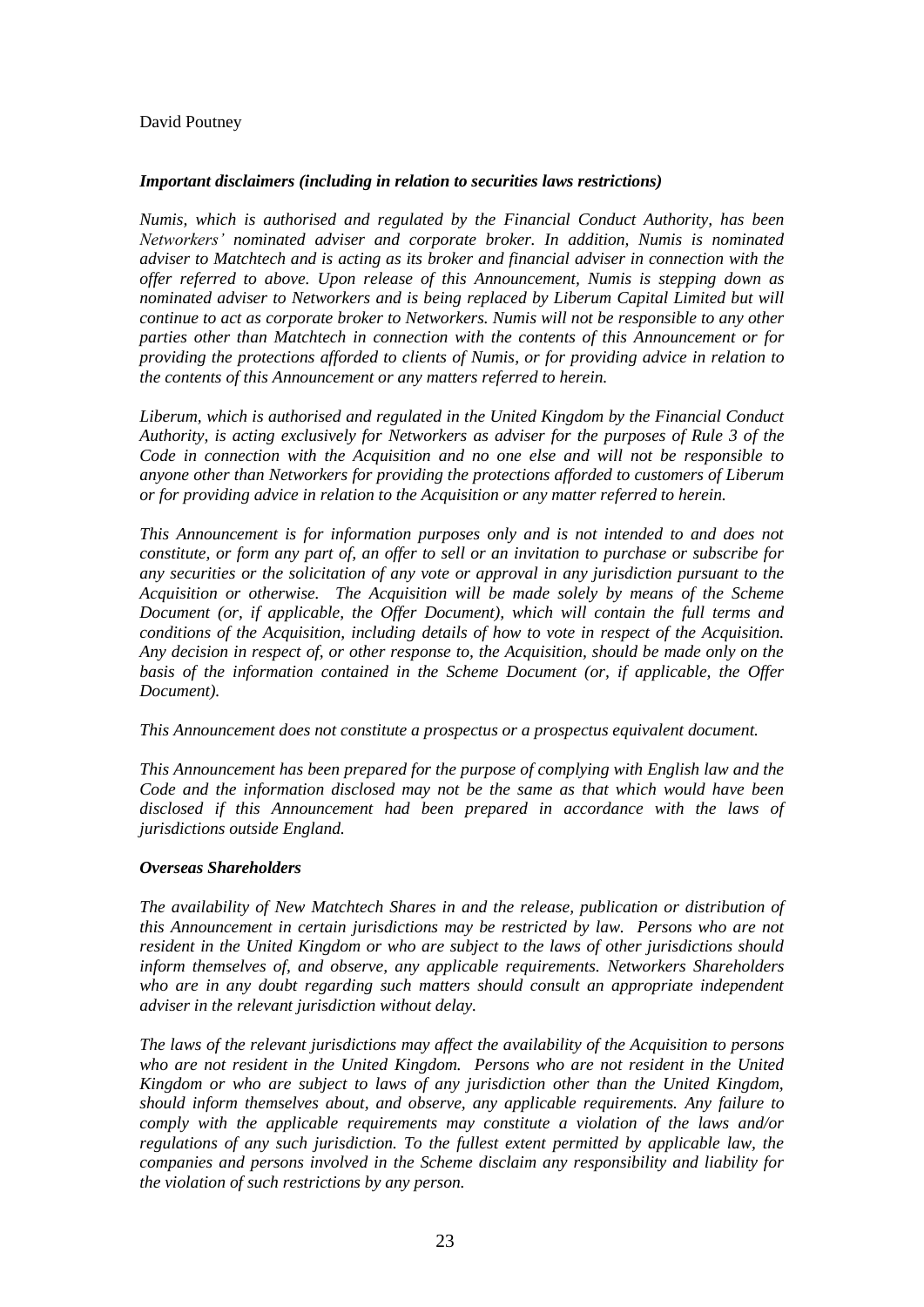David Poutney

***Important disclaimers (including in relation to securities laws restrictions)***

*Numis, which is authorised and regulated by the Financial Conduct Authority, has been Networkers' nominated adviser and corporate broker. In addition, Numis is nominated adviser to Matchtech and is acting as its broker and financial adviser in connection with the offer referred to above. Upon release of this Announcement, Numis is stepping down as nominated adviser to Networkers and is being replaced by Liberum Capital Limited but will continue to act as corporate broker to Networkers. Numis will not be responsible to any other parties other than Matchtech in connection with the contents of this Announcement or for providing the protections afforded to clients of Numis, or for providing advice in relation to the contents of this Announcement or any matters referred to herein.*

*Liberum, which is authorised and regulated in the United Kingdom by the Financial Conduct Authority, is acting exclusively for Networkers as adviser for the purposes of Rule 3 of the Code in connection with the Acquisition and no one else and will not be responsible to anyone other than Networkers for providing the protections afforded to customers of Liberum or for providing advice in relation to the Acquisition or any matter referred to herein.*

*This Announcement is for information purposes only and is not intended to and does not constitute, or form any part of, an offer to sell or an invitation to purchase or subscribe for any securities or the solicitation of any vote or approval in any jurisdiction pursuant to the Acquisition or otherwise. The Acquisition will be made solely by means of the Scheme Document (or, if applicable, the Offer Document), which will contain the full terms and conditions of the Acquisition, including details of how to vote in respect of the Acquisition. Any decision in respect of, or other response to, the Acquisition, should be made only on the basis of the information contained in the Scheme Document (or, if applicable, the Offer Document).*

*This Announcement does not constitute a prospectus or a prospectus equivalent document.*

*This Announcement has been prepared for the purpose of complying with English law and the Code and the information disclosed may not be the same as that which would have been disclosed if this Announcement had been prepared in accordance with the laws of jurisdictions outside England.*

***Overseas Shareholders***

*The availability of New Matchtech Shares in and the release, publication or distribution of this Announcement in certain jurisdictions may be restricted by law. Persons who are not resident in the United Kingdom or who are subject to the laws of other jurisdictions should inform themselves of, and observe, any applicable requirements. Networkers Shareholders who are in any doubt regarding such matters should consult an appropriate independent adviser in the relevant jurisdiction without delay.*

*The laws of the relevant jurisdictions may affect the availability of the Acquisition to persons who are not resident in the United Kingdom. Persons who are not resident in the United Kingdom or who are subject to laws of any jurisdiction other than the United Kingdom, should inform themselves about, and observe, any applicable requirements. Any failure to comply with the applicable requirements may constitute a violation of the laws and/or regulations of any such jurisdiction. To the fullest extent permitted by applicable law, the companies and persons involved in the Scheme disclaim any responsibility and liability for the violation of such restrictions by any person.*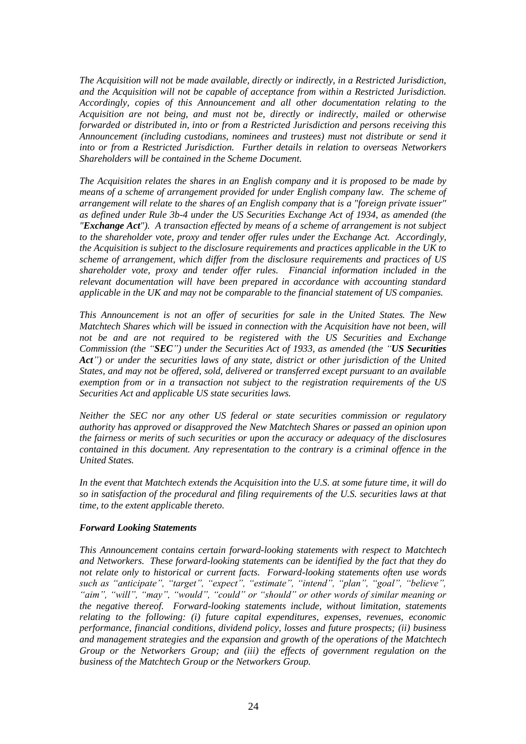*The Acquisition will not be made available, directly or indirectly, in a Restricted Jurisdiction, and the Acquisition will not be capable of acceptance from within a Restricted Jurisdiction. Accordingly, copies of this Announcement and all other documentation relating to the Acquisition are not being, and must not be, directly or indirectly, mailed or otherwise forwarded or distributed in, into or from a Restricted Jurisdiction and persons receiving this Announcement (including custodians, nominees and trustees) must not distribute or send it into or from a Restricted Jurisdiction. Further details in relation to overseas Networkers Shareholders will be contained in the Scheme Document.*

*The Acquisition relates the shares in an English company and it is proposed to be made by means of a scheme of arrangement provided for under English company law. The scheme of arrangement will relate to the shares of an English company that is a "foreign private issuer" as defined under Rule 3b-4 under the US Securities Exchange Act of 1934, as amended (the "**Exchange Act**"). A transaction effected by means of a scheme of arrangement is not subject to the shareholder vote, proxy and tender offer rules under the Exchange Act. Accordingly, the Acquisition is subject to the disclosure requirements and practices applicable in the UK to scheme of arrangement, which differ from the disclosure requirements and practices of US shareholder vote, proxy and tender offer rules. Financial information included in the relevant documentation will have been prepared in accordance with accounting standard applicable in the UK and may not be comparable to the financial statement of US companies.*

*This Announcement is not an offer of securities for sale in the United States. The New Matchtech Shares which will be issued in connection with the Acquisition have not been, will not be and are not required to be registered with the US Securities and Exchange Commission (the "**SEC**") under the Securities Act of 1933, as amended (the "**US Securities Act**") or under the securities laws of any state, district or other jurisdiction of the United States, and may not be offered, sold, delivered or transferred except pursuant to an available exemption from or in a transaction not subject to the registration requirements of the US Securities Act and applicable US state securities laws.*

*Neither the SEC nor any other US federal or state securities commission or regulatory authority has approved or disapproved the New Matchtech Shares or passed an opinion upon the fairness or merits of such securities or upon the accuracy or adequacy of the disclosures contained in this document. Any representation to the contrary is a criminal offence in the United States.*

*In the event that Matchtech extends the Acquisition into the U.S. at some future time, it will do so in satisfaction of the procedural and filing requirements of the U.S. securities laws at that time, to the extent applicable thereto.*

***Forward Looking Statements***

*This Announcement contains certain forward-looking statements with respect to Matchtech and Networkers. These forward-looking statements can be identified by the fact that they do not relate only to historical or current facts. Forward-looking statements often use words such as "anticipate", "target", "expect", "estimate", "intend", "plan", "goal", "believe", "aim", "will", "may", "would", "could" or "should" or other words of similar meaning or the negative thereof. Forward-looking statements include, without limitation, statements relating to the following: (i) future capital expenditures, expenses, revenues, economic performance, financial conditions, dividend policy, losses and future prospects; (ii) business and management strategies and the expansion and growth of the operations of the Matchtech Group or the Networkers Group; and (iii) the effects of government regulation on the business of the Matchtech Group or the Networkers Group.*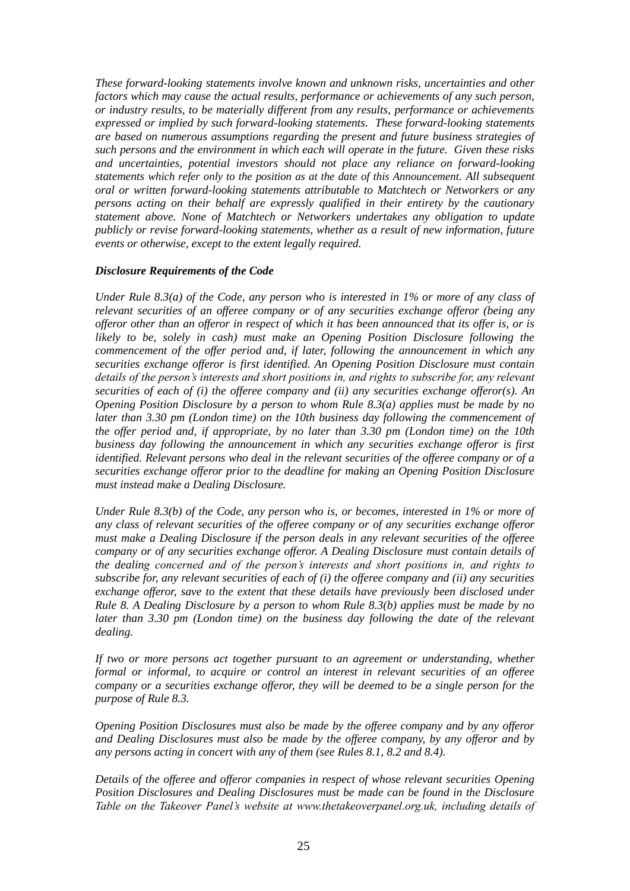*These forward-looking statements involve known and unknown risks, uncertainties and other factors which may cause the actual results, performance or achievements of any such person, or industry results, to be materially different from any results, performance or achievements expressed or implied by such forward-looking statements. These forward-looking statements are based on numerous assumptions regarding the present and future business strategies of such persons and the environment in which each will operate in the future. Given these risks and uncertainties, potential investors should not place any reliance on forward-looking statements which refer only to the position as at the date of this Announcement. All subsequent oral or written forward-looking statements attributable to Matchtech or Networkers or any persons acting on their behalf are expressly qualified in their entirety by the cautionary statement above. None of Matchtech or Networkers undertakes any obligation to update publicly or revise forward-looking statements, whether as a result of new information, future events or otherwise, except to the extent legally required.*

***Disclosure Requirements of the Code***

*Under Rule 8.3(a) of the Code, any person who is interested in 1% or more of any class of relevant securities of an offeree company or of any securities exchange offeror (being any offeror other than an offeror in respect of which it has been announced that its offer is, or is likely to be, solely in cash) must make an Opening Position Disclosure following the commencement of the offer period and, if later, following the announcement in which any securities exchange offeror is first identified. An Opening Position Disclosure must contain details of the person's interests and short positions in, and rights to subscribe for, any relevant securities of each of (i) the offeree company and (ii) any securities exchange offeror(s). An Opening Position Disclosure by a person to whom Rule 8.3(a) applies must be made by no later than 3.30 pm (London time) on the 10th business day following the commencement of the offer period and, if appropriate, by no later than 3.30 pm (London time) on the 10th business day following the announcement in which any securities exchange offeror is first identified. Relevant persons who deal in the relevant securities of the offeree company or of a securities exchange offeror prior to the deadline for making an Opening Position Disclosure must instead make a Dealing Disclosure.*

*Under Rule 8.3(b) of the Code, any person who is, or becomes, interested in 1% or more of any class of relevant securities of the offeree company or of any securities exchange offeror must make a Dealing Disclosure if the person deals in any relevant securities of the offeree company or of any securities exchange offeror. A Dealing Disclosure must contain details of the dealing concerned and of the person's interests and short positions in, and rights to subscribe for, any relevant securities of each of (i) the offeree company and (ii) any securities exchange offeror, save to the extent that these details have previously been disclosed under Rule 8. A Dealing Disclosure by a person to whom Rule 8.3(b) applies must be made by no later than 3.30 pm (London time) on the business day following the date of the relevant dealing.*

*If two or more persons act together pursuant to an agreement or understanding, whether formal or informal, to acquire or control an interest in relevant securities of an offeree company or a securities exchange offeror, they will be deemed to be a single person for the purpose of Rule 8.3.*

*Opening Position Disclosures must also be made by the offeree company and by any offeror and Dealing Disclosures must also be made by the offeree company, by any offeror and by any persons acting in concert with any of them (see Rules 8.1, 8.2 and 8.4).*

*Details of the offeree and offeror companies in respect of whose relevant securities Opening Position Disclosures and Dealing Disclosures must be made can be found in the Disclosure Table on the Takeover Panel's website at www.thetakeoverpanel.org.uk, including details of*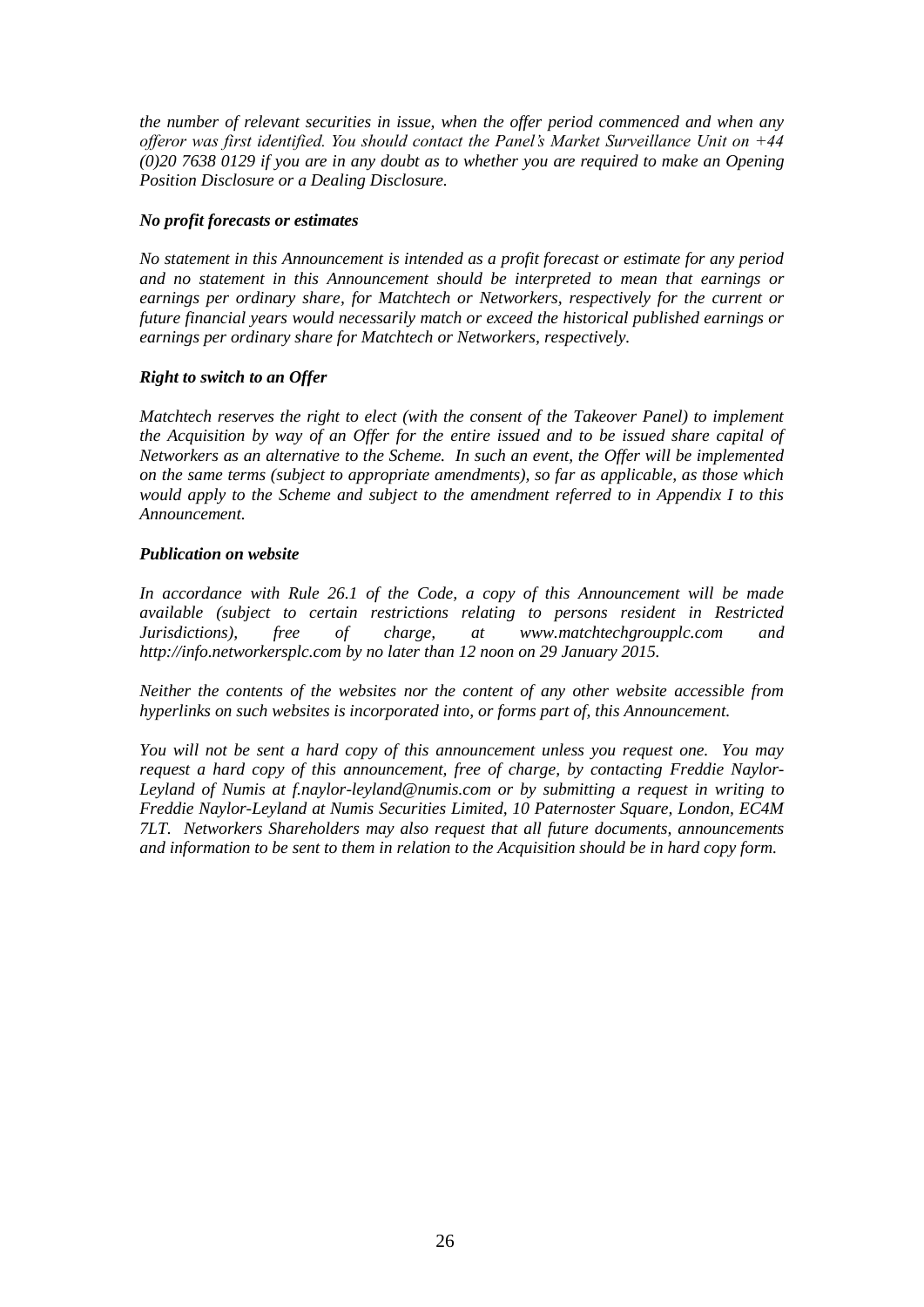*the number of relevant securities in issue, when the offer period commenced and when any offeror was first identified. You should contact the Panel's Market Surveillance Unit on +44 (0)20 7638 0129 if you are in any doubt as to whether you are required to make an Opening Position Disclosure or a Dealing Disclosure.*

***No profit forecasts or estimates***

*No statement in this Announcement is intended as a profit forecast or estimate for any period and no statement in this Announcement should be interpreted to mean that earnings or earnings per ordinary share, for Matchtech or Networkers, respectively for the current or future financial years would necessarily match or exceed the historical published earnings or earnings per ordinary share for Matchtech or Networkers, respectively.*

***Right to switch to an Offer***

*Matchtech reserves the right to elect (with the consent of the Takeover Panel) to implement the Acquisition by way of an Offer for the entire issued and to be issued share capital of Networkers as an alternative to the Scheme. In such an event, the Offer will be implemented on the same terms (subject to appropriate amendments), so far as applicable, as those which would apply to the Scheme and subject to the amendment referred to in Appendix I to this Announcement.*

***Publication on website***

*In accordance with Rule 26.1 of the Code, a copy of this Announcement will be made available (subject to certain restrictions relating to persons resident in Restricted Jurisdictions), free of charge, at www.matchtechgroupplc.com and http://info.networkersplc.com by no later than 12 noon on 29 January 2015.*

*Neither the contents of the websites nor the content of any other website accessible from hyperlinks on such websites is incorporated into, or forms part of, this Announcement.*

*You will not be sent a hard copy of this announcement unless you request one. You may request a hard copy of this announcement, free of charge, by contacting Freddie Naylor-Leyland of Numis at f.naylor-leyland@numis.com or by submitting a request in writing to Freddie Naylor-Leyland at Numis Securities Limited, 10 Paternoster Square, London, EC4M 7LT. Networkers Shareholders may also request that all future documents, announcements and information to be sent to them in relation to the Acquisition should be in hard copy form.*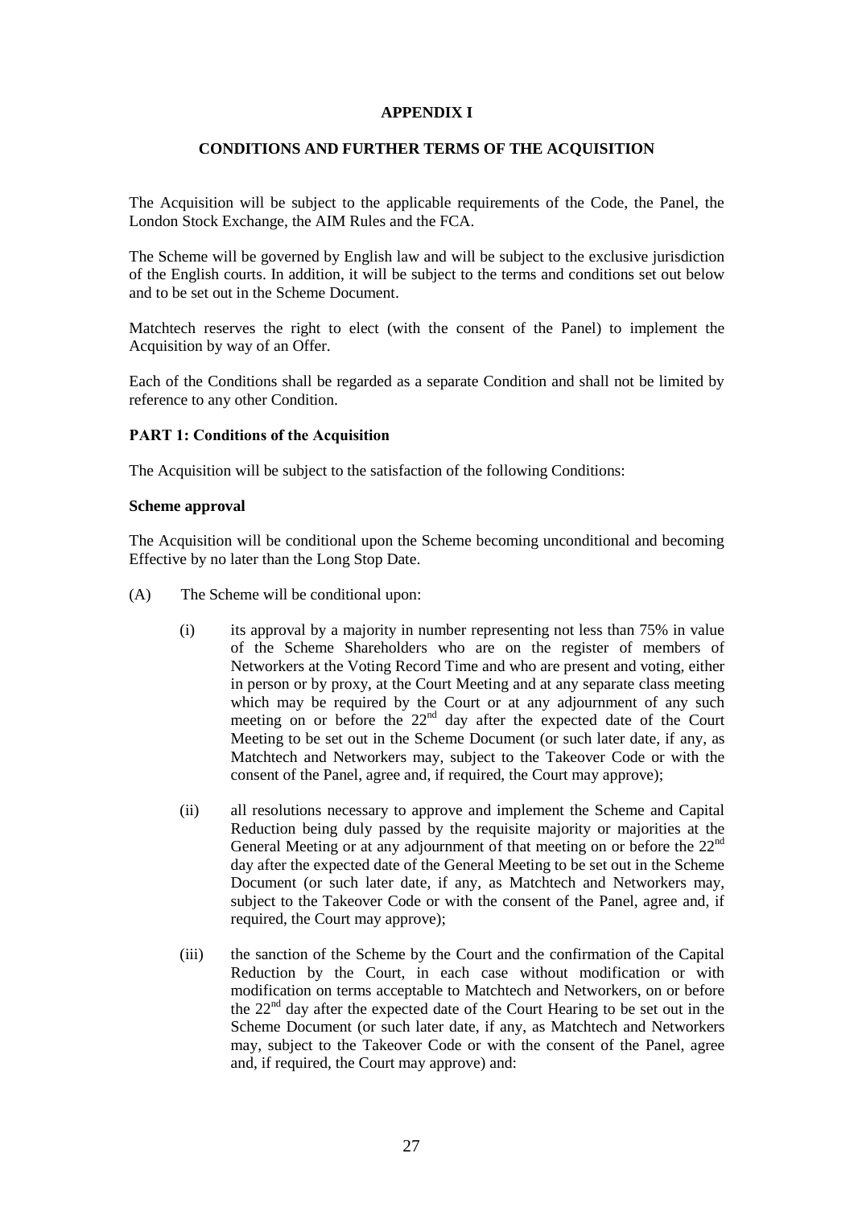## APPENDIX I

## CONDITIONS AND FURTHER TERMS OF THE ACQUISITION

The Acquisition will be subject to the applicable requirements of the Code, the Panel, the London Stock Exchange, the AIM Rules and the FCA.

The Scheme will be governed by English law and will be subject to the exclusive jurisdiction of the English courts. In addition, it will be subject to the terms and conditions set out below and to be set out in the Scheme Document.

Matchtech reserves the right to elect (with the consent of the Panel) to implement the Acquisition by way of an Offer.

Each of the Conditions shall be regarded as a separate Condition and shall not be limited by reference to any other Condition.

### PART 1: Conditions of the Acquisition

The Acquisition will be subject to the satisfaction of the following Conditions:

**Scheme approval**

The Acquisition will be conditional upon the Scheme becoming unconditional and becoming Effective by no later than the Long Stop Date.

(A) The Scheme will be conditional upon:

(i) its approval by a majority in number representing not less than 75% in value of the Scheme Shareholders who are on the register of members of Networkers at the Voting Record Time and who are present and voting, either in person or by proxy, at the Court Meeting and at any separate class meeting which may be required by the Court or at any adjournment of any such meeting on or before the 22nd day after the expected date of the Court Meeting to be set out in the Scheme Document (or such later date, if any, as Matchtech and Networkers may, subject to the Takeover Code or with the consent of the Panel, agree and, if required, the Court may approve);

(ii) all resolutions necessary to approve and implement the Scheme and Capital Reduction being duly passed by the requisite majority or majorities at the General Meeting or at any adjournment of that meeting on or before the 22nd day after the expected date of the General Meeting to be set out in the Scheme Document (or such later date, if any, as Matchtech and Networkers may, subject to the Takeover Code or with the consent of the Panel, agree and, if required, the Court may approve);

(iii) the sanction of the Scheme by the Court and the confirmation of the Capital Reduction by the Court, in each case without modification or with modification on terms acceptable to Matchtech and Networkers, on or before the 22nd day after the expected date of the Court Hearing to be set out in the Scheme Document (or such later date, if any, as Matchtech and Networkers may, subject to the Takeover Code or with the consent of the Panel, agree and, if required, the Court may approve) and: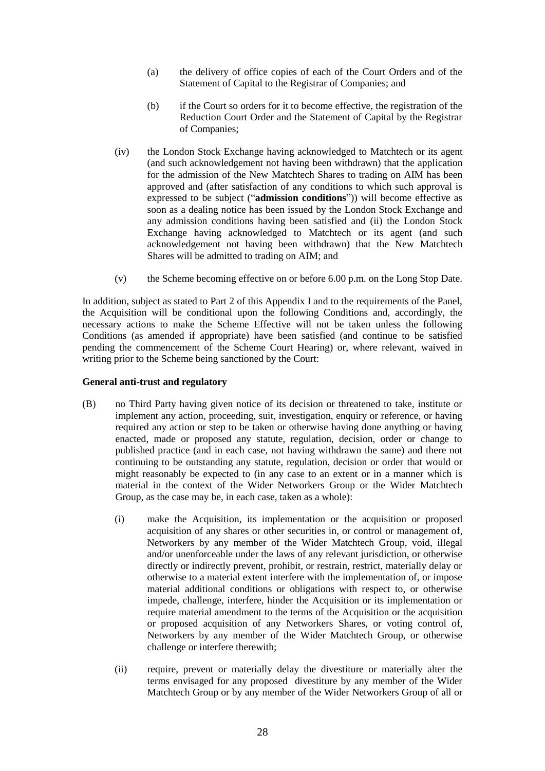(a) the delivery of office copies of each of the Court Orders and of the Statement of Capital to the Registrar of Companies; and

(b) if the Court so orders for it to become effective, the registration of the Reduction Court Order and the Statement of Capital by the Registrar of Companies;

(iv) the London Stock Exchange having acknowledged to Matchtech or its agent (and such acknowledgement not having been withdrawn) that the application for the admission of the New Matchtech Shares to trading on AIM has been approved and (after satisfaction of any conditions to which such approval is expressed to be subject ("**admission conditions**")) will become effective as soon as a dealing notice has been issued by the London Stock Exchange and any admission conditions having been satisfied and (ii) the London Stock Exchange having acknowledged to Matchtech or its agent (and such acknowledgement not having been withdrawn) that the New Matchtech Shares will be admitted to trading on AIM; and

(v) the Scheme becoming effective on or before 6.00 p.m. on the Long Stop Date.

In addition, subject as stated to Part 2 of this Appendix I and to the requirements of the Panel, the Acquisition will be conditional upon the following Conditions and, accordingly, the necessary actions to make the Scheme Effective will not be taken unless the following Conditions (as amended if appropriate) have been satisfied (and continue to be satisfied pending the commencement of the Scheme Court Hearing) or, where relevant, waived in writing prior to the Scheme being sanctioned by the Court:

**General anti-trust and regulatory**

(B) no Third Party having given notice of its decision or threatened to take, institute or implement any action, proceeding, suit, investigation, enquiry or reference, or having required any action or step to be taken or otherwise having done anything or having enacted, made or proposed any statute, regulation, decision, order or change to published practice (and in each case, not having withdrawn the same) and there not continuing to be outstanding any statute, regulation, decision or order that would or might reasonably be expected to (in any case to an extent or in a manner which is material in the context of the Wider Networkers Group or the Wider Matchtech Group, as the case may be, in each case, taken as a whole):

(i) make the Acquisition, its implementation or the acquisition or proposed acquisition of any shares or other securities in, or control or management of, Networkers by any member of the Wider Matchtech Group, void, illegal and/or unenforceable under the laws of any relevant jurisdiction, or otherwise directly or indirectly prevent, prohibit, or restrain, restrict, materially delay or otherwise to a material extent interfere with the implementation of, or impose material additional conditions or obligations with respect to, or otherwise impede, challenge, interfere, hinder the Acquisition or its implementation or require material amendment to the terms of the Acquisition or the acquisition or proposed acquisition of any Networkers Shares, or voting control of, Networkers by any member of the Wider Matchtech Group, or otherwise challenge or interfere therewith;

(ii) require, prevent or materially delay the divestiture or materially alter the terms envisaged for any proposed divestiture by any member of the Wider Matchtech Group or by any member of the Wider Networkers Group of all or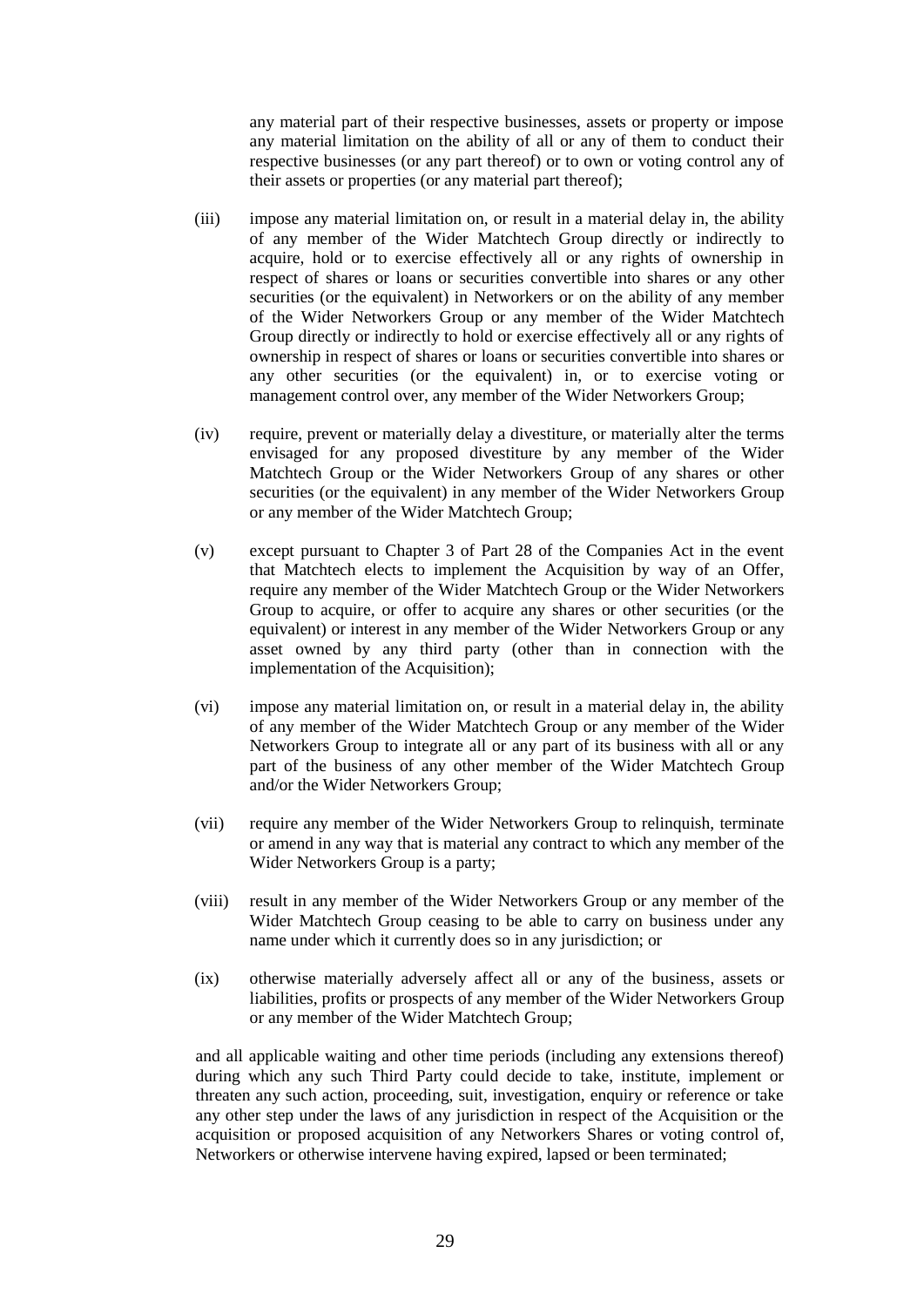any material part of their respective businesses, assets or property or impose any material limitation on the ability of all or any of them to conduct their respective businesses (or any part thereof) or to own or voting control any of their assets or properties (or any material part thereof);

(iii) impose any material limitation on, or result in a material delay in, the ability of any member of the Wider Matchtech Group directly or indirectly to acquire, hold or to exercise effectively all or any rights of ownership in respect of shares or loans or securities convertible into shares or any other securities (or the equivalent) in Networkers or on the ability of any member of the Wider Networkers Group or any member of the Wider Matchtech Group directly or indirectly to hold or exercise effectively all or any rights of ownership in respect of shares or loans or securities convertible into shares or any other securities (or the equivalent) in, or to exercise voting or management control over, any member of the Wider Networkers Group;

(iv) require, prevent or materially delay a divestiture, or materially alter the terms envisaged for any proposed divestiture by any member of the Wider Matchtech Group or the Wider Networkers Group of any shares or other securities (or the equivalent) in any member of the Wider Networkers Group or any member of the Wider Matchtech Group;

(v) except pursuant to Chapter 3 of Part 28 of the Companies Act in the event that Matchtech elects to implement the Acquisition by way of an Offer, require any member of the Wider Matchtech Group or the Wider Networkers Group to acquire, or offer to acquire any shares or other securities (or the equivalent) or interest in any member of the Wider Networkers Group or any asset owned by any third party (other than in connection with the implementation of the Acquisition);

(vi) impose any material limitation on, or result in a material delay in, the ability of any member of the Wider Matchtech Group or any member of the Wider Networkers Group to integrate all or any part of its business with all or any part of the business of any other member of the Wider Matchtech Group and/or the Wider Networkers Group;

(vii) require any member of the Wider Networkers Group to relinquish, terminate or amend in any way that is material any contract to which any member of the Wider Networkers Group is a party;

(viii) result in any member of the Wider Networkers Group or any member of the Wider Matchtech Group ceasing to be able to carry on business under any name under which it currently does so in any jurisdiction; or

(ix) otherwise materially adversely affect all or any of the business, assets or liabilities, profits or prospects of any member of the Wider Networkers Group or any member of the Wider Matchtech Group;

and all applicable waiting and other time periods (including any extensions thereof) during which any such Third Party could decide to take, institute, implement or threaten any such action, proceeding, suit, investigation, enquiry or reference or take any other step under the laws of any jurisdiction in respect of the Acquisition or the acquisition or proposed acquisition of any Networkers Shares or voting control of, Networkers or otherwise intervene having expired, lapsed or been terminated;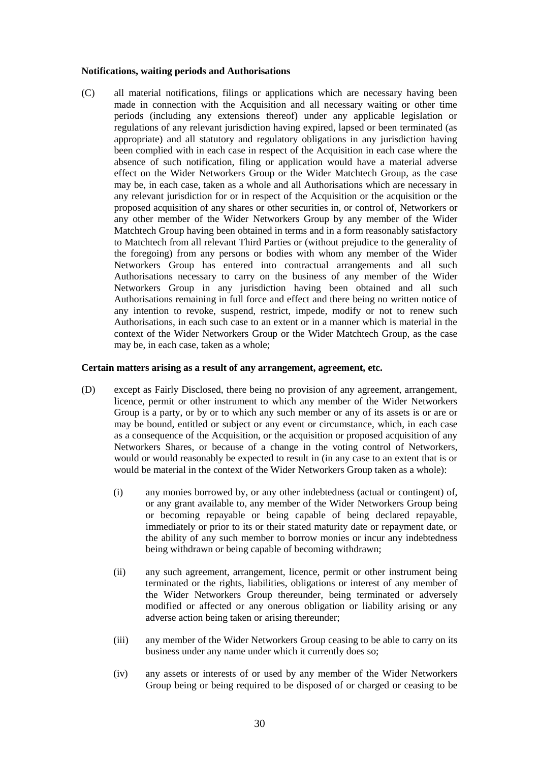**Notifications, waiting periods and Authorisations**

(C) all material notifications, filings or applications which are necessary having been made in connection with the Acquisition and all necessary waiting or other time periods (including any extensions thereof) under any applicable legislation or regulations of any relevant jurisdiction having expired, lapsed or been terminated (as appropriate) and all statutory and regulatory obligations in any jurisdiction having been complied with in each case in respect of the Acquisition in each case where the absence of such notification, filing or application would have a material adverse effect on the Wider Networkers Group or the Wider Matchtech Group, as the case may be, in each case, taken as a whole and all Authorisations which are necessary in any relevant jurisdiction for or in respect of the Acquisition or the acquisition or the proposed acquisition of any shares or other securities in, or control of, Networkers or any other member of the Wider Networkers Group by any member of the Wider Matchtech Group having been obtained in terms and in a form reasonably satisfactory to Matchtech from all relevant Third Parties or (without prejudice to the generality of the foregoing) from any persons or bodies with whom any member of the Wider Networkers Group has entered into contractual arrangements and all such Authorisations necessary to carry on the business of any member of the Wider Networkers Group in any jurisdiction having been obtained and all such Authorisations remaining in full force and effect and there being no written notice of any intention to revoke, suspend, restrict, impede, modify or not to renew such Authorisations, in each such case to an extent or in a manner which is material in the context of the Wider Networkers Group or the Wider Matchtech Group, as the case may be, in each case, taken as a whole;

**Certain matters arising as a result of any arrangement, agreement, etc.**

(D) except as Fairly Disclosed, there being no provision of any agreement, arrangement, licence, permit or other instrument to which any member of the Wider Networkers Group is a party, or by or to which any such member or any of its assets is or are or may be bound, entitled or subject or any event or circumstance, which, in each case as a consequence of the Acquisition, or the acquisition or proposed acquisition of any Networkers Shares, or because of a change in the voting control of Networkers, would or would reasonably be expected to result in (in any case to an extent that is or would be material in the context of the Wider Networkers Group taken as a whole):

(i) any monies borrowed by, or any other indebtedness (actual or contingent) of, or any grant available to, any member of the Wider Networkers Group being or becoming repayable or being capable of being declared repayable, immediately or prior to its or their stated maturity date or repayment date, or the ability of any such member to borrow monies or incur any indebtedness being withdrawn or being capable of becoming withdrawn;

(ii) any such agreement, arrangement, licence, permit or other instrument being terminated or the rights, liabilities, obligations or interest of any member of the Wider Networkers Group thereunder, being terminated or adversely modified or affected or any onerous obligation or liability arising or any adverse action being taken or arising thereunder;

(iii) any member of the Wider Networkers Group ceasing to be able to carry on its business under any name under which it currently does so;

(iv) any assets or interests of or used by any member of the Wider Networkers Group being or being required to be disposed of or charged or ceasing to be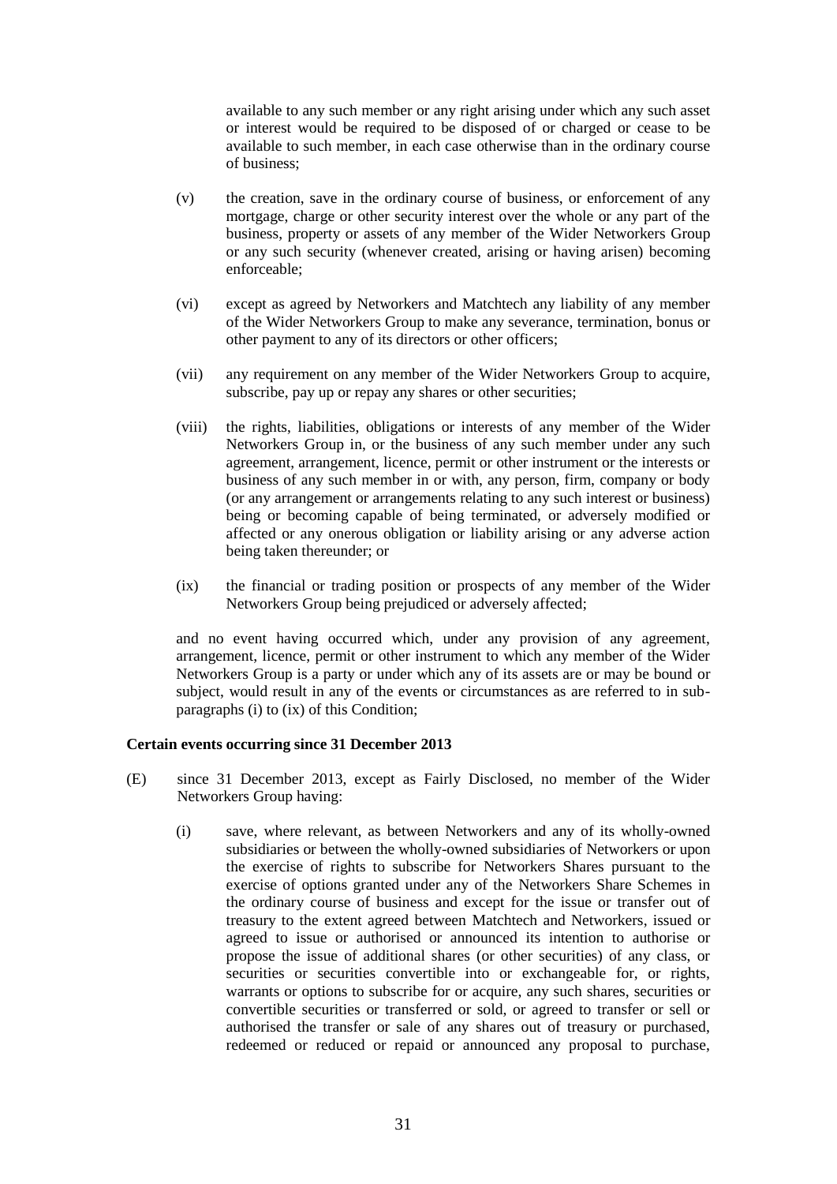available to any such member or any right arising under which any such asset or interest would be required to be disposed of or charged or cease to be available to such member, in each case otherwise than in the ordinary course of business;

(v) the creation, save in the ordinary course of business, or enforcement of any mortgage, charge or other security interest over the whole or any part of the business, property or assets of any member of the Wider Networkers Group or any such security (whenever created, arising or having arisen) becoming enforceable;

(vi) except as agreed by Networkers and Matchtech any liability of any member of the Wider Networkers Group to make any severance, termination, bonus or other payment to any of its directors or other officers;

(vii) any requirement on any member of the Wider Networkers Group to acquire, subscribe, pay up or repay any shares or other securities;

(viii) the rights, liabilities, obligations or interests of any member of the Wider Networkers Group in, or the business of any such member under any such agreement, arrangement, licence, permit or other instrument or the interests or business of any such member in or with, any person, firm, company or body (or any arrangement or arrangements relating to any such interest or business) being or becoming capable of being terminated, or adversely modified or affected or any onerous obligation or liability arising or any adverse action being taken thereunder; or

(ix) the financial or trading position or prospects of any member of the Wider Networkers Group being prejudiced or adversely affected;

and no event having occurred which, under any provision of any agreement, arrangement, licence, permit or other instrument to which any member of the Wider Networkers Group is a party or under which any of its assets are or may be bound or subject, would result in any of the events or circumstances as are referred to in sub-paragraphs (i) to (ix) of this Condition;

**Certain events occurring since 31 December 2013**

(E) since 31 December 2013, except as Fairly Disclosed, no member of the Wider Networkers Group having:

(i) save, where relevant, as between Networkers and any of its wholly-owned subsidiaries or between the wholly-owned subsidiaries of Networkers or upon the exercise of rights to subscribe for Networkers Shares pursuant to the exercise of options granted under any of the Networkers Share Schemes in the ordinary course of business and except for the issue or transfer out of treasury to the extent agreed between Matchtech and Networkers, issued or agreed to issue or authorised or announced its intention to authorise or propose the issue of additional shares (or other securities) of any class, or securities or securities convertible into or exchangeable for, or rights, warrants or options to subscribe for or acquire, any such shares, securities or convertible securities or transferred or sold, or agreed to transfer or sell or authorised the transfer or sale of any shares out of treasury or purchased, redeemed or reduced or repaid or announced any proposal to purchase,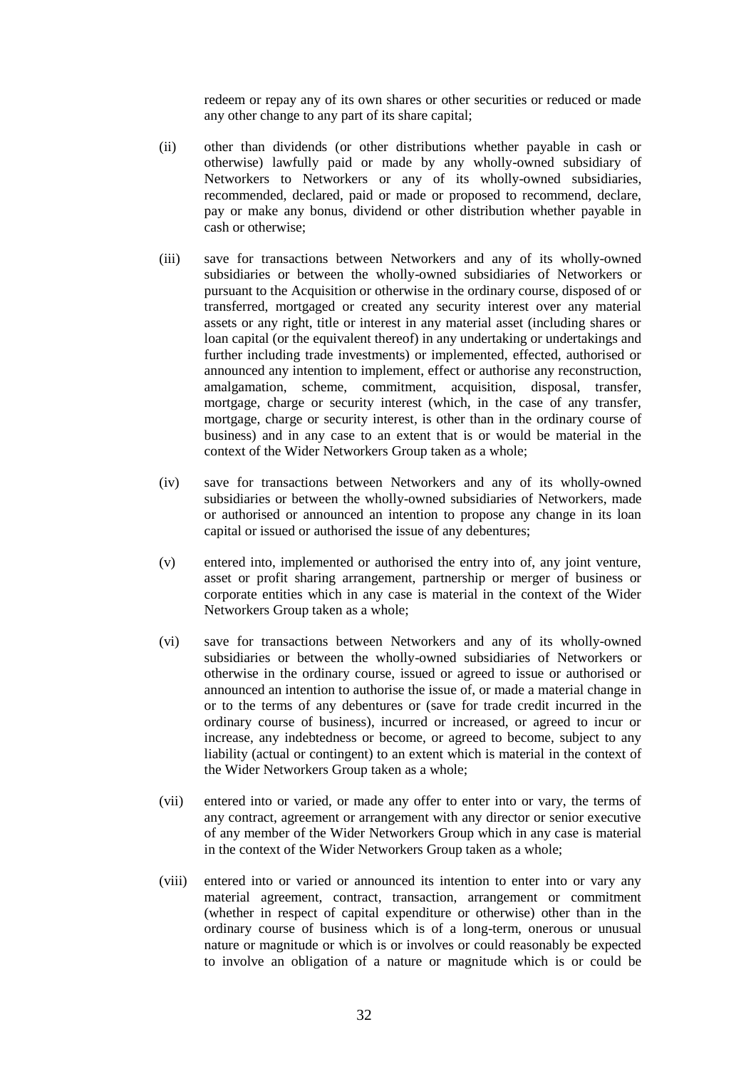redeem or repay any of its own shares or other securities or reduced or made any other change to any part of its share capital;

(ii) other than dividends (or other distributions whether payable in cash or otherwise) lawfully paid or made by any wholly-owned subsidiary of Networkers to Networkers or any of its wholly-owned subsidiaries, recommended, declared, paid or made or proposed to recommend, declare, pay or make any bonus, dividend or other distribution whether payable in cash or otherwise;

(iii) save for transactions between Networkers and any of its wholly-owned subsidiaries or between the wholly-owned subsidiaries of Networkers or pursuant to the Acquisition or otherwise in the ordinary course, disposed of or transferred, mortgaged or created any security interest over any material assets or any right, title or interest in any material asset (including shares or loan capital (or the equivalent thereof) in any undertaking or undertakings and further including trade investments) or implemented, effected, authorised or announced any intention to implement, effect or authorise any reconstruction, amalgamation, scheme, commitment, acquisition, disposal, transfer, mortgage, charge or security interest (which, in the case of any transfer, mortgage, charge or security interest, is other than in the ordinary course of business) and in any case to an extent that is or would be material in the context of the Wider Networkers Group taken as a whole;

(iv) save for transactions between Networkers and any of its wholly-owned subsidiaries or between the wholly-owned subsidiaries of Networkers, made or authorised or announced an intention to propose any change in its loan capital or issued or authorised the issue of any debentures;

(v) entered into, implemented or authorised the entry into of, any joint venture, asset or profit sharing arrangement, partnership or merger of business or corporate entities which in any case is material in the context of the Wider Networkers Group taken as a whole;

(vi) save for transactions between Networkers and any of its wholly-owned subsidiaries or between the wholly-owned subsidiaries of Networkers or otherwise in the ordinary course, issued or agreed to issue or authorised or announced an intention to authorise the issue of, or made a material change in or to the terms of any debentures or (save for trade credit incurred in the ordinary course of business), incurred or increased, or agreed to incur or increase, any indebtedness or become, or agreed to become, subject to any liability (actual or contingent) to an extent which is material in the context of the Wider Networkers Group taken as a whole;

(vii) entered into or varied, or made any offer to enter into or vary, the terms of any contract, agreement or arrangement with any director or senior executive of any member of the Wider Networkers Group which in any case is material in the context of the Wider Networkers Group taken as a whole;

(viii) entered into or varied or announced its intention to enter into or vary any material agreement, contract, transaction, arrangement or commitment (whether in respect of capital expenditure or otherwise) other than in the ordinary course of business which is of a long-term, onerous or unusual nature or magnitude or which is or involves or could reasonably be expected to involve an obligation of a nature or magnitude which is or could be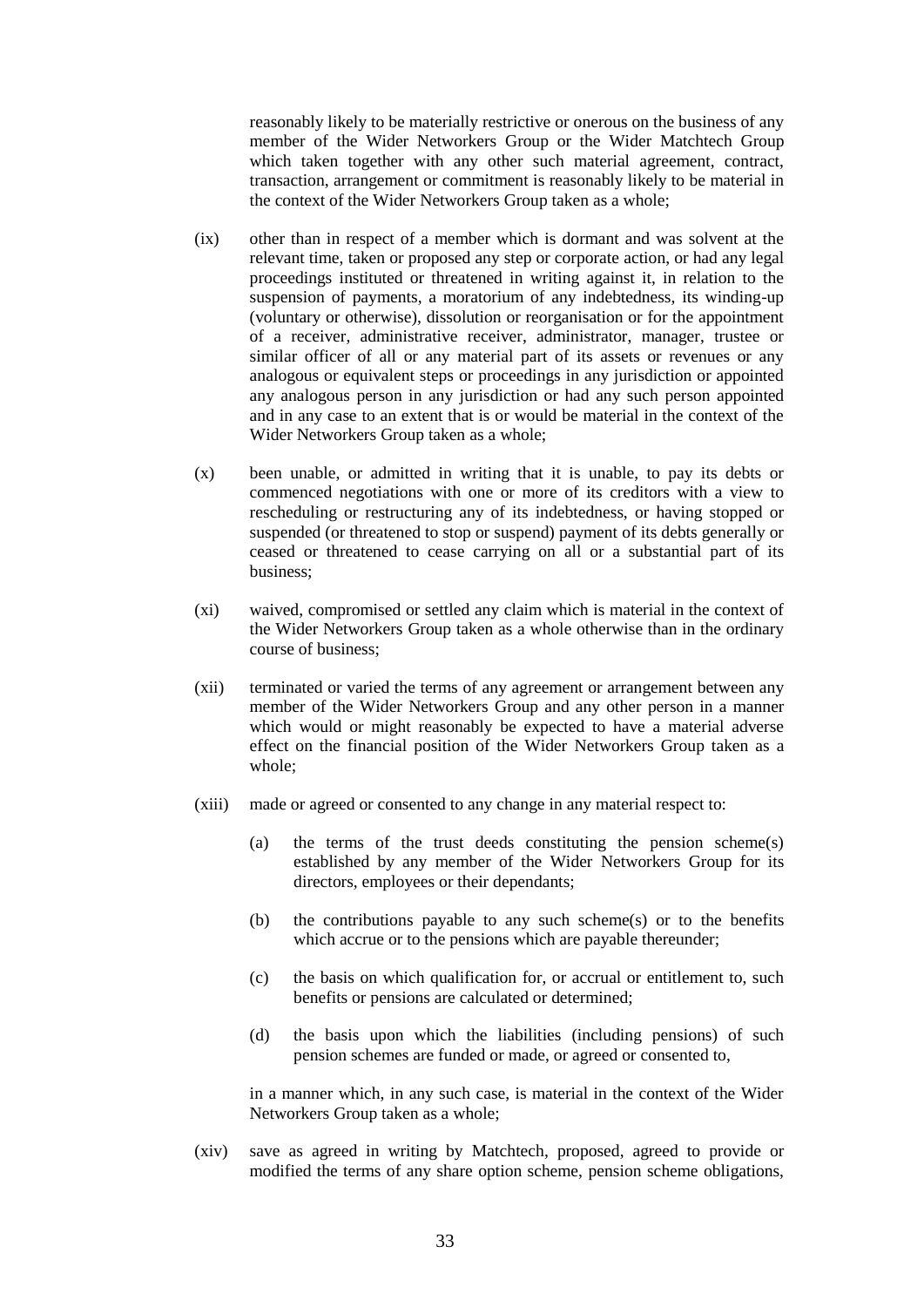reasonably likely to be materially restrictive or onerous on the business of any member of the Wider Networkers Group or the Wider Matchtech Group which taken together with any other such material agreement, contract, transaction, arrangement or commitment is reasonably likely to be material in the context of the Wider Networkers Group taken as a whole;

(ix) other than in respect of a member which is dormant and was solvent at the relevant time, taken or proposed any step or corporate action, or had any legal proceedings instituted or threatened in writing against it, in relation to the suspension of payments, a moratorium of any indebtedness, its winding-up (voluntary or otherwise), dissolution or reorganisation or for the appointment of a receiver, administrative receiver, administrator, manager, trustee or similar officer of all or any material part of its assets or revenues or any analogous or equivalent steps or proceedings in any jurisdiction or appointed any analogous person in any jurisdiction or had any such person appointed and in any case to an extent that is or would be material in the context of the Wider Networkers Group taken as a whole;

(x) been unable, or admitted in writing that it is unable, to pay its debts or commenced negotiations with one or more of its creditors with a view to rescheduling or restructuring any of its indebtedness, or having stopped or suspended (or threatened to stop or suspend) payment of its debts generally or ceased or threatened to cease carrying on all or a substantial part of its business;

(xi) waived, compromised or settled any claim which is material in the context of the Wider Networkers Group taken as a whole otherwise than in the ordinary course of business;

(xii) terminated or varied the terms of any agreement or arrangement between any member of the Wider Networkers Group and any other person in a manner which would or might reasonably be expected to have a material adverse effect on the financial position of the Wider Networkers Group taken as a whole;

(xiii) made or agreed or consented to any change in any material respect to:

(a) the terms of the trust deeds constituting the pension scheme(s) established by any member of the Wider Networkers Group for its directors, employees or their dependants;

(b) the contributions payable to any such scheme(s) or to the benefits which accrue or to the pensions which are payable thereunder;

(c) the basis on which qualification for, or accrual or entitlement to, such benefits or pensions are calculated or determined;

(d) the basis upon which the liabilities (including pensions) of such pension schemes are funded or made, or agreed or consented to,

in a manner which, in any such case, is material in the context of the Wider Networkers Group taken as a whole;

(xiv) save as agreed in writing by Matchtech, proposed, agreed to provide or modified the terms of any share option scheme, pension scheme obligations,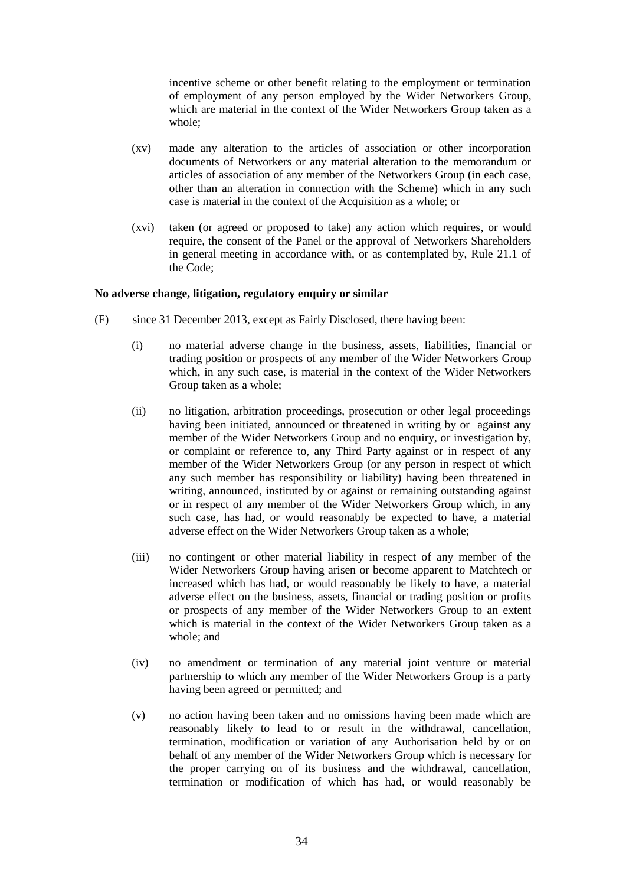incentive scheme or other benefit relating to the employment or termination of employment of any person employed by the Wider Networkers Group, which are material in the context of the Wider Networkers Group taken as a whole;

(xv) made any alteration to the articles of association or other incorporation documents of Networkers or any material alteration to the memorandum or articles of association of any member of the Networkers Group (in each case, other than an alteration in connection with the Scheme) which in any such case is material in the context of the Acquisition as a whole; or

(xvi) taken (or agreed or proposed to take) any action which requires, or would require, the consent of the Panel or the approval of Networkers Shareholders in general meeting in accordance with, or as contemplated by, Rule 21.1 of the Code;

**No adverse change, litigation, regulatory enquiry or similar**

(F) since 31 December 2013, except as Fairly Disclosed, there having been:

(i) no material adverse change in the business, assets, liabilities, financial or trading position or prospects of any member of the Wider Networkers Group which, in any such case, is material in the context of the Wider Networkers Group taken as a whole;

(ii) no litigation, arbitration proceedings, prosecution or other legal proceedings having been initiated, announced or threatened in writing by or against any member of the Wider Networkers Group and no enquiry, or investigation by, or complaint or reference to, any Third Party against or in respect of any member of the Wider Networkers Group (or any person in respect of which any such member has responsibility or liability) having been threatened in writing, announced, instituted by or against or remaining outstanding against or in respect of any member of the Wider Networkers Group which, in any such case, has had, or would reasonably be expected to have, a material adverse effect on the Wider Networkers Group taken as a whole;

(iii) no contingent or other material liability in respect of any member of the Wider Networkers Group having arisen or become apparent to Matchtech or increased which has had, or would reasonably be likely to have, a material adverse effect on the business, assets, financial or trading position or profits or prospects of any member of the Wider Networkers Group to an extent which is material in the context of the Wider Networkers Group taken as a whole; and

(iv) no amendment or termination of any material joint venture or material partnership to which any member of the Wider Networkers Group is a party having been agreed or permitted; and

(v) no action having been taken and no omissions having been made which are reasonably likely to lead to or result in the withdrawal, cancellation, termination, modification or variation of any Authorisation held by or on behalf of any member of the Wider Networkers Group which is necessary for the proper carrying on of its business and the withdrawal, cancellation, termination or modification of which has had, or would reasonably be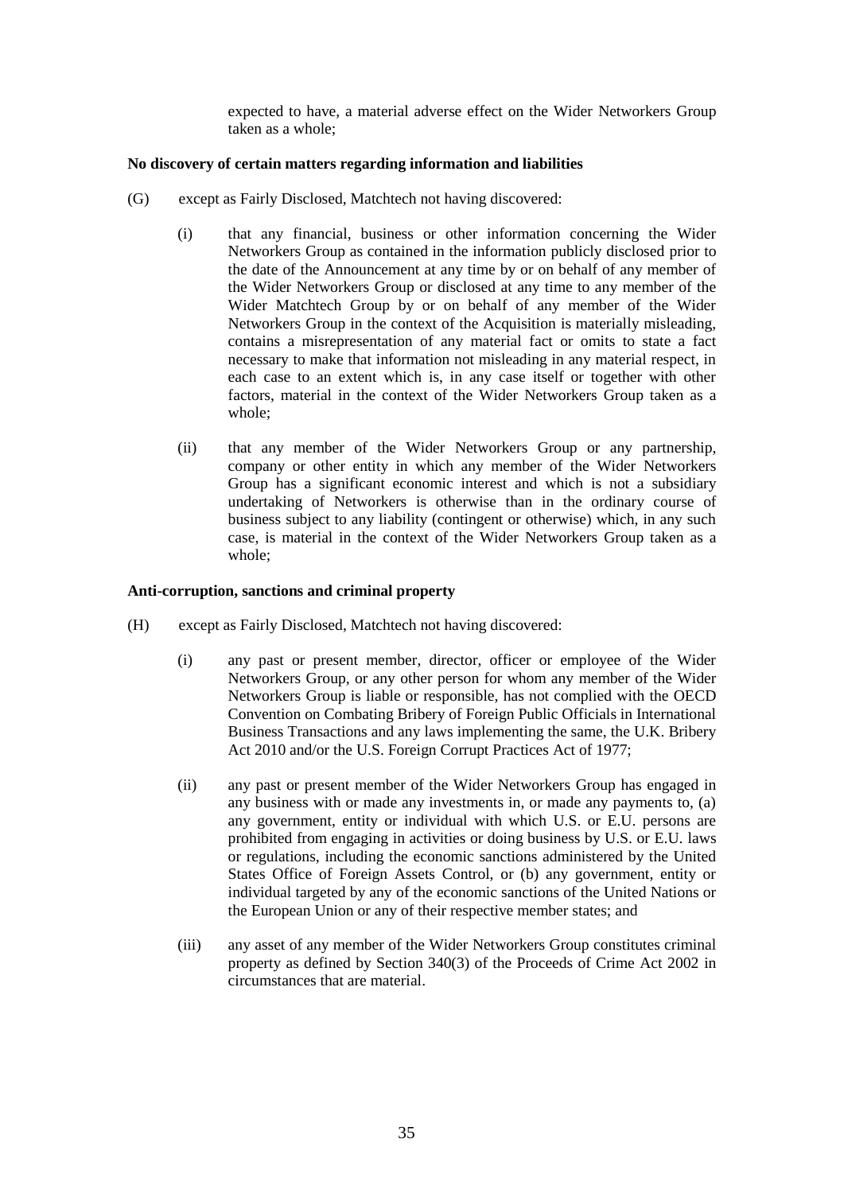expected to have, a material adverse effect on the Wider Networkers Group taken as a whole;

**No discovery of certain matters regarding information and liabilities**

(G) except as Fairly Disclosed, Matchtech not having discovered:

(i) that any financial, business or other information concerning the Wider Networkers Group as contained in the information publicly disclosed prior to the date of the Announcement at any time by or on behalf of any member of the Wider Networkers Group or disclosed at any time to any member of the Wider Matchtech Group by or on behalf of any member of the Wider Networkers Group in the context of the Acquisition is materially misleading, contains a misrepresentation of any material fact or omits to state a fact necessary to make that information not misleading in any material respect, in each case to an extent which is, in any case itself or together with other factors, material in the context of the Wider Networkers Group taken as a whole;

(ii) that any member of the Wider Networkers Group or any partnership, company or other entity in which any member of the Wider Networkers Group has a significant economic interest and which is not a subsidiary undertaking of Networkers is otherwise than in the ordinary course of business subject to any liability (contingent or otherwise) which, in any such case, is material in the context of the Wider Networkers Group taken as a whole;

**Anti-corruption, sanctions and criminal property**

(H) except as Fairly Disclosed, Matchtech not having discovered:

(i) any past or present member, director, officer or employee of the Wider Networkers Group, or any other person for whom any member of the Wider Networkers Group is liable or responsible, has not complied with the OECD Convention on Combating Bribery of Foreign Public Officials in International Business Transactions and any laws implementing the same, the U.K. Bribery Act 2010 and/or the U.S. Foreign Corrupt Practices Act of 1977;

(ii) any past or present member of the Wider Networkers Group has engaged in any business with or made any investments in, or made any payments to, (a) any government, entity or individual with which U.S. or E.U. persons are prohibited from engaging in activities or doing business by U.S. or E.U. laws or regulations, including the economic sanctions administered by the United States Office of Foreign Assets Control, or (b) any government, entity or individual targeted by any of the economic sanctions of the United Nations or the European Union or any of their respective member states; and

(iii) any asset of any member of the Wider Networkers Group constitutes criminal property as defined by Section 340(3) of the Proceeds of Crime Act 2002 in circumstances that are material.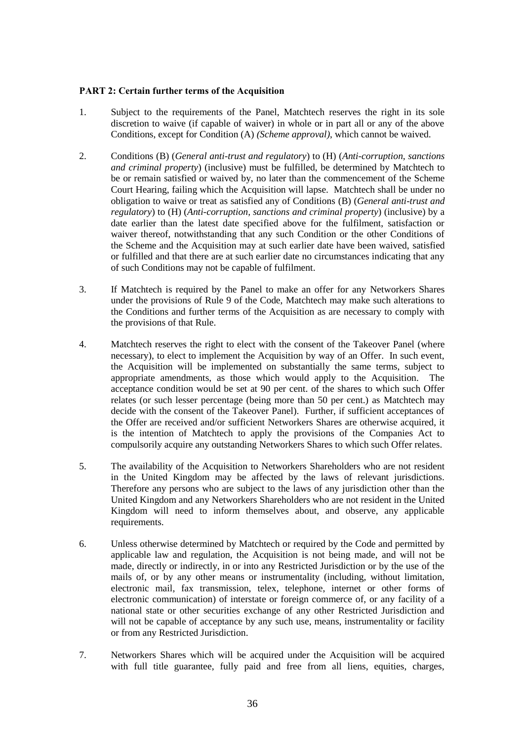**PART 2: Certain further terms of the Acquisition**

1. Subject to the requirements of the Panel, Matchtech reserves the right in its sole discretion to waive (if capable of waiver) in whole or in part all or any of the above Conditions, except for Condition (A) *(Scheme approval)*, which cannot be waived.

2. Conditions (B) (*General anti-trust and regulatory*) to (H) (*Anti-corruption, sanctions and criminal property*) (inclusive) must be fulfilled, be determined by Matchtech to be or remain satisfied or waived by, no later than the commencement of the Scheme Court Hearing, failing which the Acquisition will lapse. Matchtech shall be under no obligation to waive or treat as satisfied any of Conditions (B) (*General anti-trust and regulatory*) to (H) (*Anti-corruption, sanctions and criminal property*) (inclusive) by a date earlier than the latest date specified above for the fulfilment, satisfaction or waiver thereof, notwithstanding that any such Condition or the other Conditions of the Scheme and the Acquisition may at such earlier date have been waived, satisfied or fulfilled and that there are at such earlier date no circumstances indicating that any of such Conditions may not be capable of fulfilment.

3. If Matchtech is required by the Panel to make an offer for any Networkers Shares under the provisions of Rule 9 of the Code, Matchtech may make such alterations to the Conditions and further terms of the Acquisition as are necessary to comply with the provisions of that Rule.

4. Matchtech reserves the right to elect with the consent of the Takeover Panel (where necessary), to elect to implement the Acquisition by way of an Offer. In such event, the Acquisition will be implemented on substantially the same terms, subject to appropriate amendments, as those which would apply to the Acquisition. The acceptance condition would be set at 90 per cent. of the shares to which such Offer relates (or such lesser percentage (being more than 50 per cent.) as Matchtech may decide with the consent of the Takeover Panel). Further, if sufficient acceptances of the Offer are received and/or sufficient Networkers Shares are otherwise acquired, it is the intention of Matchtech to apply the provisions of the Companies Act to compulsorily acquire any outstanding Networkers Shares to which such Offer relates.

5. The availability of the Acquisition to Networkers Shareholders who are not resident in the United Kingdom may be affected by the laws of relevant jurisdictions. Therefore any persons who are subject to the laws of any jurisdiction other than the United Kingdom and any Networkers Shareholders who are not resident in the United Kingdom will need to inform themselves about, and observe, any applicable requirements.

6. Unless otherwise determined by Matchtech or required by the Code and permitted by applicable law and regulation, the Acquisition is not being made, and will not be made, directly or indirectly, in or into any Restricted Jurisdiction or by the use of the mails of, or by any other means or instrumentality (including, without limitation, electronic mail, fax transmission, telex, telephone, internet or other forms of electronic communication) of interstate or foreign commerce of, or any facility of a national state or other securities exchange of any other Restricted Jurisdiction and will not be capable of acceptance by any such use, means, instrumentality or facility or from any Restricted Jurisdiction.

7. Networkers Shares which will be acquired under the Acquisition will be acquired with full title guarantee, fully paid and free from all liens, equities, charges,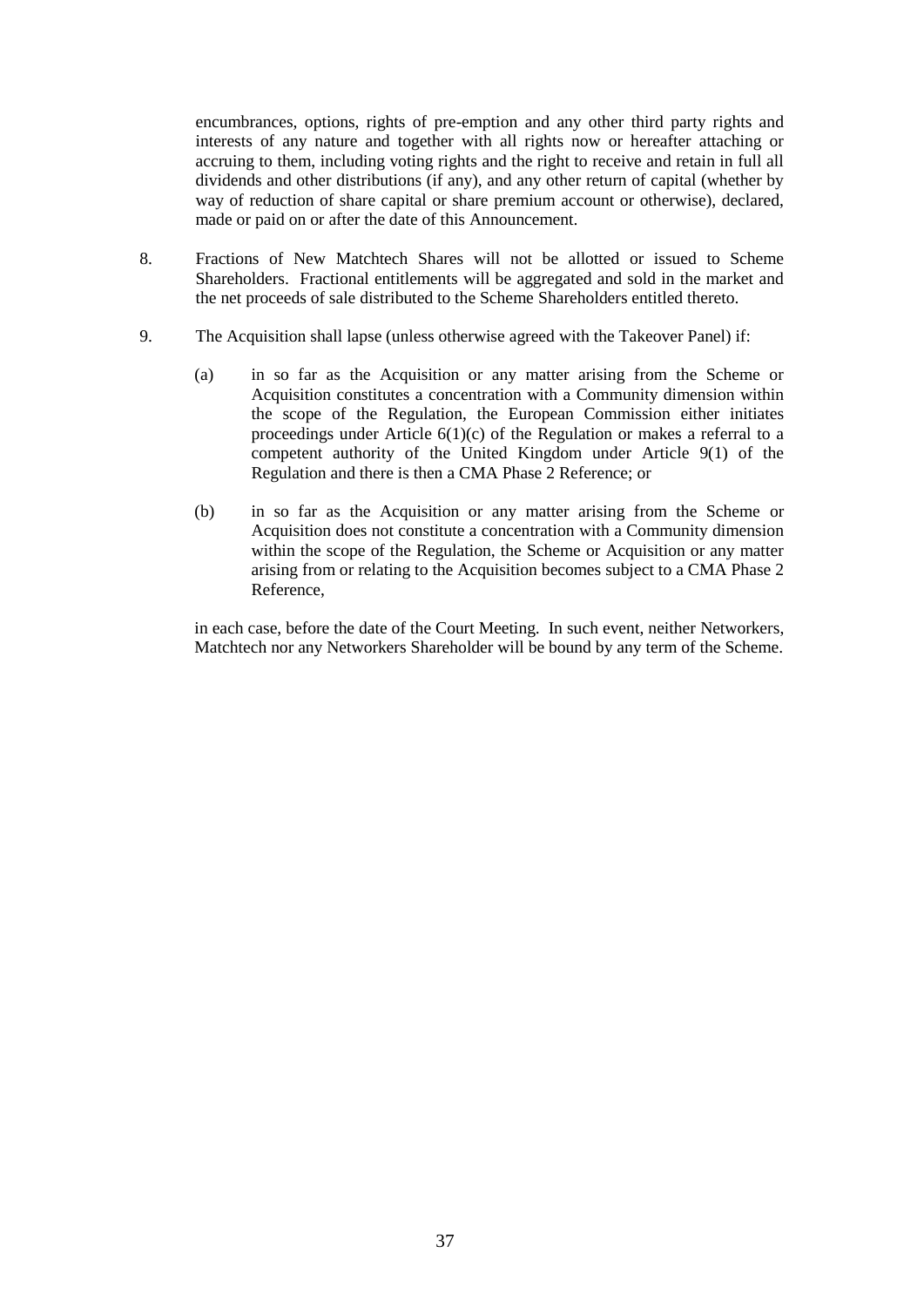encumbrances, options, rights of pre-emption and any other third party rights and interests of any nature and together with all rights now or hereafter attaching or accruing to them, including voting rights and the right to receive and retain in full all dividends and other distributions (if any), and any other return of capital (whether by way of reduction of share capital or share premium account or otherwise), declared, made or paid on or after the date of this Announcement.

8. Fractions of New Matchtech Shares will not be allotted or issued to Scheme Shareholders. Fractional entitlements will be aggregated and sold in the market and the net proceeds of sale distributed to the Scheme Shareholders entitled thereto.

9. The Acquisition shall lapse (unless otherwise agreed with the Takeover Panel) if:

   (a) in so far as the Acquisition or any matter arising from the Scheme or Acquisition constitutes a concentration with a Community dimension within the scope of the Regulation, the European Commission either initiates proceedings under Article 6(1)(c) of the Regulation or makes a referral to a competent authority of the United Kingdom under Article 9(1) of the Regulation and there is then a CMA Phase 2 Reference; or

   (b) in so far as the Acquisition or any matter arising from the Scheme or Acquisition does not constitute a concentration with a Community dimension within the scope of the Regulation, the Scheme or Acquisition or any matter arising from or relating to the Acquisition becomes subject to a CMA Phase 2 Reference,

   in each case, before the date of the Court Meeting. In such event, neither Networkers, Matchtech nor any Networkers Shareholder will be bound by any term of the Scheme.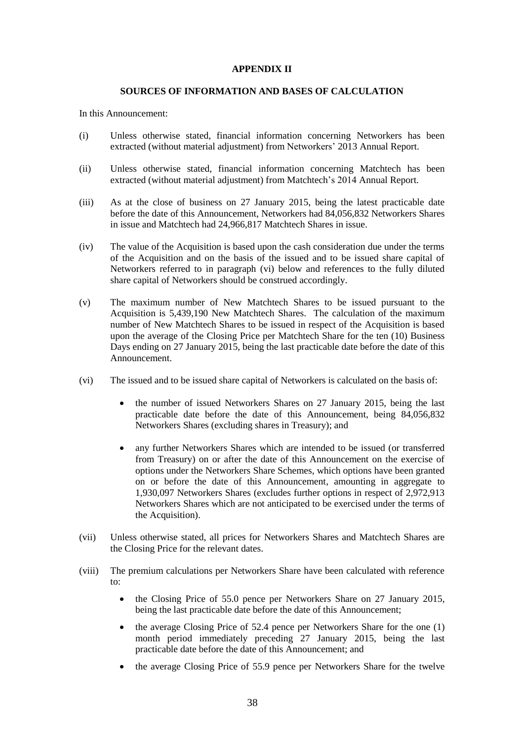**APPENDIX II**

**SOURCES OF INFORMATION AND BASES OF CALCULATION**

In this Announcement:

(i) Unless otherwise stated, financial information concerning Networkers has been extracted (without material adjustment) from Networkers' 2013 Annual Report.

(ii) Unless otherwise stated, financial information concerning Matchtech has been extracted (without material adjustment) from Matchtech's 2014 Annual Report.

(iii) As at the close of business on 27 January 2015, being the latest practicable date before the date of this Announcement, Networkers had 84,056,832 Networkers Shares in issue and Matchtech had 24,966,817 Matchtech Shares in issue.

(iv) The value of the Acquisition is based upon the cash consideration due under the terms of the Acquisition and on the basis of the issued and to be issued share capital of Networkers referred to in paragraph (vi) below and references to the fully diluted share capital of Networkers should be construed accordingly.

(v) The maximum number of New Matchtech Shares to be issued pursuant to the Acquisition is 5,439,190 New Matchtech Shares. The calculation of the maximum number of New Matchtech Shares to be issued in respect of the Acquisition is based upon the average of the Closing Price per Matchtech Share for the ten (10) Business Days ending on 27 January 2015, being the last practicable date before the date of this Announcement.

(vi) The issued and to be issued share capital of Networkers is calculated on the basis of:

- the number of issued Networkers Shares on 27 January 2015, being the last practicable date before the date of this Announcement, being 84,056,832 Networkers Shares (excluding shares in Treasury); and
- any further Networkers Shares which are intended to be issued (or transferred from Treasury) on or after the date of this Announcement on the exercise of options under the Networkers Share Schemes, which options have been granted on or before the date of this Announcement, amounting in aggregate to 1,930,097 Networkers Shares (excludes further options in respect of 2,972,913 Networkers Shares which are not anticipated to be exercised under the terms of the Acquisition).

(vii) Unless otherwise stated, all prices for Networkers Shares and Matchtech Shares are the Closing Price for the relevant dates.

(viii) The premium calculations per Networkers Share have been calculated with reference to:

- the Closing Price of 55.0 pence per Networkers Share on 27 January 2015, being the last practicable date before the date of this Announcement;
- the average Closing Price of 52.4 pence per Networkers Share for the one (1) month period immediately preceding 27 January 2015, being the last practicable date before the date of this Announcement; and
- the average Closing Price of 55.9 pence per Networkers Share for the twelve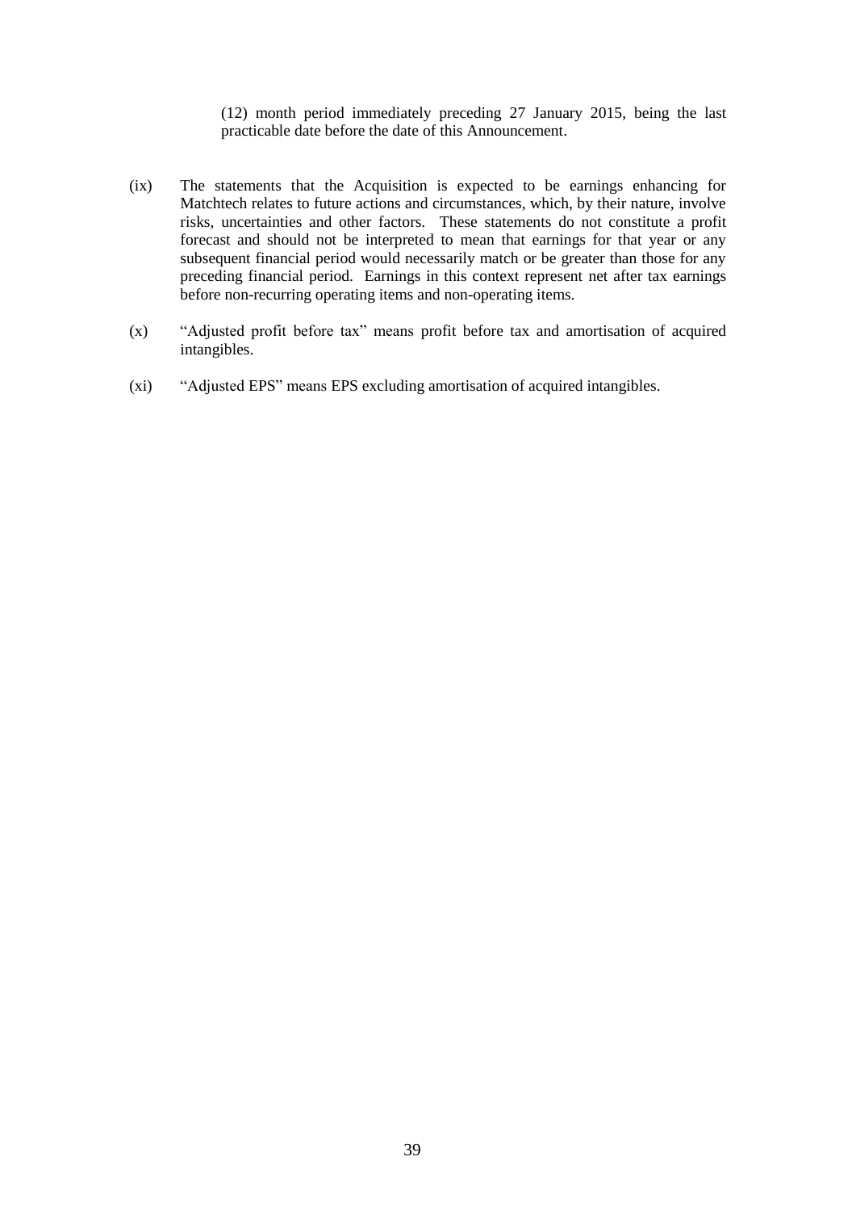(12) month period immediately preceding 27 January 2015, being the last practicable date before the date of this Announcement.

(ix) The statements that the Acquisition is expected to be earnings enhancing for Matchtech relates to future actions and circumstances, which, by their nature, involve risks, uncertainties and other factors. These statements do not constitute a profit forecast and should not be interpreted to mean that earnings for that year or any subsequent financial period would necessarily match or be greater than those for any preceding financial period. Earnings in this context represent net after tax earnings before non-recurring operating items and non-operating items.

(x) "Adjusted profit before tax" means profit before tax and amortisation of acquired intangibles.

(xi) "Adjusted EPS" means EPS excluding amortisation of acquired intangibles.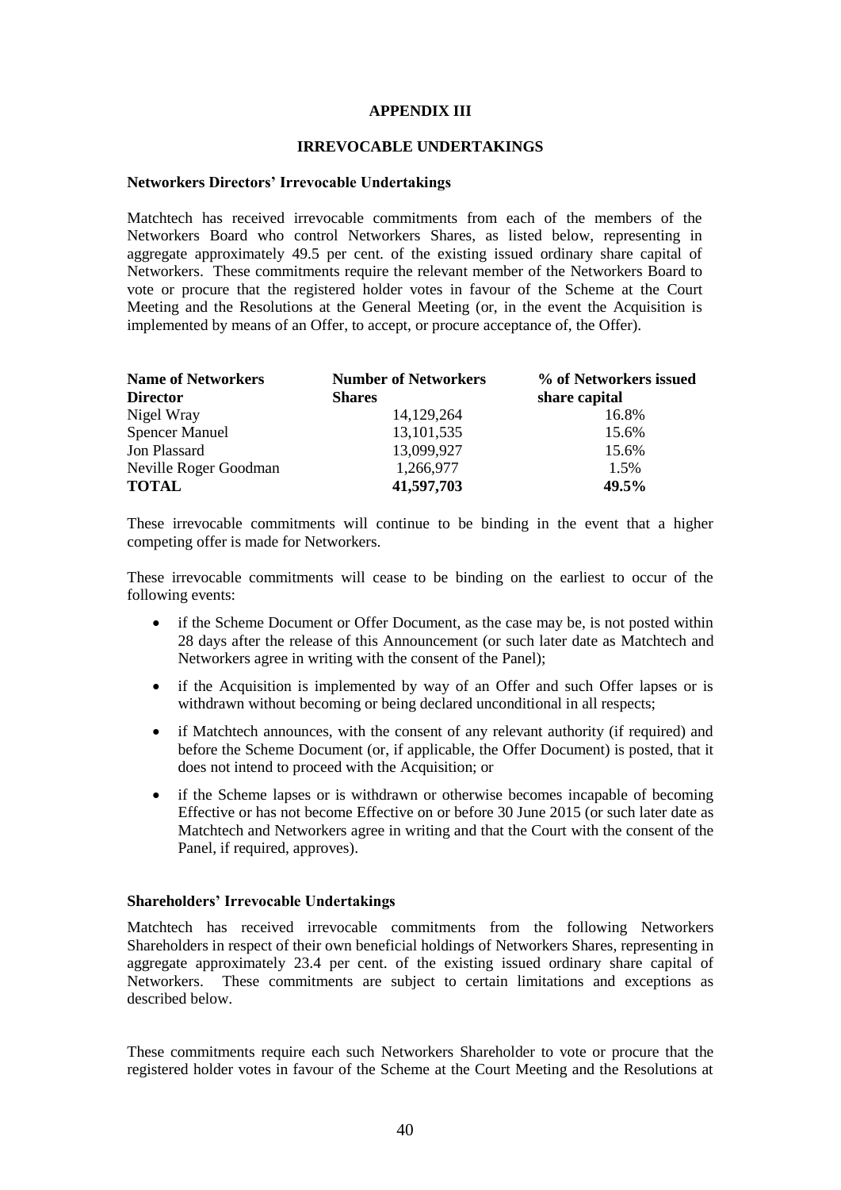# APPENDIX III

## IRREVOCABLE UNDERTAKINGS

### Networkers Directors' Irrevocable Undertakings

Matchtech has received irrevocable commitments from each of the members of the Networkers Board who control Networkers Shares, as listed below, representing in aggregate approximately 49.5 per cent. of the existing issued ordinary share capital of Networkers. These commitments require the relevant member of the Networkers Board to vote or procure that the registered holder votes in favour of the Scheme at the Court Meeting and the Resolutions at the General Meeting (or, in the event the Acquisition is implemented by means of an Offer, to accept, or procure acceptance of, the Offer).

| Name of Networkers Director | Number of Networkers Shares | % of Networkers issued share capital |
|---|---|---|
| Nigel Wray | 14,129,264 | 16.8% |
| Spencer Manuel | 13,101,535 | 15.6% |
| Jon Plassard | 13,099,927 | 15.6% |
| Neville Roger Goodman | 1,266,977 | 1.5% |
| **TOTAL** | **41,597,703** | **49.5%** |

These irrevocable commitments will continue to be binding in the event that a higher competing offer is made for Networkers.

These irrevocable commitments will cease to be binding on the earliest to occur of the following events:

- if the Scheme Document or Offer Document, as the case may be, is not posted within 28 days after the release of this Announcement (or such later date as Matchtech and Networkers agree in writing with the consent of the Panel);
- if the Acquisition is implemented by way of an Offer and such Offer lapses or is withdrawn without becoming or being declared unconditional in all respects;
- if Matchtech announces, with the consent of any relevant authority (if required) and before the Scheme Document (or, if applicable, the Offer Document) is posted, that it does not intend to proceed with the Acquisition; or
- if the Scheme lapses or is withdrawn or otherwise becomes incapable of becoming Effective or has not become Effective on or before 30 June 2015 (or such later date as Matchtech and Networkers agree in writing and that the Court with the consent of the Panel, if required, approves).

### Shareholders' Irrevocable Undertakings

Matchtech has received irrevocable commitments from the following Networkers Shareholders in respect of their own beneficial holdings of Networkers Shares, representing in aggregate approximately 23.4 per cent. of the existing issued ordinary share capital of Networkers. These commitments are subject to certain limitations and exceptions as described below.

These commitments require each such Networkers Shareholder to vote or procure that the registered holder votes in favour of the Scheme at the Court Meeting and the Resolutions at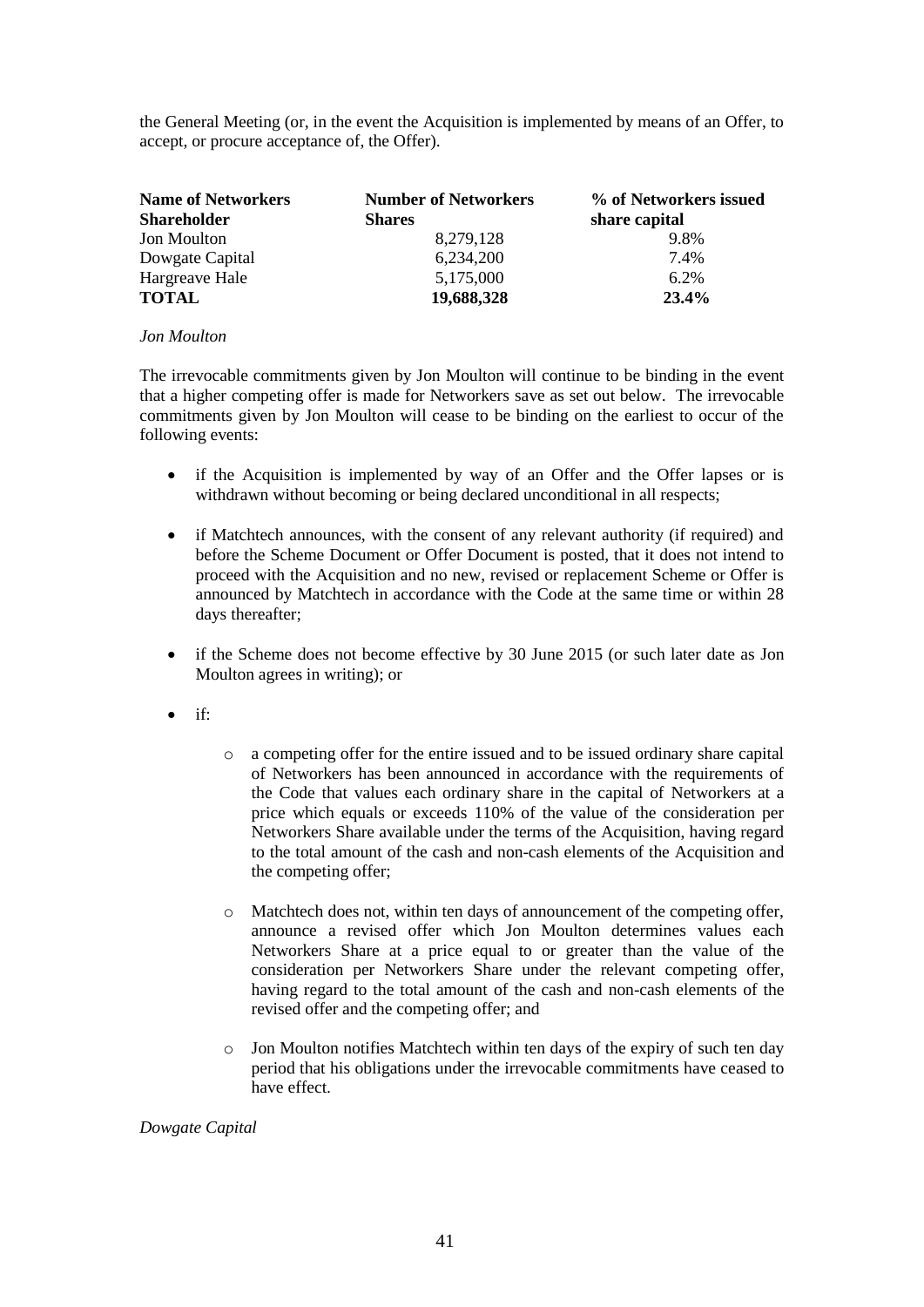the General Meeting (or, in the event the Acquisition is implemented by means of an Offer, to accept, or procure acceptance of, the Offer).

| Name of Networkers Shareholder | Number of Networkers Shares | % of Networkers issued share capital |
|---|---|---|
| Jon Moulton | 8,279,128 | 9.8% |
| Dowgate Capital | 6,234,200 | 7.4% |
| Hargreave Hale | 5,175,000 | 6.2% |
| **TOTAL** | **19,688,328** | **23.4%** |

*Jon Moulton*

The irrevocable commitments given by Jon Moulton will continue to be binding in the event that a higher competing offer is made for Networkers save as set out below. The irrevocable commitments given by Jon Moulton will cease to be binding on the earliest to occur of the following events:

- if the Acquisition is implemented by way of an Offer and the Offer lapses or is withdrawn without becoming or being declared unconditional in all respects;
- if Matchtech announces, with the consent of any relevant authority (if required) and before the Scheme Document or Offer Document is posted, that it does not intend to proceed with the Acquisition and no new, revised or replacement Scheme or Offer is announced by Matchtech in accordance with the Code at the same time or within 28 days thereafter;
- if the Scheme does not become effective by 30 June 2015 (or such later date as Jon Moulton agrees in writing); or
- if:
  - a competing offer for the entire issued and to be issued ordinary share capital of Networkers has been announced in accordance with the requirements of the Code that values each ordinary share in the capital of Networkers at a price which equals or exceeds 110% of the value of the consideration per Networkers Share available under the terms of the Acquisition, having regard to the total amount of the cash and non-cash elements of the Acquisition and the competing offer;
  - Matchtech does not, within ten days of announcement of the competing offer, announce a revised offer which Jon Moulton determines values each Networkers Share at a price equal to or greater than the value of the consideration per Networkers Share under the relevant competing offer, having regard to the total amount of the cash and non-cash elements of the revised offer and the competing offer; and
  - Jon Moulton notifies Matchtech within ten days of the expiry of such ten day period that his obligations under the irrevocable commitments have ceased to have effect.

*Dowgate Capital*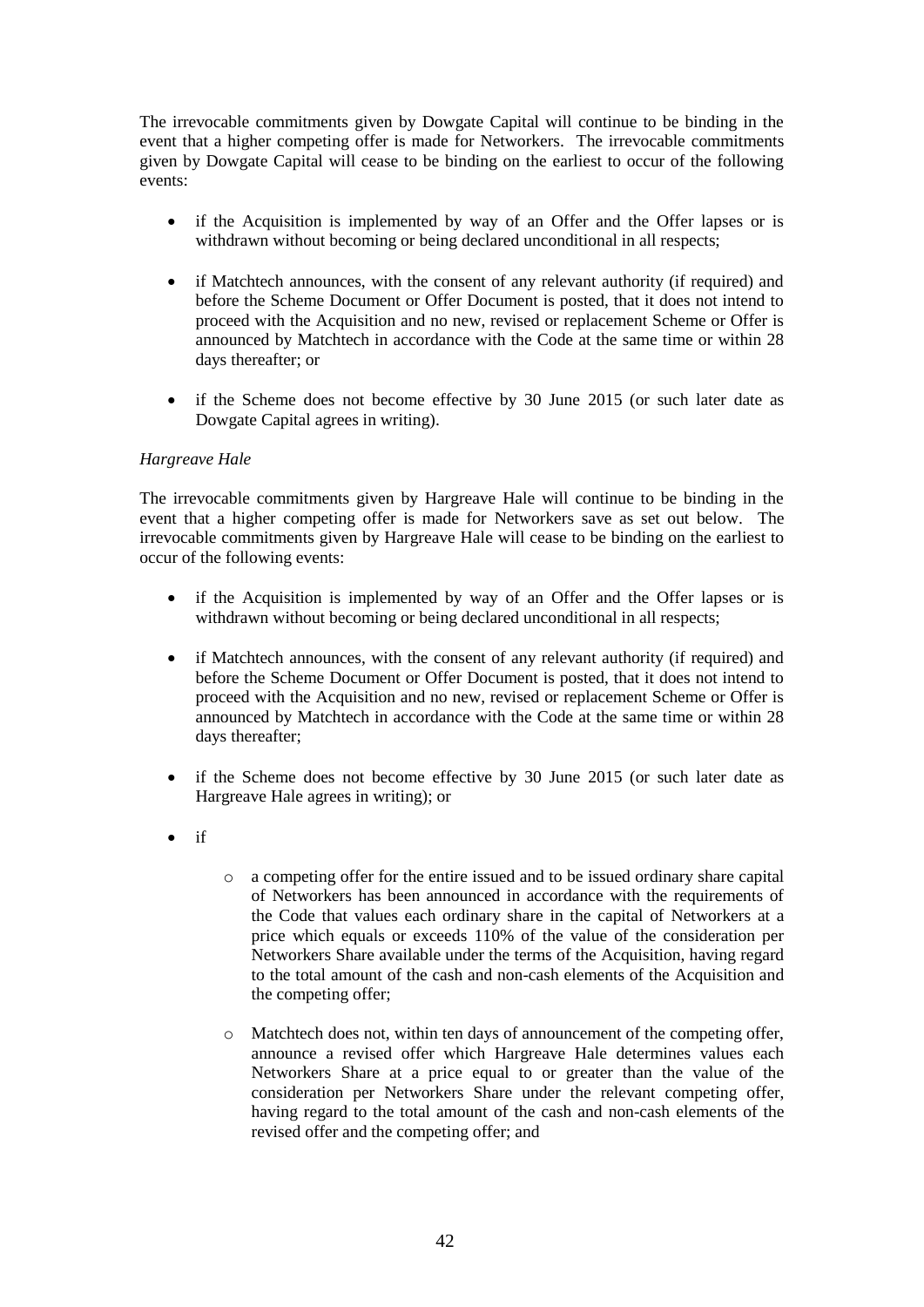The irrevocable commitments given by Dowgate Capital will continue to be binding in the event that a higher competing offer is made for Networkers. The irrevocable commitments given by Dowgate Capital will cease to be binding on the earliest to occur of the following events:

- if the Acquisition is implemented by way of an Offer and the Offer lapses or is withdrawn without becoming or being declared unconditional in all respects;
- if Matchtech announces, with the consent of any relevant authority (if required) and before the Scheme Document or Offer Document is posted, that it does not intend to proceed with the Acquisition and no new, revised or replacement Scheme or Offer is announced by Matchtech in accordance with the Code at the same time or within 28 days thereafter; or
- if the Scheme does not become effective by 30 June 2015 (or such later date as Dowgate Capital agrees in writing).

*Hargreave Hale*

The irrevocable commitments given by Hargreave Hale will continue to be binding in the event that a higher competing offer is made for Networkers save as set out below. The irrevocable commitments given by Hargreave Hale will cease to be binding on the earliest to occur of the following events:

- if the Acquisition is implemented by way of an Offer and the Offer lapses or is withdrawn without becoming or being declared unconditional in all respects;
- if Matchtech announces, with the consent of any relevant authority (if required) and before the Scheme Document or Offer Document is posted, that it does not intend to proceed with the Acquisition and no new, revised or replacement Scheme or Offer is announced by Matchtech in accordance with the Code at the same time or within 28 days thereafter;
- if the Scheme does not become effective by 30 June 2015 (or such later date as Hargreave Hale agrees in writing); or
- if
  - a competing offer for the entire issued and to be issued ordinary share capital of Networkers has been announced in accordance with the requirements of the Code that values each ordinary share in the capital of Networkers at a price which equals or exceeds 110% of the value of the consideration per Networkers Share available under the terms of the Acquisition, having regard to the total amount of the cash and non-cash elements of the Acquisition and the competing offer;
  - Matchtech does not, within ten days of announcement of the competing offer, announce a revised offer which Hargreave Hale determines values each Networkers Share at a price equal to or greater than the value of the consideration per Networkers Share under the relevant competing offer, having regard to the total amount of the cash and non-cash elements of the revised offer and the competing offer; and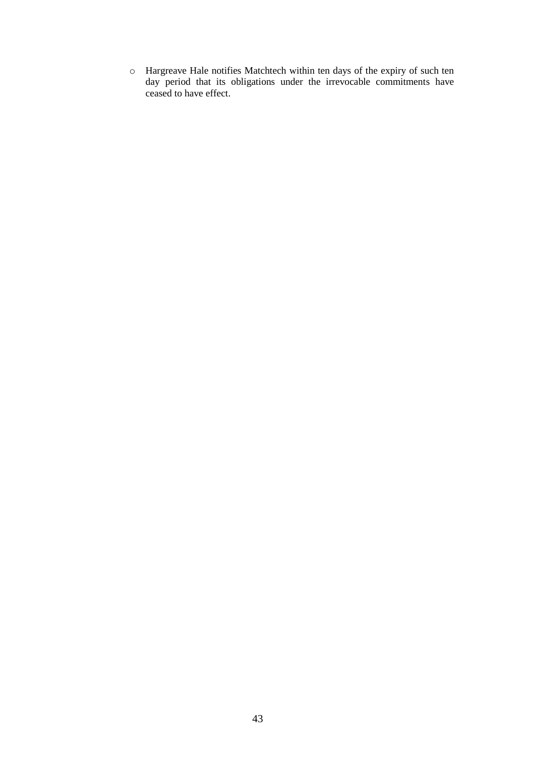- Hargreave Hale notifies Matchtech within ten days of the expiry of such ten day period that its obligations under the irrevocable commitments have ceased to have effect.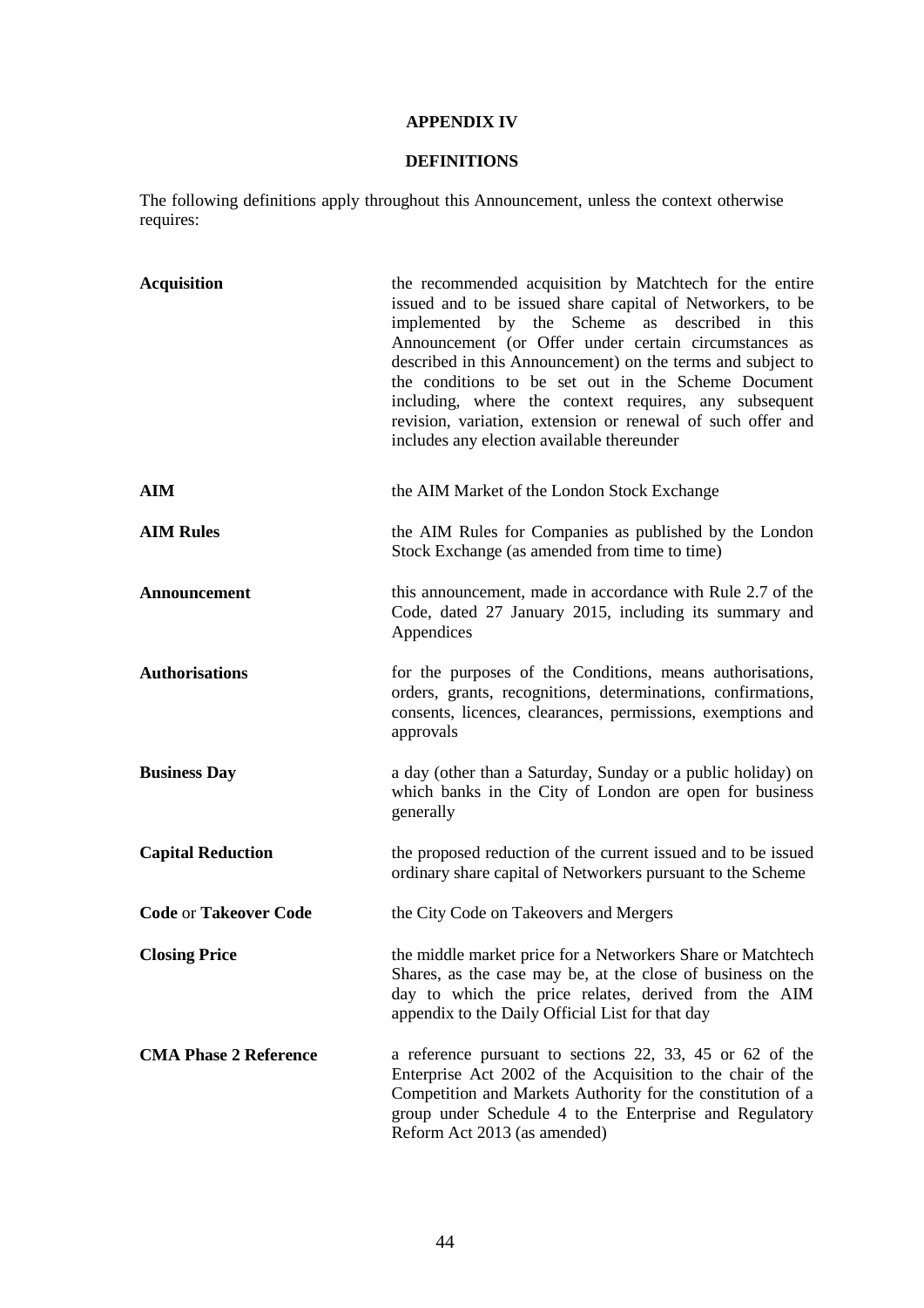## APPENDIX IV

## DEFINITIONS

The following definitions apply throughout this Announcement, unless the context otherwise requires:

| | |
|---|---|
| **Acquisition** | the recommended acquisition by Matchtech for the entire issued and to be issued share capital of Networkers, to be implemented by the Scheme as described in this Announcement (or Offer under certain circumstances as described in this Announcement) on the terms and subject to the conditions to be set out in the Scheme Document including, where the context requires, any subsequent revision, variation, extension or renewal of such offer and includes any election available thereunder |
| **AIM** | the AIM Market of the London Stock Exchange |
| **AIM Rules** | the AIM Rules for Companies as published by the London Stock Exchange (as amended from time to time) |
| **Announcement** | this announcement, made in accordance with Rule 2.7 of the Code, dated 27 January 2015, including its summary and Appendices |
| **Authorisations** | for the purposes of the Conditions, means authorisations, orders, grants, recognitions, determinations, confirmations, consents, licences, clearances, permissions, exemptions and approvals |
| **Business Day** | a day (other than a Saturday, Sunday or a public holiday) on which banks in the City of London are open for business generally |
| **Capital Reduction** | the proposed reduction of the current issued and to be issued ordinary share capital of Networkers pursuant to the Scheme |
| **Code** or **Takeover Code** | the City Code on Takeovers and Mergers |
| **Closing Price** | the middle market price for a Networkers Share or Matchtech Shares, as the case may be, at the close of business on the day to which the price relates, derived from the AIM appendix to the Daily Official List for that day |
| **CMA Phase 2 Reference** | a reference pursuant to sections 22, 33, 45 or 62 of the Enterprise Act 2002 of the Acquisition to the chair of the Competition and Markets Authority for the constitution of a group under Schedule 4 to the Enterprise and Regulatory Reform Act 2013 (as amended) |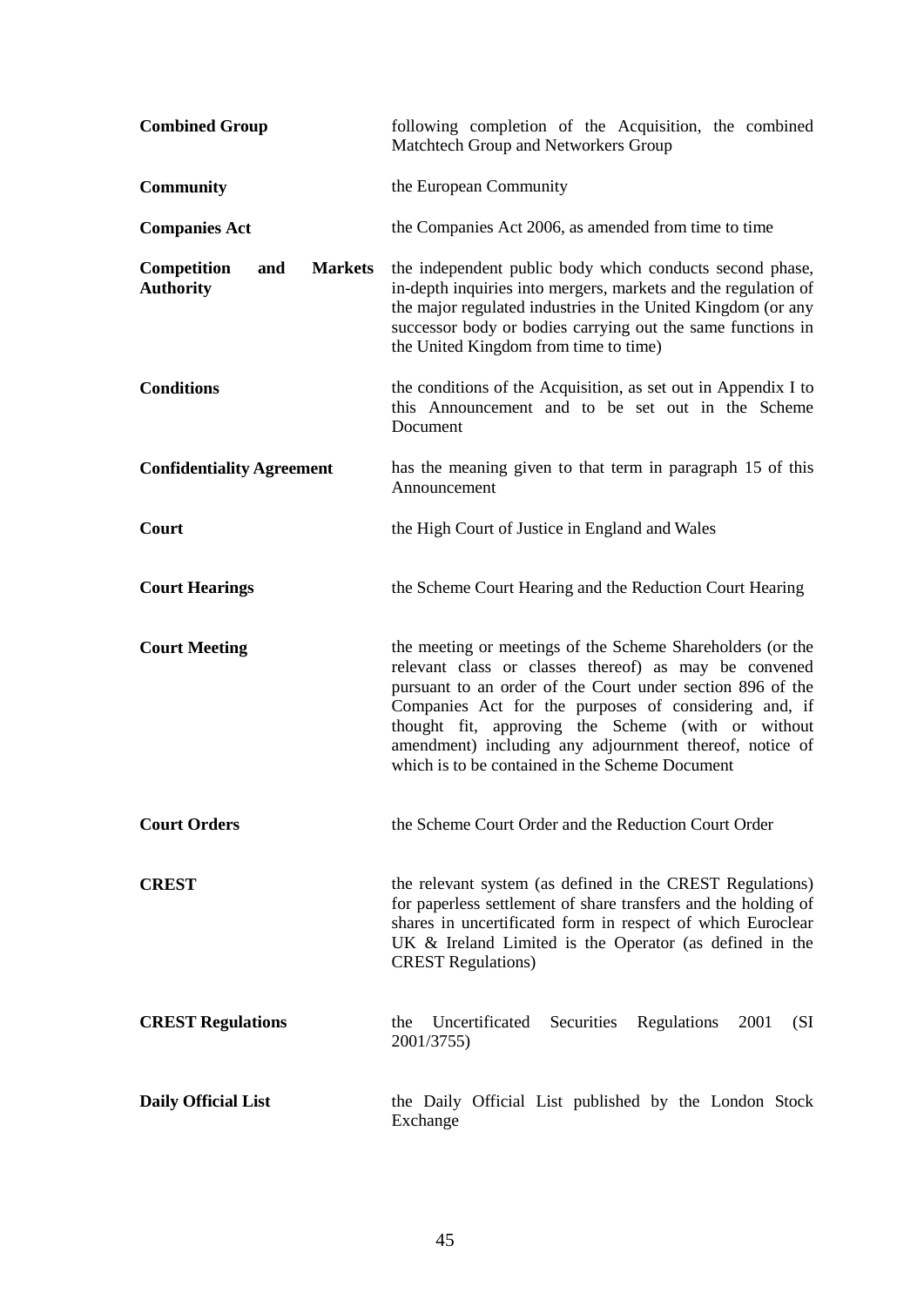| | |
|---|---|
| **Combined Group** | following completion of the Acquisition, the combined Matchtech Group and Networkers Group |
| **Community** | the European Community |
| **Companies Act** | the Companies Act 2006, as amended from time to time |
| **Competition and Markets Authority** | the independent public body which conducts second phase, in-depth inquiries into mergers, markets and the regulation of the major regulated industries in the United Kingdom (or any successor body or bodies carrying out the same functions in the United Kingdom from time to time) |
| **Conditions** | the conditions of the Acquisition, as set out in Appendix I to this Announcement and to be set out in the Scheme Document |
| **Confidentiality Agreement** | has the meaning given to that term in paragraph 15 of this Announcement |
| **Court** | the High Court of Justice in England and Wales |
| **Court Hearings** | the Scheme Court Hearing and the Reduction Court Hearing |
| **Court Meeting** | the meeting or meetings of the Scheme Shareholders (or the relevant class or classes thereof) as may be convened pursuant to an order of the Court under section 896 of the Companies Act for the purposes of considering and, if thought fit, approving the Scheme (with or without amendment) including any adjournment thereof, notice of which is to be contained in the Scheme Document |
| **Court Orders** | the Scheme Court Order and the Reduction Court Order |
| **CREST** | the relevant system (as defined in the CREST Regulations) for paperless settlement of share transfers and the holding of shares in uncertificated form in respect of which Euroclear UK & Ireland Limited is the Operator (as defined in the CREST Regulations) |
| **CREST Regulations** | the Uncertificated Securities Regulations 2001 (SI 2001/3755) |
| **Daily Official List** | the Daily Official List published by the London Stock Exchange |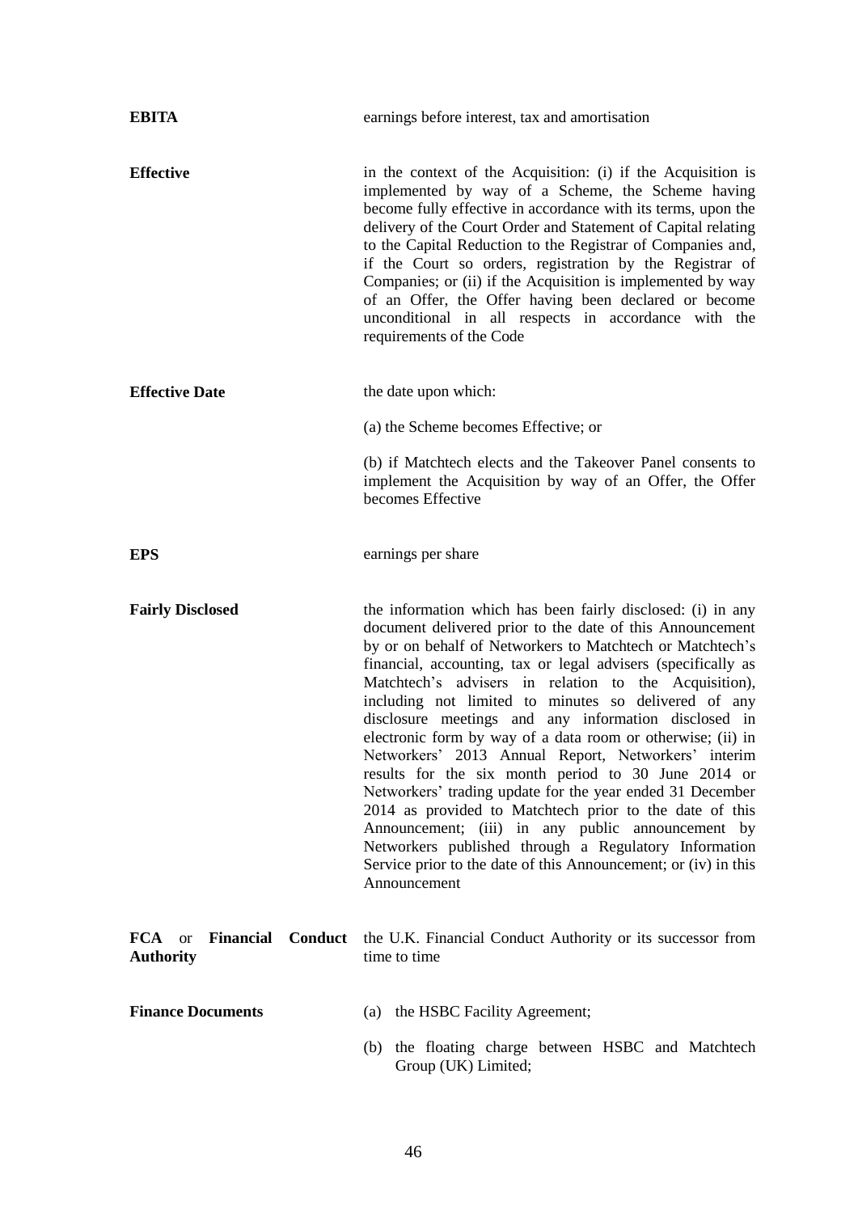| | |
|---|---|
| **EBITA** | earnings before interest, tax and amortisation |
| **Effective** | in the context of the Acquisition: (i) if the Acquisition is implemented by way of a Scheme, the Scheme having become fully effective in accordance with its terms, upon the delivery of the Court Order and Statement of Capital relating to the Capital Reduction to the Registrar of Companies and, if the Court so orders, registration by the Registrar of Companies; or (ii) if the Acquisition is implemented by way of an Offer, the Offer having been declared or become unconditional in all respects in accordance with the requirements of the Code |
| **Effective Date** | the date upon which:<br><br>(a) the Scheme becomes Effective; or<br><br>(b) if Matchtech elects and the Takeover Panel consents to implement the Acquisition by way of an Offer, the Offer becomes Effective |
| **EPS** | earnings per share |
| **Fairly Disclosed** | the information which has been fairly disclosed: (i) in any document delivered prior to the date of this Announcement by or on behalf of Networkers to Matchtech or Matchtech's financial, accounting, tax or legal advisers (specifically as Matchtech's advisers in relation to the Acquisition), including not limited to minutes so delivered of any disclosure meetings and any information disclosed in electronic form by way of a data room or otherwise; (ii) in Networkers' 2013 Annual Report, Networkers' interim results for the six month period to 30 June 2014 or Networkers' trading update for the year ended 31 December 2014 as provided to Matchtech prior to the date of this Announcement; (iii) in any public announcement by Networkers published through a Regulatory Information Service prior to the date of this Announcement; or (iv) in this Announcement |
| **FCA** or **Financial Conduct Authority** | the U.K. Financial Conduct Authority or its successor from time to time |
| **Finance Documents** | (a) the HSBC Facility Agreement;<br><br>(b) the floating charge between HSBC and Matchtech Group (UK) Limited; |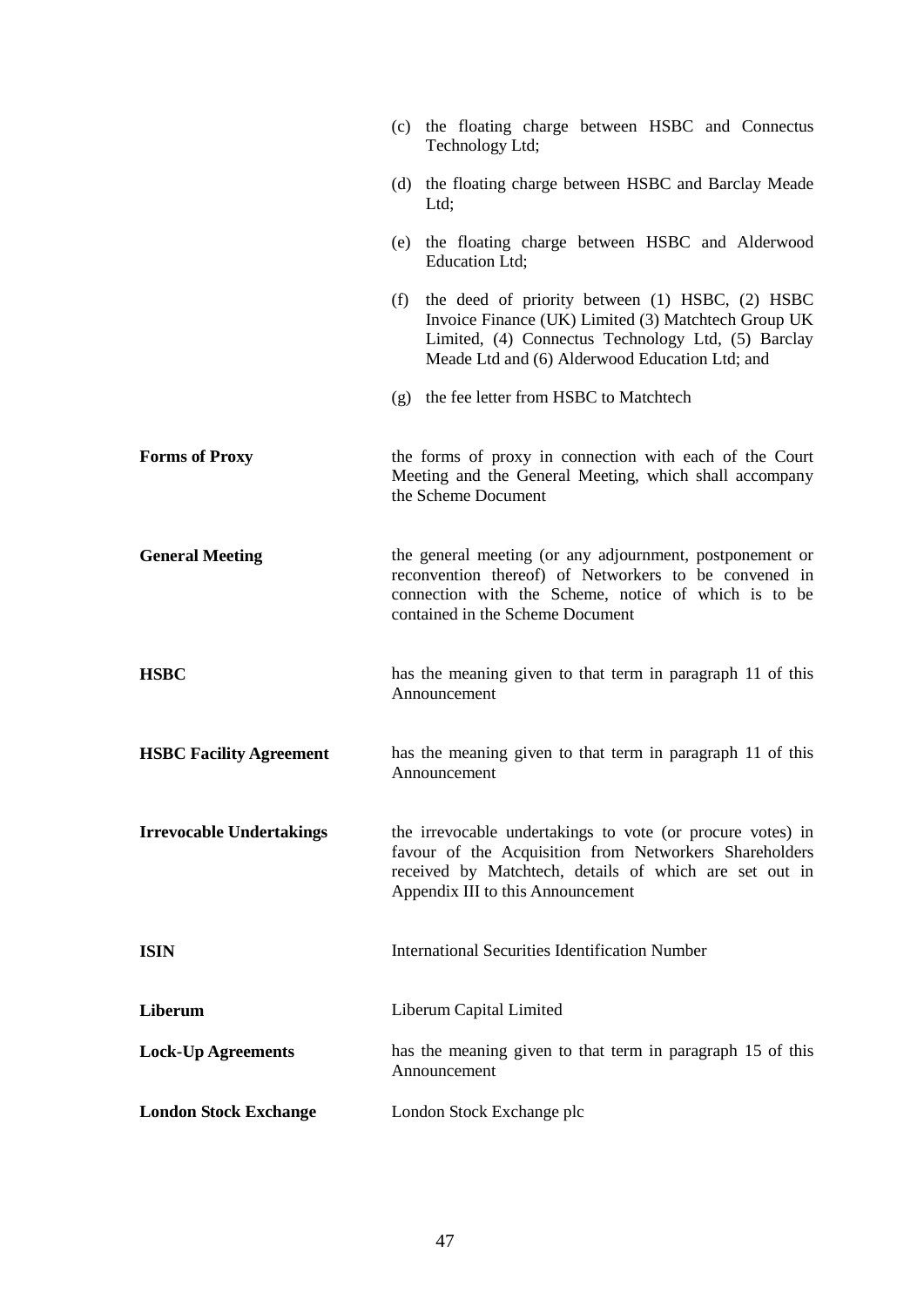| | |
|---|---|
| | (c) the floating charge between HSBC and Connectus Technology Ltd; |
| | (d) the floating charge between HSBC and Barclay Meade Ltd; |
| | (e) the floating charge between HSBC and Alderwood Education Ltd; |
| | (f) the deed of priority between (1) HSBC, (2) HSBC Invoice Finance (UK) Limited (3) Matchtech Group UK Limited, (4) Connectus Technology Ltd, (5) Barclay Meade Ltd and (6) Alderwood Education Ltd; and |
| | (g) the fee letter from HSBC to Matchtech |
| **Forms of Proxy** | the forms of proxy in connection with each of the Court Meeting and the General Meeting, which shall accompany the Scheme Document |
| **General Meeting** | the general meeting (or any adjournment, postponement or reconvention thereof) of Networkers to be convened in connection with the Scheme, notice of which is to be contained in the Scheme Document |
| **HSBC** | has the meaning given to that term in paragraph 11 of this Announcement |
| **HSBC Facility Agreement** | has the meaning given to that term in paragraph 11 of this Announcement |
| **Irrevocable Undertakings** | the irrevocable undertakings to vote (or procure votes) in favour of the Acquisition from Networkers Shareholders received by Matchtech, details of which are set out in Appendix III to this Announcement |
| **ISIN** | International Securities Identification Number |
| **Liberum** | Liberum Capital Limited |
| **Lock-Up Agreements** | has the meaning given to that term in paragraph 15 of this Announcement |
| **London Stock Exchange** | London Stock Exchange plc |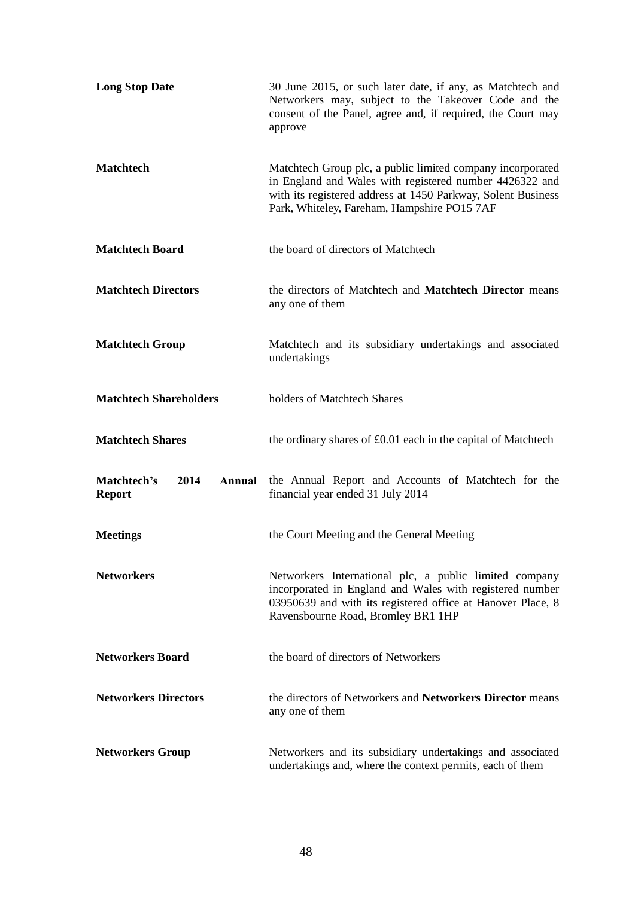| | |
|---|---|
| **Long Stop Date** | 30 June 2015, or such later date, if any, as Matchtech and Networkers may, subject to the Takeover Code and the consent of the Panel, agree and, if required, the Court may approve |
| **Matchtech** | Matchtech Group plc, a public limited company incorporated in England and Wales with registered number 4426322 and with its registered address at 1450 Parkway, Solent Business Park, Whiteley, Fareham, Hampshire PO15 7AF |
| **Matchtech Board** | the board of directors of Matchtech |
| **Matchtech Directors** | the directors of Matchtech and **Matchtech Director** means any one of them |
| **Matchtech Group** | Matchtech and its subsidiary undertakings and associated undertakings |
| **Matchtech Shareholders** | holders of Matchtech Shares |
| **Matchtech Shares** | the ordinary shares of £0.01 each in the capital of Matchtech |
| **Matchtech's 2014 Annual Report** | the Annual Report and Accounts of Matchtech for the financial year ended 31 July 2014 |
| **Meetings** | the Court Meeting and the General Meeting |
| **Networkers** | Networkers International plc, a public limited company incorporated in England and Wales with registered number 03950639 and with its registered office at Hanover Place, 8 Ravensbourne Road, Bromley BR1 1HP |
| **Networkers Board** | the board of directors of Networkers |
| **Networkers Directors** | the directors of Networkers and **Networkers Director** means any one of them |
| **Networkers Group** | Networkers and its subsidiary undertakings and associated undertakings and, where the context permits, each of them |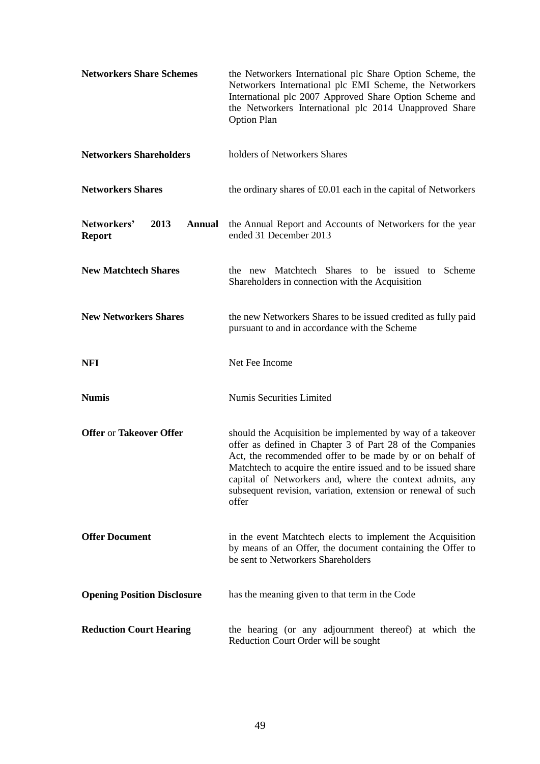| | |
|---|---|
| **Networkers Share Schemes** | the Networkers International plc Share Option Scheme, the Networkers International plc EMI Scheme, the Networkers International plc 2007 Approved Share Option Scheme and the Networkers International plc 2014 Unapproved Share Option Plan |
| **Networkers Shareholders** | holders of Networkers Shares |
| **Networkers Shares** | the ordinary shares of £0.01 each in the capital of Networkers |
| **Networkers' 2013 Annual Report** | the Annual Report and Accounts of Networkers for the year ended 31 December 2013 |
| **New Matchtech Shares** | the new Matchtech Shares to be issued to Scheme Shareholders in connection with the Acquisition |
| **New Networkers Shares** | the new Networkers Shares to be issued credited as fully paid pursuant to and in accordance with the Scheme |
| **NFI** | Net Fee Income |
| **Numis** | Numis Securities Limited |
| **Offer** or **Takeover Offer** | should the Acquisition be implemented by way of a takeover offer as defined in Chapter 3 of Part 28 of the Companies Act, the recommended offer to be made by or on behalf of Matchtech to acquire the entire issued and to be issued share capital of Networkers and, where the context admits, any subsequent revision, variation, extension or renewal of such offer |
| **Offer Document** | in the event Matchtech elects to implement the Acquisition by means of an Offer, the document containing the Offer to be sent to Networkers Shareholders |
| **Opening Position Disclosure** | has the meaning given to that term in the Code |
| **Reduction Court Hearing** | the hearing (or any adjournment thereof) at which the Reduction Court Order will be sought |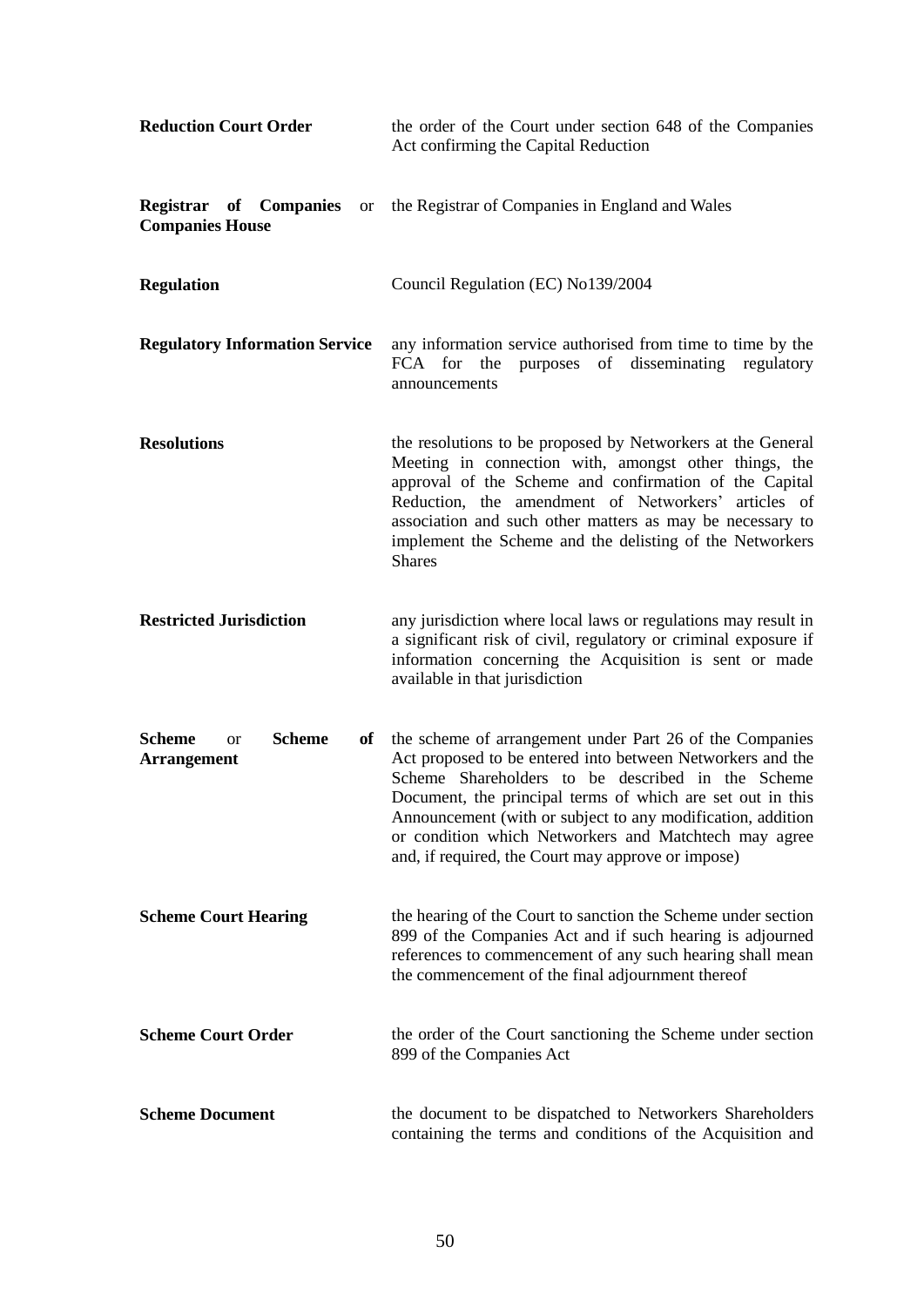| | |
|---|---|
| **Reduction Court Order** | the order of the Court under section 648 of the Companies Act confirming the Capital Reduction |
| **Registrar of Companies** or **Companies House** | the Registrar of Companies in England and Wales |
| **Regulation** | Council Regulation (EC) No139/2004 |
| **Regulatory Information Service** | any information service authorised from time to time by the FCA for the purposes of disseminating regulatory announcements |
| **Resolutions** | the resolutions to be proposed by Networkers at the General Meeting in connection with, amongst other things, the approval of the Scheme and confirmation of the Capital Reduction, the amendment of Networkers' articles of association and such other matters as may be necessary to implement the Scheme and the delisting of the Networkers Shares |
| **Restricted Jurisdiction** | any jurisdiction where local laws or regulations may result in a significant risk of civil, regulatory or criminal exposure if information concerning the Acquisition is sent or made available in that jurisdiction |
| **Scheme** or **Scheme of Arrangement** | the scheme of arrangement under Part 26 of the Companies Act proposed to be entered into between Networkers and the Scheme Shareholders to be described in the Scheme Document, the principal terms of which are set out in this Announcement (with or subject to any modification, addition or condition which Networkers and Matchtech may agree and, if required, the Court may approve or impose) |
| **Scheme Court Hearing** | the hearing of the Court to sanction the Scheme under section 899 of the Companies Act and if such hearing is adjourned references to commencement of any such hearing shall mean the commencement of the final adjournment thereof |
| **Scheme Court Order** | the order of the Court sanctioning the Scheme under section 899 of the Companies Act |
| **Scheme Document** | the document to be dispatched to Networkers Shareholders containing the terms and conditions of the Acquisition and |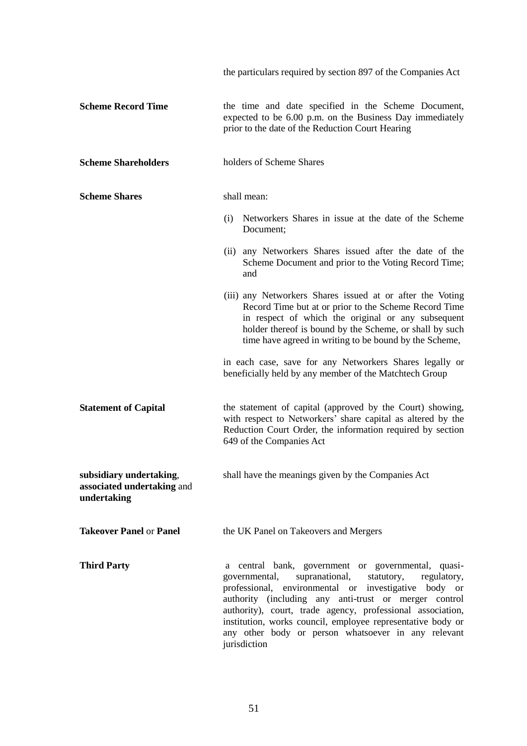| | |
|---|---|
| | the particulars required by section 897 of the Companies Act |
| **Scheme Record Time** | the time and date specified in the Scheme Document, expected to be 6.00 p.m. on the Business Day immediately prior to the date of the Reduction Court Hearing |
| **Scheme Shareholders** | holders of Scheme Shares |
| **Scheme Shares** | shall mean:<br><br>(i) Networkers Shares in issue at the date of the Scheme Document;<br><br>(ii) any Networkers Shares issued after the date of the Scheme Document and prior to the Voting Record Time; and<br><br>(iii) any Networkers Shares issued at or after the Voting Record Time but at or prior to the Scheme Record Time in respect of which the original or any subsequent holder thereof is bound by the Scheme, or shall by such time have agreed in writing to be bound by the Scheme,<br><br>in each case, save for any Networkers Shares legally or beneficially held by any member of the Matchtech Group |
| **Statement of Capital** | the statement of capital (approved by the Court) showing, with respect to Networkers' share capital as altered by the Reduction Court Order, the information required by section 649 of the Companies Act |
| **subsidiary undertaking**, **associated undertaking** and **undertaking** | shall have the meanings given by the Companies Act |
| **Takeover Panel** or **Panel** | the UK Panel on Takeovers and Mergers |
| **Third Party** | a central bank, government or governmental, quasi-governmental, supranational, statutory, regulatory, professional, environmental or investigative body or authority (including any anti-trust or merger control authority), court, trade agency, professional association, institution, works council, employee representative body or any other body or person whatsoever in any relevant jurisdiction |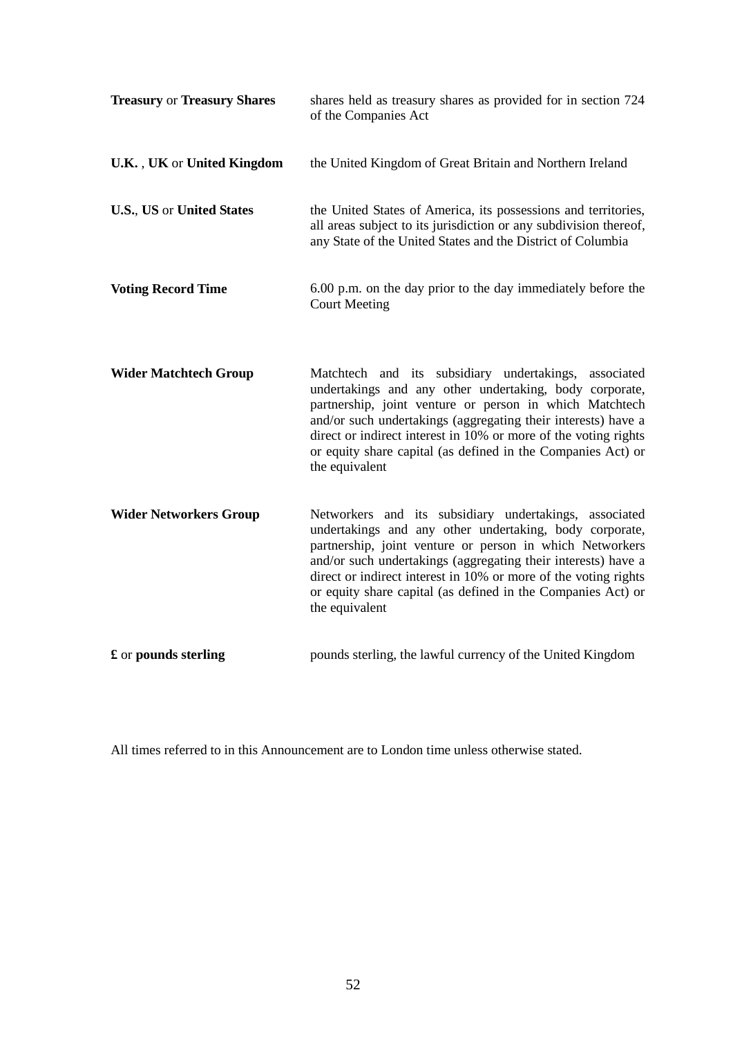| | |
|---|---|
| **Treasury** or **Treasury Shares** | shares held as treasury shares as provided for in section 724 of the Companies Act |
| **U.K.** , **UK** or **United Kingdom** | the United Kingdom of Great Britain and Northern Ireland |
| **U.S.**, **US** or **United States** | the United States of America, its possessions and territories, all areas subject to its jurisdiction or any subdivision thereof, any State of the United States and the District of Columbia |
| **Voting Record Time** | 6.00 p.m. on the day prior to the day immediately before the Court Meeting |
| **Wider Matchtech Group** | Matchtech and its subsidiary undertakings, associated undertakings and any other undertaking, body corporate, partnership, joint venture or person in which Matchtech and/or such undertakings (aggregating their interests) have a direct or indirect interest in 10% or more of the voting rights or equity share capital (as defined in the Companies Act) or the equivalent |
| **Wider Networkers Group** | Networkers and its subsidiary undertakings, associated undertakings and any other undertaking, body corporate, partnership, joint venture or person in which Networkers and/or such undertakings (aggregating their interests) have a direct or indirect interest in 10% or more of the voting rights or equity share capital (as defined in the Companies Act) or the equivalent |
| **£** or **pounds sterling** | pounds sterling, the lawful currency of the United Kingdom |

All times referred to in this Announcement are to London time unless otherwise stated.